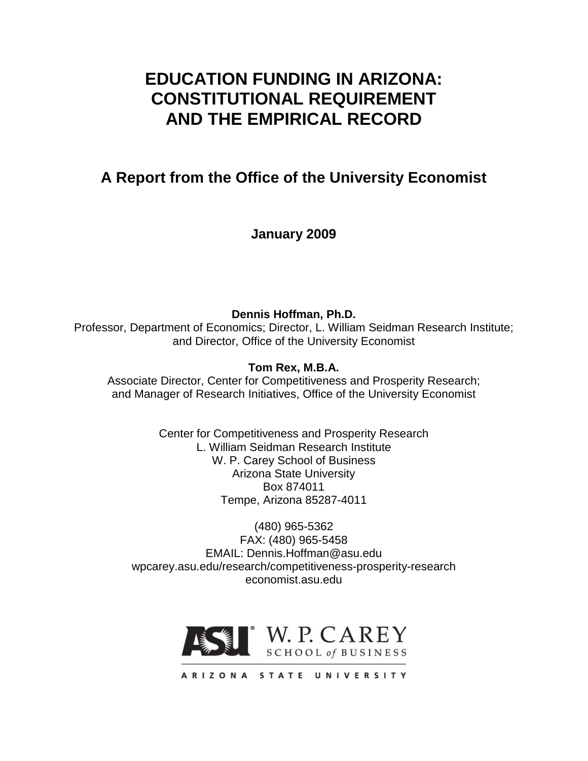# EDUCATION FUNDING IN ARIZONA: CONSTITUTIONAL REQUIREMENT AND THE EMPIRICAL RECORD

## A Report from the Office of the University Economist

**January 2009**

**Dennis Hoffman, Ph.D.**
Professor, Department of Economics; Director, L. William Seidman Research Institute; and Director, Office of the University Economist

**Tom Rex, M.B.A.**
Associate Director, Center for Competitiveness and Prosperity Research; and Manager of Research Initiatives, Office of the University Economist

Center for Competitiveness and Prosperity Research
L. William Seidman Research Institute
W. P. Carey School of Business
Arizona State University
Box 874011
Tempe, Arizona 85287-4011

(480) 965-5362
FAX: (480) 965-5458
EMAIL: Dennis.Hoffman@asu.edu
wpcarey.asu.edu/research/competitiveness-prosperity-research
economist.asu.edu

ASU W. P. CAREY SCHOOL of BUSINESS
ARIZONA STATE UNIVERSITY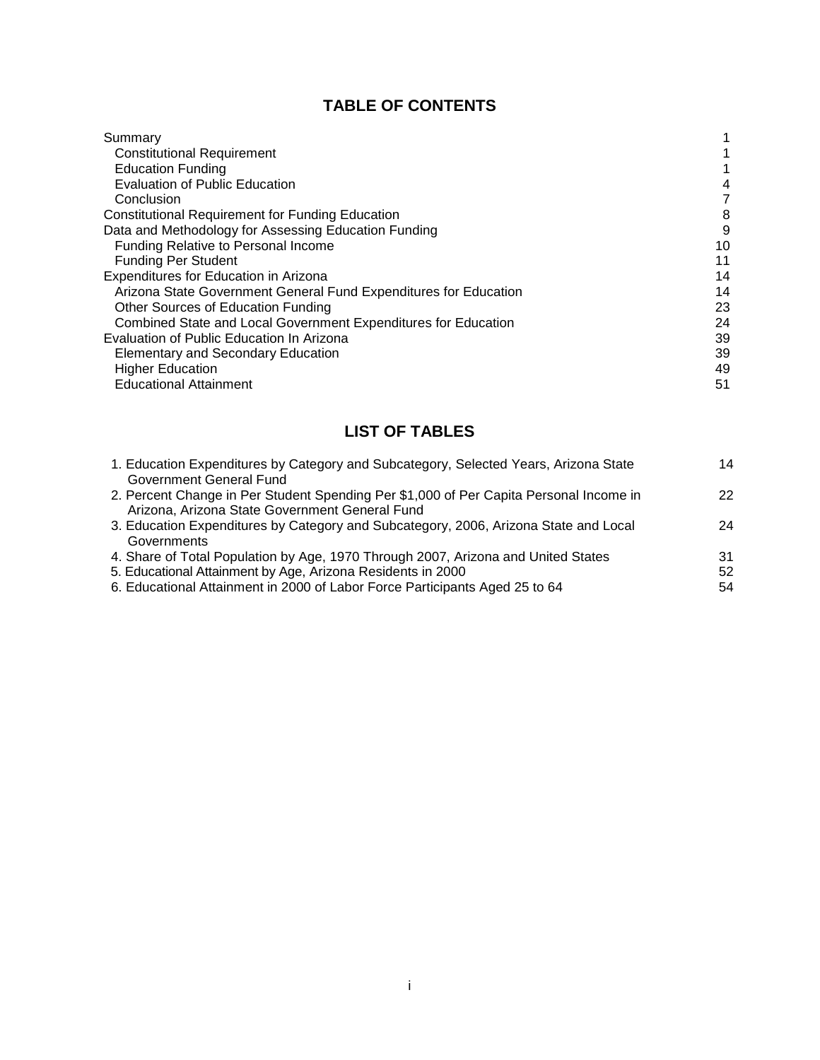## TABLE OF CONTENTS

| | |
|---|---|
| Summary | 1 |
| Constitutional Requirement | 1 |
| Education Funding | 1 |
| Evaluation of Public Education | 4 |
| Conclusion | 7 |
| Constitutional Requirement for Funding Education | 8 |
| Data and Methodology for Assessing Education Funding | 9 |
| Funding Relative to Personal Income | 10 |
| Funding Per Student | 11 |
| Expenditures for Education in Arizona | 14 |
| Arizona State Government General Fund Expenditures for Education | 14 |
| Other Sources of Education Funding | 23 |
| Combined State and Local Government Expenditures for Education | 24 |
| Evaluation of Public Education In Arizona | 39 |
| Elementary and Secondary Education | 39 |
| Higher Education | 49 |
| Educational Attainment | 51 |

## LIST OF TABLES

| | |
|---|---|
| 1. Education Expenditures by Category and Subcategory, Selected Years, Arizona State Government General Fund | 14 |
| 2. Percent Change in Per Student Spending Per $1,000 of Per Capita Personal Income in Arizona, Arizona State Government General Fund | 22 |
| 3. Education Expenditures by Category and Subcategory, 2006, Arizona State and Local Governments | 24 |
| 4. Share of Total Population by Age, 1970 Through 2007, Arizona and United States | 31 |
| 5. Educational Attainment by Age, Arizona Residents in 2000 | 52 |
| 6. Educational Attainment in 2000 of Labor Force Participants Aged 25 to 64 | 54 |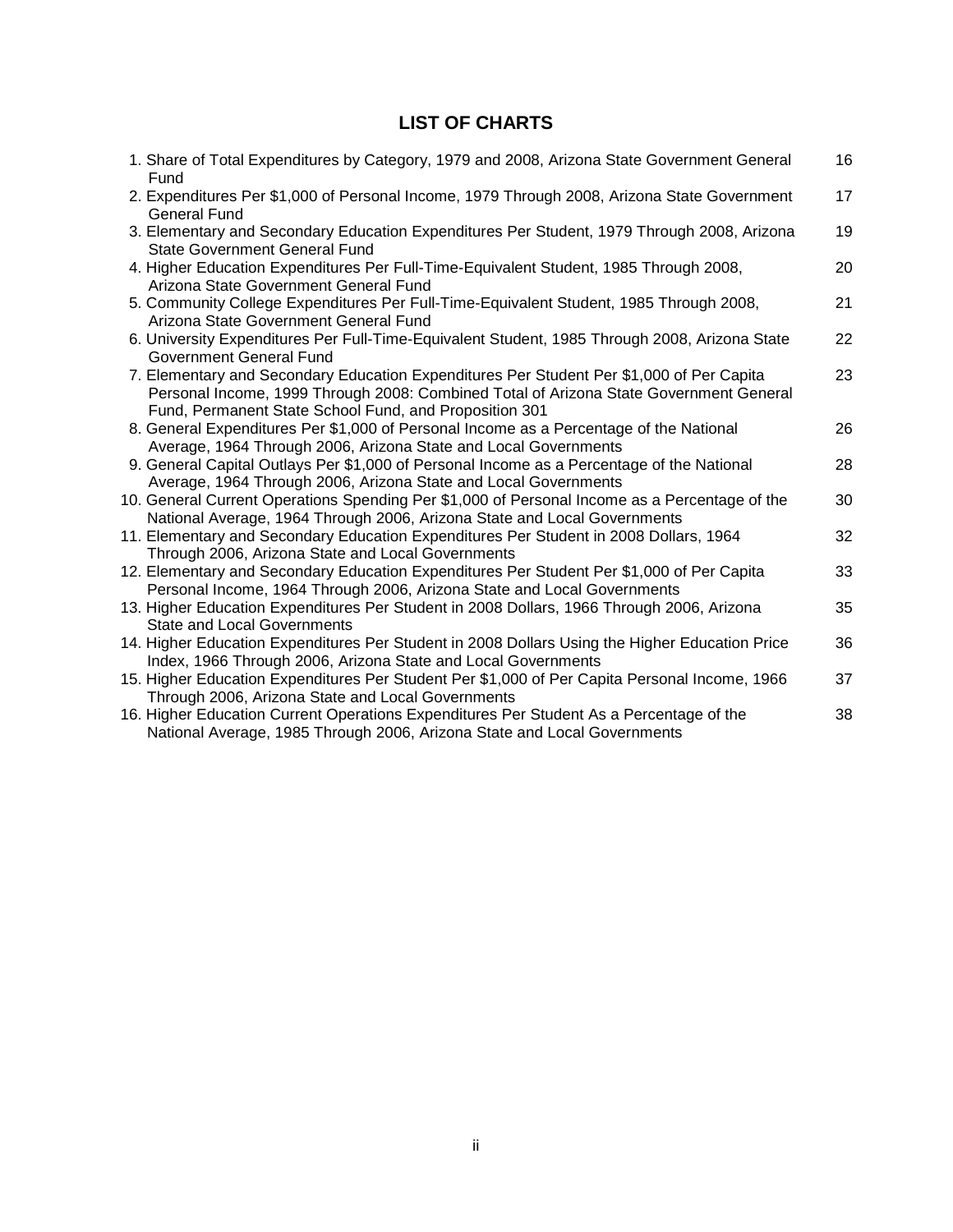## LIST OF CHARTS

1. Share of Total Expenditures by Category, 1979 and 2008, Arizona State Government General Fund — 16
2. Expenditures Per $1,000 of Personal Income, 1979 Through 2008, Arizona State Government General Fund — 17
3. Elementary and Secondary Education Expenditures Per Student, 1979 Through 2008, Arizona State Government General Fund — 19
4. Higher Education Expenditures Per Full-Time-Equivalent Student, 1985 Through 2008, Arizona State Government General Fund — 20
5. Community College Expenditures Per Full-Time-Equivalent Student, 1985 Through 2008, Arizona State Government General Fund — 21
6. University Expenditures Per Full-Time-Equivalent Student, 1985 Through 2008, Arizona State Government General Fund — 22
7. Elementary and Secondary Education Expenditures Per Student Per $1,000 of Per Capita Personal Income, 1999 Through 2008: Combined Total of Arizona State Government General Fund, Permanent State School Fund, and Proposition 301 — 23
8. General Expenditures Per $1,000 of Personal Income as a Percentage of the National Average, 1964 Through 2006, Arizona State and Local Governments — 26
9. General Capital Outlays Per $1,000 of Personal Income as a Percentage of the National Average, 1964 Through 2006, Arizona State and Local Governments — 28
10. General Current Operations Spending Per $1,000 of Personal Income as a Percentage of the National Average, 1964 Through 2006, Arizona State and Local Governments — 30
11. Elementary and Secondary Education Expenditures Per Student in 2008 Dollars, 1964 Through 2006, Arizona State and Local Governments — 32
12. Elementary and Secondary Education Expenditures Per Student Per $1,000 of Per Capita Personal Income, 1964 Through 2006, Arizona State and Local Governments — 33
13. Higher Education Expenditures Per Student in 2008 Dollars, 1966 Through 2006, Arizona State and Local Governments — 35
14. Higher Education Expenditures Per Student in 2008 Dollars Using the Higher Education Price Index, 1966 Through 2006, Arizona State and Local Governments — 36
15. Higher Education Expenditures Per Student Per $1,000 of Per Capita Personal Income, 1966 Through 2006, Arizona State and Local Governments — 37
16. Higher Education Current Operations Expenditures Per Student As a Percentage of the National Average, 1985 Through 2006, Arizona State and Local Governments — 38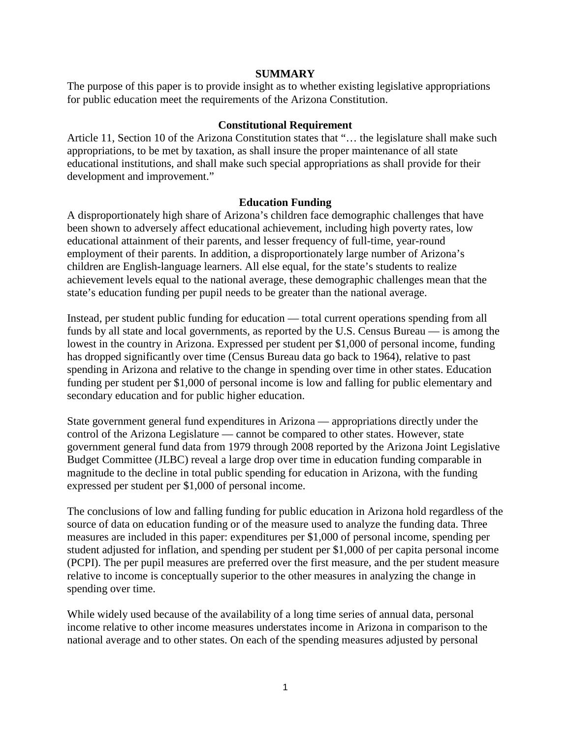## SUMMARY

The purpose of this paper is to provide insight as to whether existing legislative appropriations for public education meet the requirements of the Arizona Constitution.

### Constitutional Requirement

Article 11, Section 10 of the Arizona Constitution states that "… the legislature shall make such appropriations, to be met by taxation, as shall insure the proper maintenance of all state educational institutions, and shall make such special appropriations as shall provide for their development and improvement."

### Education Funding

A disproportionately high share of Arizona's children face demographic challenges that have been shown to adversely affect educational achievement, including high poverty rates, low educational attainment of their parents, and lesser frequency of full-time, year-round employment of their parents. In addition, a disproportionately large number of Arizona's children are English-language learners. All else equal, for the state's students to realize achievement levels equal to the national average, these demographic challenges mean that the state's education funding per pupil needs to be greater than the national average.

Instead, per student public funding for education — total current operations spending from all funds by all state and local governments, as reported by the U.S. Census Bureau — is among the lowest in the country in Arizona. Expressed per student per $1,000 of personal income, funding has dropped significantly over time (Census Bureau data go back to 1964), relative to past spending in Arizona and relative to the change in spending over time in other states. Education funding per student per $1,000 of personal income is low and falling for public elementary and secondary education and for public higher education.

State government general fund expenditures in Arizona — appropriations directly under the control of the Arizona Legislature — cannot be compared to other states. However, state government general fund data from 1979 through 2008 reported by the Arizona Joint Legislative Budget Committee (JLBC) reveal a large drop over time in education funding comparable in magnitude to the decline in total public spending for education in Arizona, with the funding expressed per student per $1,000 of personal income.

The conclusions of low and falling funding for public education in Arizona hold regardless of the source of data on education funding or of the measure used to analyze the funding data. Three measures are included in this paper: expenditures per $1,000 of personal income, spending per student adjusted for inflation, and spending per student per $1,000 of per capita personal income (PCPI). The per pupil measures are preferred over the first measure, and the per student measure relative to income is conceptually superior to the other measures in analyzing the change in spending over time.

While widely used because of the availability of a long time series of annual data, personal income relative to other income measures understates income in Arizona in comparison to the national average and to other states. On each of the spending measures adjusted by personal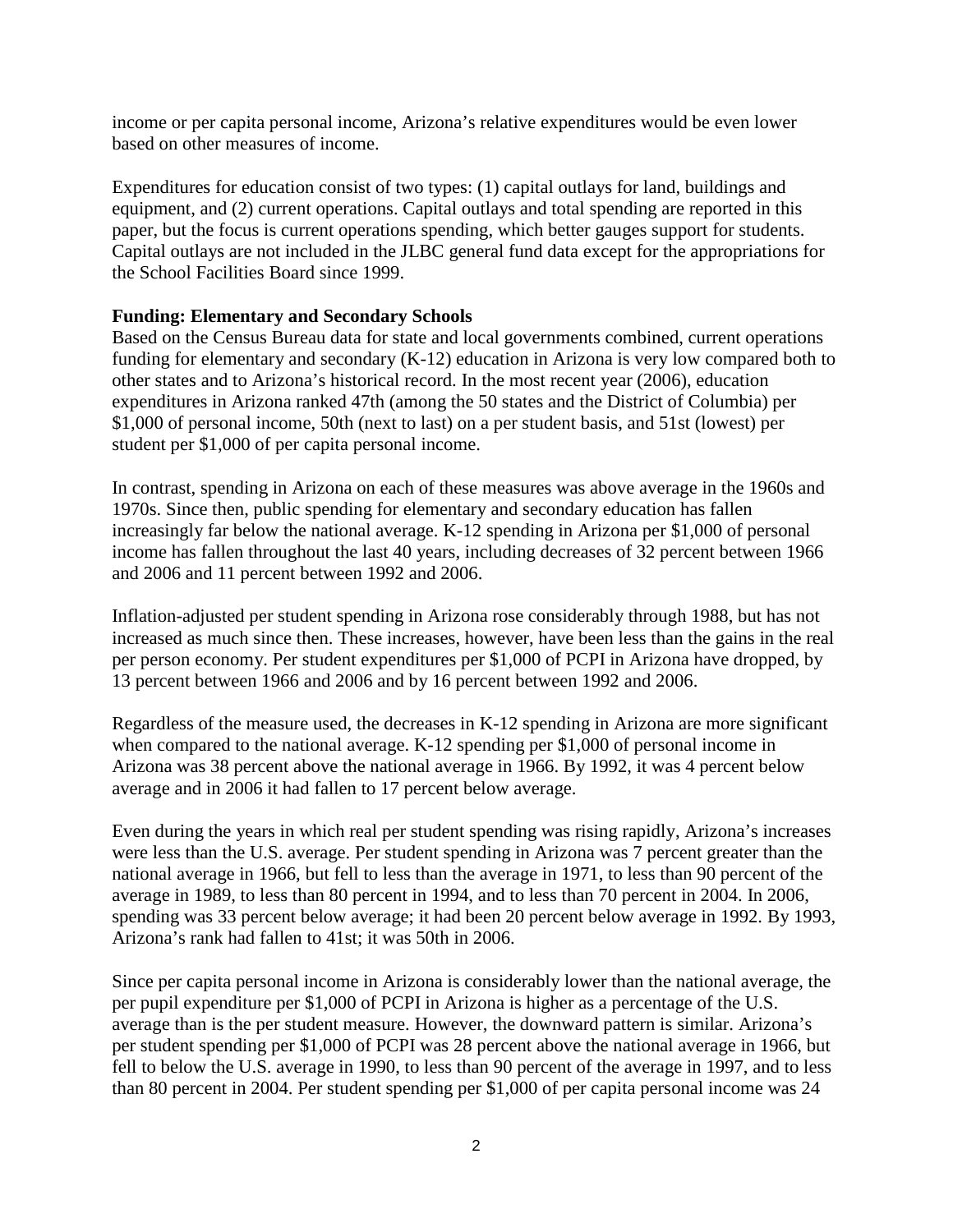income or per capita personal income, Arizona's relative expenditures would be even lower based on other measures of income.

Expenditures for education consist of two types: (1) capital outlays for land, buildings and equipment, and (2) current operations. Capital outlays and total spending are reported in this paper, but the focus is current operations spending, which better gauges support for students. Capital outlays are not included in the JLBC general fund data except for the appropriations for the School Facilities Board since 1999.

**Funding: Elementary and Secondary Schools**

Based on the Census Bureau data for state and local governments combined, current operations funding for elementary and secondary (K-12) education in Arizona is very low compared both to other states and to Arizona's historical record. In the most recent year (2006), education expenditures in Arizona ranked 47th (among the 50 states and the District of Columbia) per $1,000 of personal income, 50th (next to last) on a per student basis, and 51st (lowest) per student per $1,000 of per capita personal income.

In contrast, spending in Arizona on each of these measures was above average in the 1960s and 1970s. Since then, public spending for elementary and secondary education has fallen increasingly far below the national average. K-12 spending in Arizona per $1,000 of personal income has fallen throughout the last 40 years, including decreases of 32 percent between 1966 and 2006 and 11 percent between 1992 and 2006.

Inflation-adjusted per student spending in Arizona rose considerably through 1988, but has not increased as much since then. These increases, however, have been less than the gains in the real per person economy. Per student expenditures per $1,000 of PCPI in Arizona have dropped, by 13 percent between 1966 and 2006 and by 16 percent between 1992 and 2006.

Regardless of the measure used, the decreases in K-12 spending in Arizona are more significant when compared to the national average. K-12 spending per $1,000 of personal income in Arizona was 38 percent above the national average in 1966. By 1992, it was 4 percent below average and in 2006 it had fallen to 17 percent below average.

Even during the years in which real per student spending was rising rapidly, Arizona's increases were less than the U.S. average. Per student spending in Arizona was 7 percent greater than the national average in 1966, but fell to less than the average in 1971, to less than 90 percent of the average in 1989, to less than 80 percent in 1994, and to less than 70 percent in 2004. In 2006, spending was 33 percent below average; it had been 20 percent below average in 1992. By 1993, Arizona's rank had fallen to 41st; it was 50th in 2006.

Since per capita personal income in Arizona is considerably lower than the national average, the per pupil expenditure per $1,000 of PCPI in Arizona is higher as a percentage of the U.S. average than is the per student measure. However, the downward pattern is similar. Arizona's per student spending per $1,000 of PCPI was 28 percent above the national average in 1966, but fell to below the U.S. average in 1990, to less than 90 percent of the average in 1997, and to less than 80 percent in 2004. Per student spending per $1,000 of per capita personal income was 24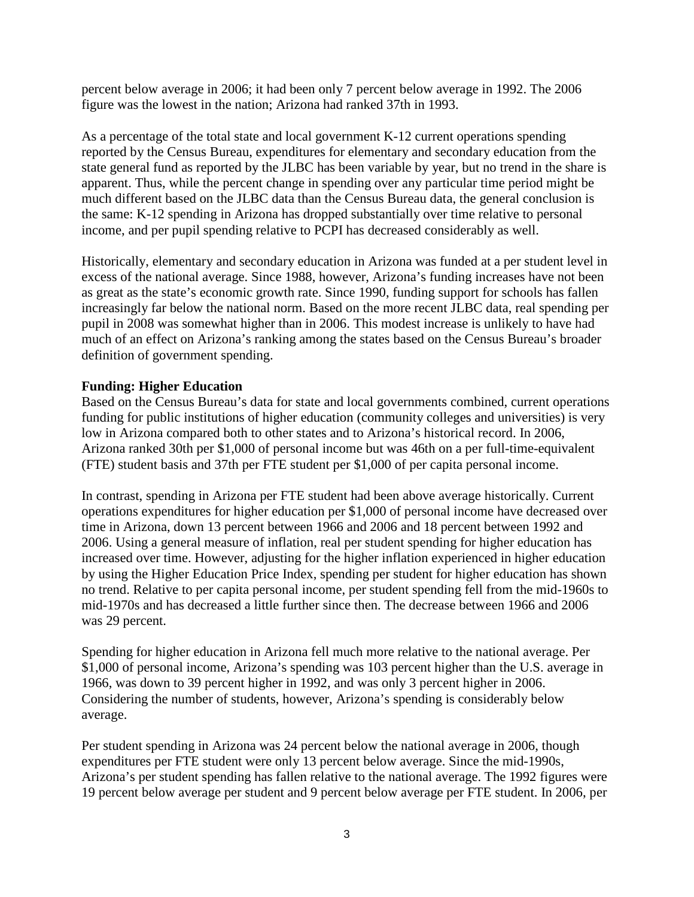percent below average in 2006; it had been only 7 percent below average in 1992. The 2006 figure was the lowest in the nation; Arizona had ranked 37th in 1993.

As a percentage of the total state and local government K-12 current operations spending reported by the Census Bureau, expenditures for elementary and secondary education from the state general fund as reported by the JLBC has been variable by year, but no trend in the share is apparent. Thus, while the percent change in spending over any particular time period might be much different based on the JLBC data than the Census Bureau data, the general conclusion is the same: K-12 spending in Arizona has dropped substantially over time relative to personal income, and per pupil spending relative to PCPI has decreased considerably as well.

Historically, elementary and secondary education in Arizona was funded at a per student level in excess of the national average. Since 1988, however, Arizona's funding increases have not been as great as the state's economic growth rate. Since 1990, funding support for schools has fallen increasingly far below the national norm. Based on the more recent JLBC data, real spending per pupil in 2008 was somewhat higher than in 2006. This modest increase is unlikely to have had much of an effect on Arizona's ranking among the states based on the Census Bureau's broader definition of government spending.

**Funding: Higher Education**

Based on the Census Bureau's data for state and local governments combined, current operations funding for public institutions of higher education (community colleges and universities) is very low in Arizona compared both to other states and to Arizona's historical record. In 2006, Arizona ranked 30th per $1,000 of personal income but was 46th on a per full-time-equivalent (FTE) student basis and 37th per FTE student per $1,000 of per capita personal income.

In contrast, spending in Arizona per FTE student had been above average historically. Current operations expenditures for higher education per $1,000 of personal income have decreased over time in Arizona, down 13 percent between 1966 and 2006 and 18 percent between 1992 and 2006. Using a general measure of inflation, real per student spending for higher education has increased over time. However, adjusting for the higher inflation experienced in higher education by using the Higher Education Price Index, spending per student for higher education has shown no trend. Relative to per capita personal income, per student spending fell from the mid-1960s to mid-1970s and has decreased a little further since then. The decrease between 1966 and 2006 was 29 percent.

Spending for higher education in Arizona fell much more relative to the national average. Per $1,000 of personal income, Arizona's spending was 103 percent higher than the U.S. average in 1966, was down to 39 percent higher in 1992, and was only 3 percent higher in 2006. Considering the number of students, however, Arizona's spending is considerably below average.

Per student spending in Arizona was 24 percent below the national average in 2006, though expenditures per FTE student were only 13 percent below average. Since the mid-1990s, Arizona's per student spending has fallen relative to the national average. The 1992 figures were 19 percent below average per student and 9 percent below average per FTE student. In 2006, per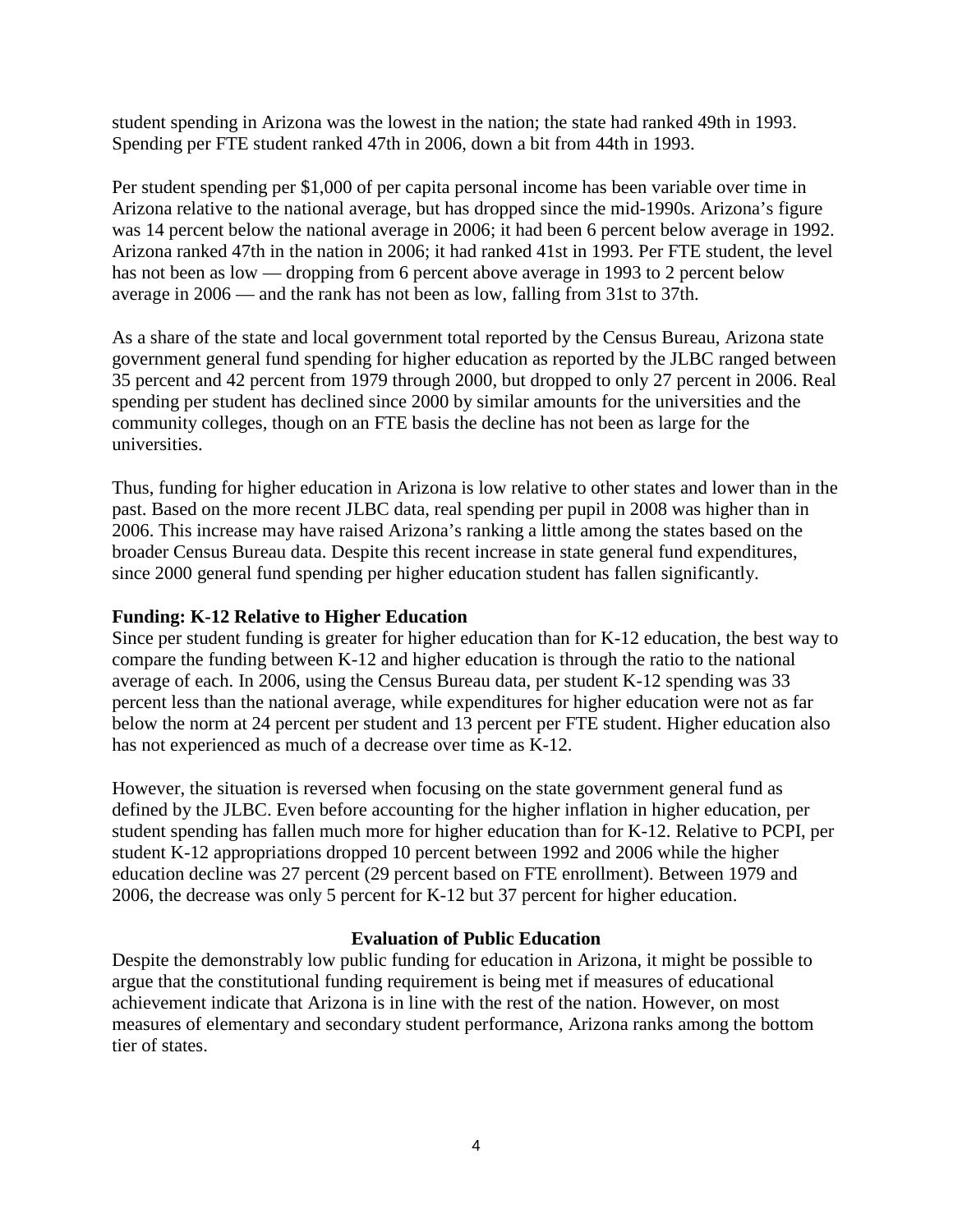student spending in Arizona was the lowest in the nation; the state had ranked 49th in 1993. Spending per FTE student ranked 47th in 2006, down a bit from 44th in 1993.

Per student spending per $1,000 of per capita personal income has been variable over time in Arizona relative to the national average, but has dropped since the mid-1990s. Arizona's figure was 14 percent below the national average in 2006; it had been 6 percent below average in 1992. Arizona ranked 47th in the nation in 2006; it had ranked 41st in 1993. Per FTE student, the level has not been as low — dropping from 6 percent above average in 1993 to 2 percent below average in 2006 — and the rank has not been as low, falling from 31st to 37th.

As a share of the state and local government total reported by the Census Bureau, Arizona state government general fund spending for higher education as reported by the JLBC ranged between 35 percent and 42 percent from 1979 through 2000, but dropped to only 27 percent in 2006. Real spending per student has declined since 2000 by similar amounts for the universities and the community colleges, though on an FTE basis the decline has not been as large for the universities.

Thus, funding for higher education in Arizona is low relative to other states and lower than in the past. Based on the more recent JLBC data, real spending per pupil in 2008 was higher than in 2006. This increase may have raised Arizona's ranking a little among the states based on the broader Census Bureau data. Despite this recent increase in state general fund expenditures, since 2000 general fund spending per higher education student has fallen significantly.

**Funding: K-12 Relative to Higher Education**

Since per student funding is greater for higher education than for K-12 education, the best way to compare the funding between K-12 and higher education is through the ratio to the national average of each. In 2006, using the Census Bureau data, per student K-12 spending was 33 percent less than the national average, while expenditures for higher education were not as far below the norm at 24 percent per student and 13 percent per FTE student. Higher education also has not experienced as much of a decrease over time as K-12.

However, the situation is reversed when focusing on the state government general fund as defined by the JLBC. Even before accounting for the higher inflation in higher education, per student spending has fallen much more for higher education than for K-12. Relative to PCPI, per student K-12 appropriations dropped 10 percent between 1992 and 2006 while the higher education decline was 27 percent (29 percent based on FTE enrollment). Between 1979 and 2006, the decrease was only 5 percent for K-12 but 37 percent for higher education.

## Evaluation of Public Education

Despite the demonstrably low public funding for education in Arizona, it might be possible to argue that the constitutional funding requirement is being met if measures of educational achievement indicate that Arizona is in line with the rest of the nation. However, on most measures of elementary and secondary student performance, Arizona ranks among the bottom tier of states.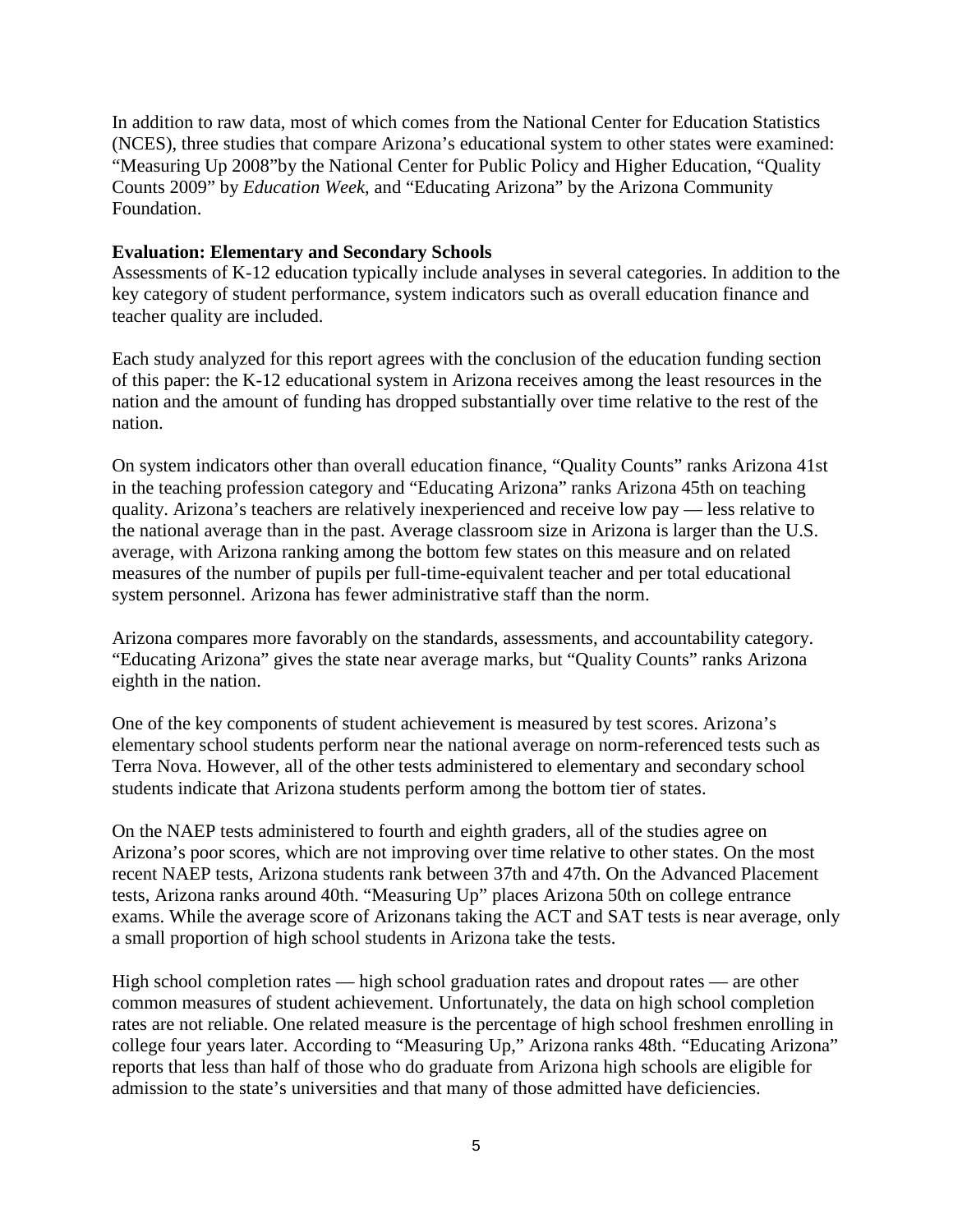In addition to raw data, most of which comes from the National Center for Education Statistics (NCES), three studies that compare Arizona's educational system to other states were examined: "Measuring Up 2008"by the National Center for Public Policy and Higher Education, "Quality Counts 2009" by *Education Week*, and "Educating Arizona" by the Arizona Community Foundation.

**Evaluation: Elementary and Secondary Schools**

Assessments of K-12 education typically include analyses in several categories. In addition to the key category of student performance, system indicators such as overall education finance and teacher quality are included.

Each study analyzed for this report agrees with the conclusion of the education funding section of this paper: the K-12 educational system in Arizona receives among the least resources in the nation and the amount of funding has dropped substantially over time relative to the rest of the nation.

On system indicators other than overall education finance, "Quality Counts" ranks Arizona 41st in the teaching profession category and "Educating Arizona" ranks Arizona 45th on teaching quality. Arizona's teachers are relatively inexperienced and receive low pay — less relative to the national average than in the past. Average classroom size in Arizona is larger than the U.S. average, with Arizona ranking among the bottom few states on this measure and on related measures of the number of pupils per full-time-equivalent teacher and per total educational system personnel. Arizona has fewer administrative staff than the norm.

Arizona compares more favorably on the standards, assessments, and accountability category. "Educating Arizona" gives the state near average marks, but "Quality Counts" ranks Arizona eighth in the nation.

One of the key components of student achievement is measured by test scores. Arizona's elementary school students perform near the national average on norm-referenced tests such as Terra Nova. However, all of the other tests administered to elementary and secondary school students indicate that Arizona students perform among the bottom tier of states.

On the NAEP tests administered to fourth and eighth graders, all of the studies agree on Arizona's poor scores, which are not improving over time relative to other states. On the most recent NAEP tests, Arizona students rank between 37th and 47th. On the Advanced Placement tests, Arizona ranks around 40th. "Measuring Up" places Arizona 50th on college entrance exams. While the average score of Arizonans taking the ACT and SAT tests is near average, only a small proportion of high school students in Arizona take the tests.

High school completion rates — high school graduation rates and dropout rates — are other common measures of student achievement. Unfortunately, the data on high school completion rates are not reliable. One related measure is the percentage of high school freshmen enrolling in college four years later. According to "Measuring Up," Arizona ranks 48th. "Educating Arizona" reports that less than half of those who do graduate from Arizona high schools are eligible for admission to the state's universities and that many of those admitted have deficiencies.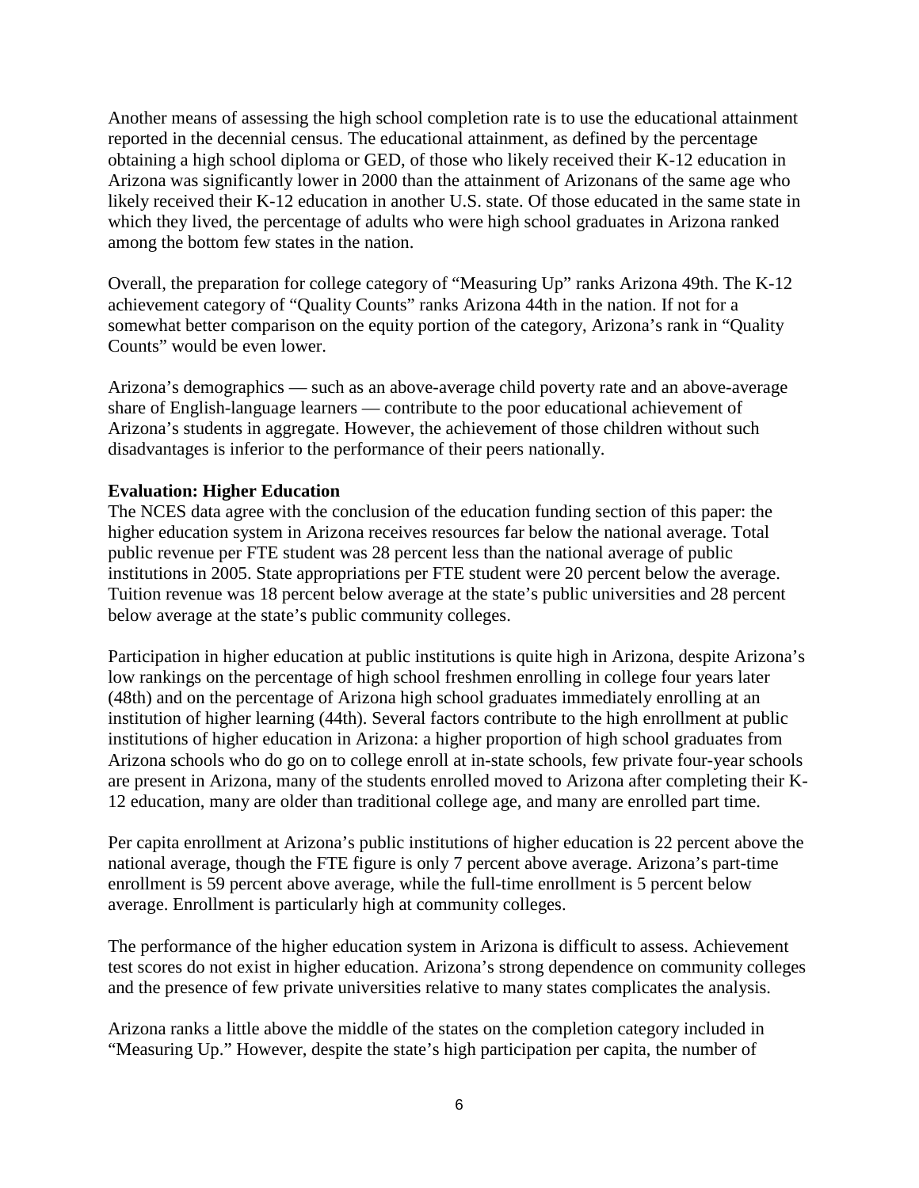Another means of assessing the high school completion rate is to use the educational attainment reported in the decennial census. The educational attainment, as defined by the percentage obtaining a high school diploma or GED, of those who likely received their K-12 education in Arizona was significantly lower in 2000 than the attainment of Arizonans of the same age who likely received their K-12 education in another U.S. state. Of those educated in the same state in which they lived, the percentage of adults who were high school graduates in Arizona ranked among the bottom few states in the nation.

Overall, the preparation for college category of "Measuring Up" ranks Arizona 49th. The K-12 achievement category of "Quality Counts" ranks Arizona 44th in the nation. If not for a somewhat better comparison on the equity portion of the category, Arizona's rank in "Quality Counts" would be even lower.

Arizona's demographics — such as an above-average child poverty rate and an above-average share of English-language learners — contribute to the poor educational achievement of Arizona's students in aggregate. However, the achievement of those children without such disadvantages is inferior to the performance of their peers nationally.

**Evaluation: Higher Education**

The NCES data agree with the conclusion of the education funding section of this paper: the higher education system in Arizona receives resources far below the national average. Total public revenue per FTE student was 28 percent less than the national average of public institutions in 2005. State appropriations per FTE student were 20 percent below the average. Tuition revenue was 18 percent below average at the state's public universities and 28 percent below average at the state's public community colleges.

Participation in higher education at public institutions is quite high in Arizona, despite Arizona's low rankings on the percentage of high school freshmen enrolling in college four years later (48th) and on the percentage of Arizona high school graduates immediately enrolling at an institution of higher learning (44th). Several factors contribute to the high enrollment at public institutions of higher education in Arizona: a higher proportion of high school graduates from Arizona schools who do go on to college enroll at in-state schools, few private four-year schools are present in Arizona, many of the students enrolled moved to Arizona after completing their K-12 education, many are older than traditional college age, and many are enrolled part time.

Per capita enrollment at Arizona's public institutions of higher education is 22 percent above the national average, though the FTE figure is only 7 percent above average. Arizona's part-time enrollment is 59 percent above average, while the full-time enrollment is 5 percent below average. Enrollment is particularly high at community colleges.

The performance of the higher education system in Arizona is difficult to assess. Achievement test scores do not exist in higher education. Arizona's strong dependence on community colleges and the presence of few private universities relative to many states complicates the analysis.

Arizona ranks a little above the middle of the states on the completion category included in "Measuring Up." However, despite the state's high participation per capita, the number of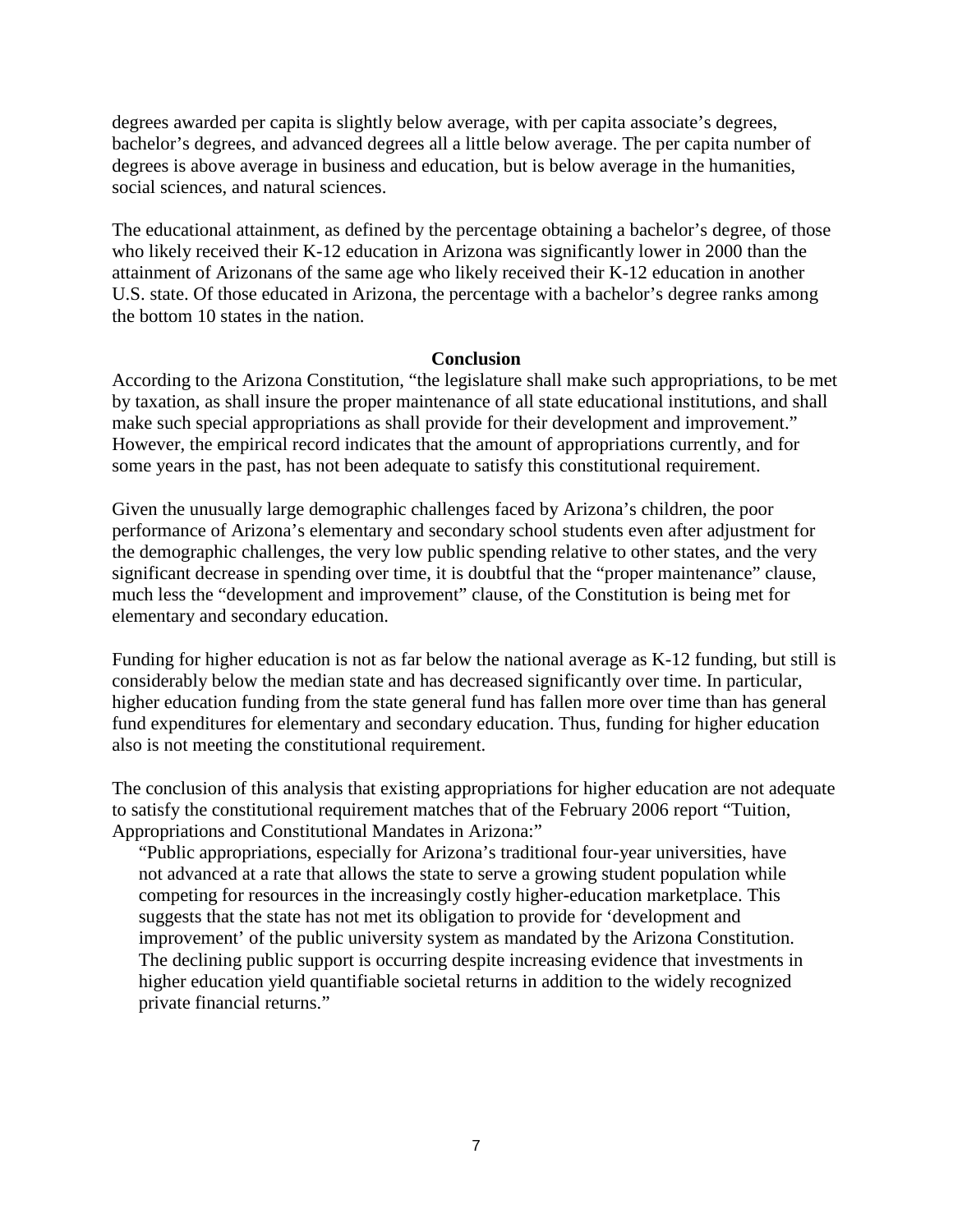degrees awarded per capita is slightly below average, with per capita associate's degrees, bachelor's degrees, and advanced degrees all a little below average. The per capita number of degrees is above average in business and education, but is below average in the humanities, social sciences, and natural sciences.

The educational attainment, as defined by the percentage obtaining a bachelor's degree, of those who likely received their K-12 education in Arizona was significantly lower in 2000 than the attainment of Arizonans of the same age who likely received their K-12 education in another U.S. state. Of those educated in Arizona, the percentage with a bachelor's degree ranks among the bottom 10 states in the nation.

## Conclusion

According to the Arizona Constitution, "the legislature shall make such appropriations, to be met by taxation, as shall insure the proper maintenance of all state educational institutions, and shall make such special appropriations as shall provide for their development and improvement." However, the empirical record indicates that the amount of appropriations currently, and for some years in the past, has not been adequate to satisfy this constitutional requirement.

Given the unusually large demographic challenges faced by Arizona's children, the poor performance of Arizona's elementary and secondary school students even after adjustment for the demographic challenges, the very low public spending relative to other states, and the very significant decrease in spending over time, it is doubtful that the "proper maintenance" clause, much less the "development and improvement" clause, of the Constitution is being met for elementary and secondary education.

Funding for higher education is not as far below the national average as K-12 funding, but still is considerably below the median state and has decreased significantly over time. In particular, higher education funding from the state general fund has fallen more over time than has general fund expenditures for elementary and secondary education. Thus, funding for higher education also is not meeting the constitutional requirement.

The conclusion of this analysis that existing appropriations for higher education are not adequate to satisfy the constitutional requirement matches that of the February 2006 report "Tuition, Appropriations and Constitutional Mandates in Arizona:"

> "Public appropriations, especially for Arizona's traditional four-year universities, have not advanced at a rate that allows the state to serve a growing student population while competing for resources in the increasingly costly higher-education marketplace. This suggests that the state has not met its obligation to provide for 'development and improvement' of the public university system as mandated by the Arizona Constitution. The declining public support is occurring despite increasing evidence that investments in higher education yield quantifiable societal returns in addition to the widely recognized private financial returns."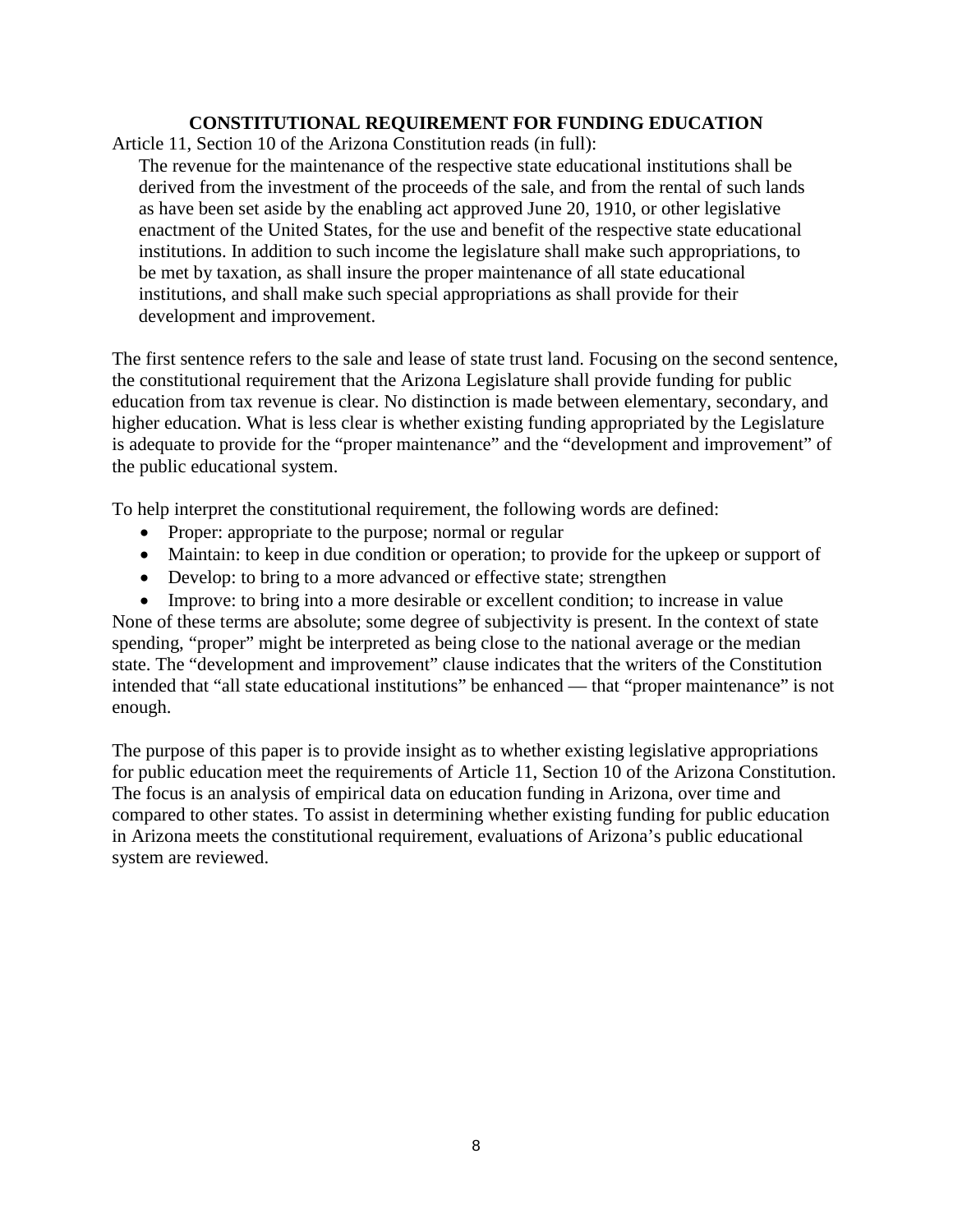## CONSTITUTIONAL REQUIREMENT FOR FUNDING EDUCATION

Article 11, Section 10 of the Arizona Constitution reads (in full):

> The revenue for the maintenance of the respective state educational institutions shall be derived from the investment of the proceeds of the sale, and from the rental of such lands as have been set aside by the enabling act approved June 20, 1910, or other legislative enactment of the United States, for the use and benefit of the respective state educational institutions. In addition to such income the legislature shall make such appropriations, to be met by taxation, as shall insure the proper maintenance of all state educational institutions, and shall make such special appropriations as shall provide for their development and improvement.

The first sentence refers to the sale and lease of state trust land. Focusing on the second sentence, the constitutional requirement that the Arizona Legislature shall provide funding for public education from tax revenue is clear. No distinction is made between elementary, secondary, and higher education. What is less clear is whether existing funding appropriated by the Legislature is adequate to provide for the "proper maintenance" and the "development and improvement" of the public educational system.

To help interpret the constitutional requirement, the following words are defined:

- Proper: appropriate to the purpose; normal or regular
- Maintain: to keep in due condition or operation; to provide for the upkeep or support of
- Develop: to bring to a more advanced or effective state; strengthen
- Improve: to bring into a more desirable or excellent condition; to increase in value

None of these terms are absolute; some degree of subjectivity is present. In the context of state spending, "proper" might be interpreted as being close to the national average or the median state. The "development and improvement" clause indicates that the writers of the Constitution intended that "all state educational institutions" be enhanced — that "proper maintenance" is not enough.

The purpose of this paper is to provide insight as to whether existing legislative appropriations for public education meet the requirements of Article 11, Section 10 of the Arizona Constitution. The focus is an analysis of empirical data on education funding in Arizona, over time and compared to other states. To assist in determining whether existing funding for public education in Arizona meets the constitutional requirement, evaluations of Arizona's public educational system are reviewed.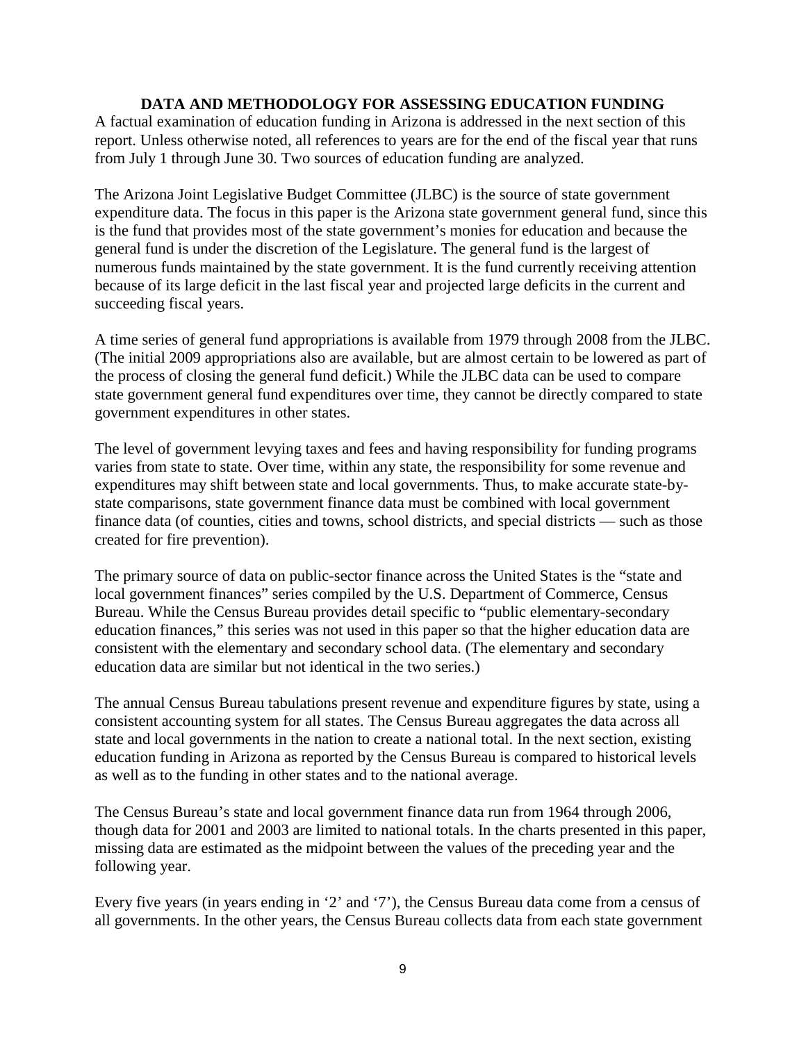## DATA AND METHODOLOGY FOR ASSESSING EDUCATION FUNDING

A factual examination of education funding in Arizona is addressed in the next section of this report. Unless otherwise noted, all references to years are for the end of the fiscal year that runs from July 1 through June 30. Two sources of education funding are analyzed.

The Arizona Joint Legislative Budget Committee (JLBC) is the source of state government expenditure data. The focus in this paper is the Arizona state government general fund, since this is the fund that provides most of the state government's monies for education and because the general fund is under the discretion of the Legislature. The general fund is the largest of numerous funds maintained by the state government. It is the fund currently receiving attention because of its large deficit in the last fiscal year and projected large deficits in the current and succeeding fiscal years.

A time series of general fund appropriations is available from 1979 through 2008 from the JLBC. (The initial 2009 appropriations also are available, but are almost certain to be lowered as part of the process of closing the general fund deficit.) While the JLBC data can be used to compare state government general fund expenditures over time, they cannot be directly compared to state government expenditures in other states.

The level of government levying taxes and fees and having responsibility for funding programs varies from state to state. Over time, within any state, the responsibility for some revenue and expenditures may shift between state and local governments. Thus, to make accurate state-by-state comparisons, state government finance data must be combined with local government finance data (of counties, cities and towns, school districts, and special districts — such as those created for fire prevention).

The primary source of data on public-sector finance across the United States is the "state and local government finances" series compiled by the U.S. Department of Commerce, Census Bureau. While the Census Bureau provides detail specific to "public elementary-secondary education finances," this series was not used in this paper so that the higher education data are consistent with the elementary and secondary school data. (The elementary and secondary education data are similar but not identical in the two series.)

The annual Census Bureau tabulations present revenue and expenditure figures by state, using a consistent accounting system for all states. The Census Bureau aggregates the data across all state and local governments in the nation to create a national total. In the next section, existing education funding in Arizona as reported by the Census Bureau is compared to historical levels as well as to the funding in other states and to the national average.

The Census Bureau's state and local government finance data run from 1964 through 2006, though data for 2001 and 2003 are limited to national totals. In the charts presented in this paper, missing data are estimated as the midpoint between the values of the preceding year and the following year.

Every five years (in years ending in '2' and '7'), the Census Bureau data come from a census of all governments. In the other years, the Census Bureau collects data from each state government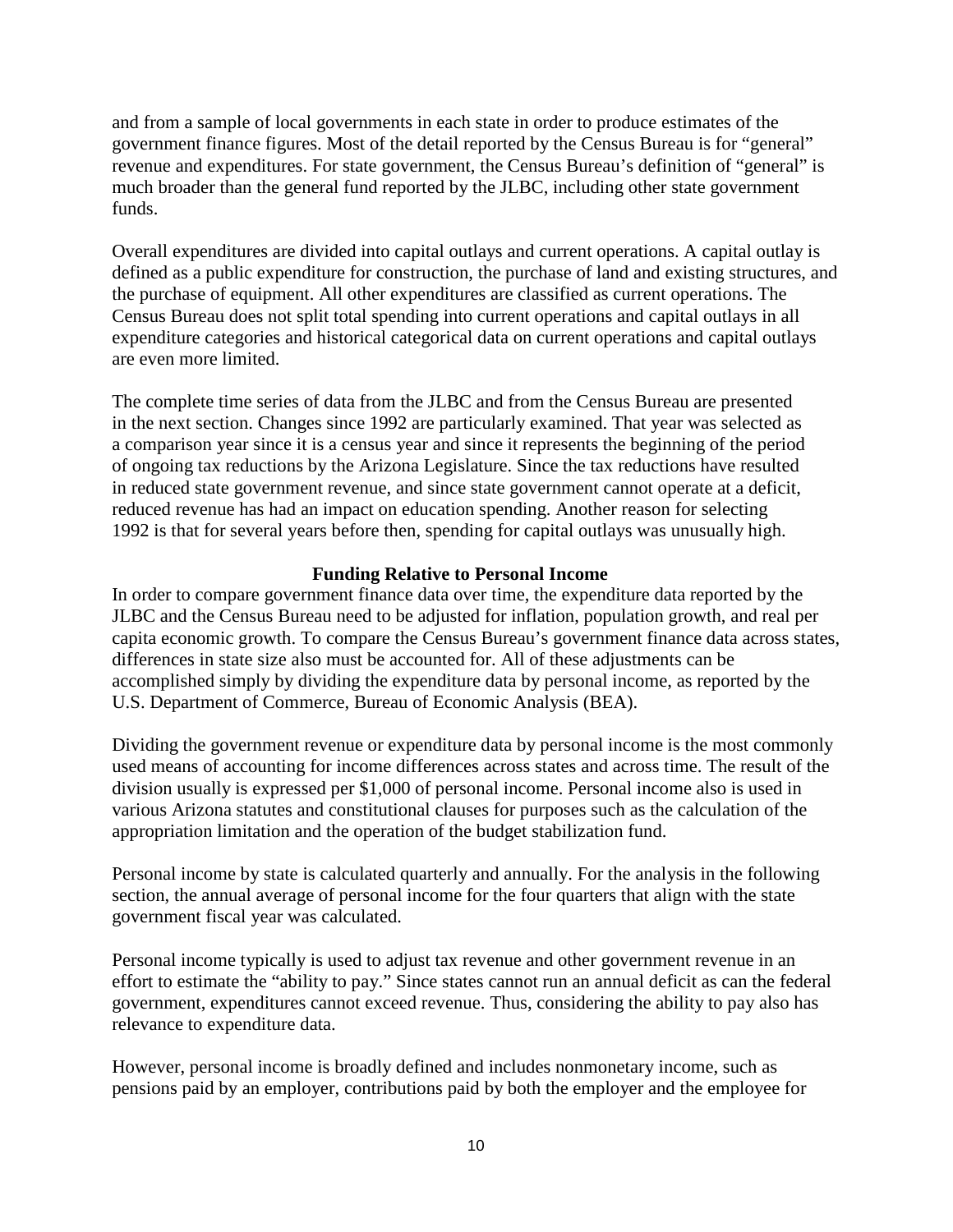and from a sample of local governments in each state in order to produce estimates of the government finance figures. Most of the detail reported by the Census Bureau is for "general" revenue and expenditures. For state government, the Census Bureau's definition of "general" is much broader than the general fund reported by the JLBC, including other state government funds.

Overall expenditures are divided into capital outlays and current operations. A capital outlay is defined as a public expenditure for construction, the purchase of land and existing structures, and the purchase of equipment. All other expenditures are classified as current operations. The Census Bureau does not split total spending into current operations and capital outlays in all expenditure categories and historical categorical data on current operations and capital outlays are even more limited.

The complete time series of data from the JLBC and from the Census Bureau are presented in the next section. Changes since 1992 are particularly examined. That year was selected as a comparison year since it is a census year and since it represents the beginning of the period of ongoing tax reductions by the Arizona Legislature. Since the tax reductions have resulted in reduced state government revenue, and since state government cannot operate at a deficit, reduced revenue has had an impact on education spending. Another reason for selecting 1992 is that for several years before then, spending for capital outlays was unusually high.

## Funding Relative to Personal Income

In order to compare government finance data over time, the expenditure data reported by the JLBC and the Census Bureau need to be adjusted for inflation, population growth, and real per capita economic growth. To compare the Census Bureau's government finance data across states, differences in state size also must be accounted for. All of these adjustments can be accomplished simply by dividing the expenditure data by personal income, as reported by the U.S. Department of Commerce, Bureau of Economic Analysis (BEA).

Dividing the government revenue or expenditure data by personal income is the most commonly used means of accounting for income differences across states and across time. The result of the division usually is expressed per $1,000 of personal income. Personal income also is used in various Arizona statutes and constitutional clauses for purposes such as the calculation of the appropriation limitation and the operation of the budget stabilization fund.

Personal income by state is calculated quarterly and annually. For the analysis in the following section, the annual average of personal income for the four quarters that align with the state government fiscal year was calculated.

Personal income typically is used to adjust tax revenue and other government revenue in an effort to estimate the "ability to pay." Since states cannot run an annual deficit as can the federal government, expenditures cannot exceed revenue. Thus, considering the ability to pay also has relevance to expenditure data.

However, personal income is broadly defined and includes nonmonetary income, such as pensions paid by an employer, contributions paid by both the employer and the employee for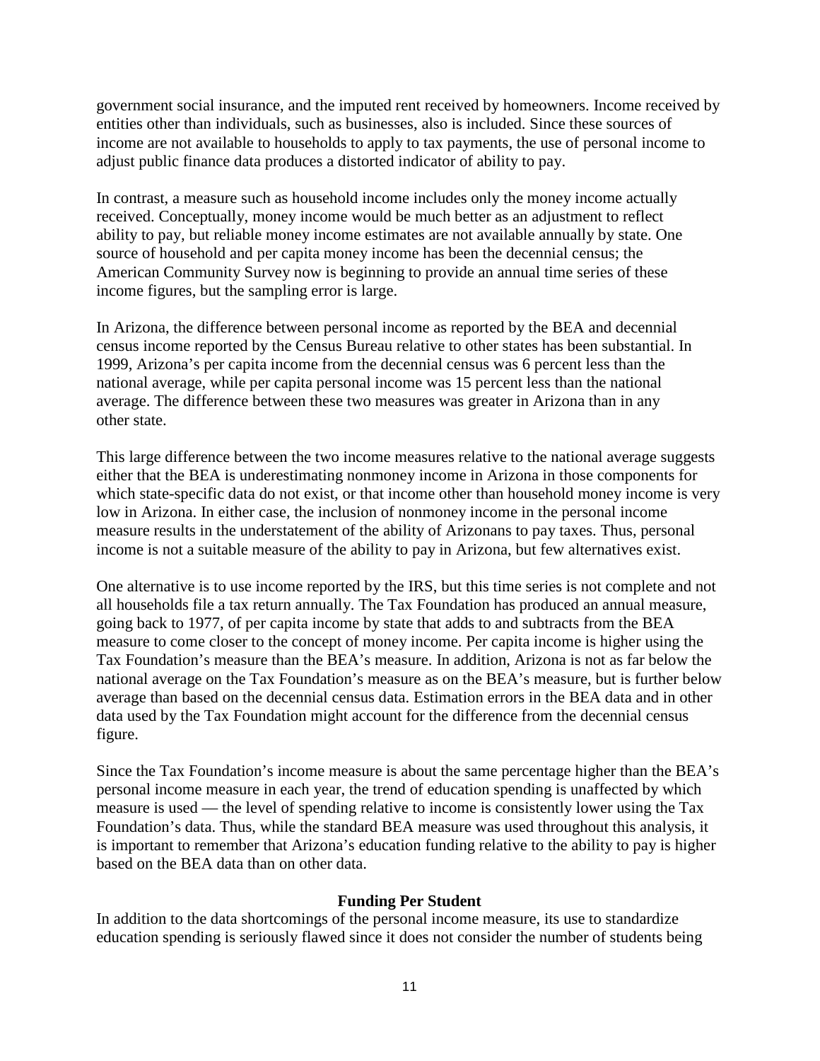government social insurance, and the imputed rent received by homeowners. Income received by entities other than individuals, such as businesses, also is included. Since these sources of income are not available to households to apply to tax payments, the use of personal income to adjust public finance data produces a distorted indicator of ability to pay.

In contrast, a measure such as household income includes only the money income actually received. Conceptually, money income would be much better as an adjustment to reflect ability to pay, but reliable money income estimates are not available annually by state. One source of household and per capita money income has been the decennial census; the American Community Survey now is beginning to provide an annual time series of these income figures, but the sampling error is large.

In Arizona, the difference between personal income as reported by the BEA and decennial census income reported by the Census Bureau relative to other states has been substantial. In 1999, Arizona's per capita income from the decennial census was 6 percent less than the national average, while per capita personal income was 15 percent less than the national average. The difference between these two measures was greater in Arizona than in any other state.

This large difference between the two income measures relative to the national average suggests either that the BEA is underestimating nonmoney income in Arizona in those components for which state-specific data do not exist, or that income other than household money income is very low in Arizona. In either case, the inclusion of nonmoney income in the personal income measure results in the understatement of the ability of Arizonans to pay taxes. Thus, personal income is not a suitable measure of the ability to pay in Arizona, but few alternatives exist.

One alternative is to use income reported by the IRS, but this time series is not complete and not all households file a tax return annually. The Tax Foundation has produced an annual measure, going back to 1977, of per capita income by state that adds to and subtracts from the BEA measure to come closer to the concept of money income. Per capita income is higher using the Tax Foundation's measure than the BEA's measure. In addition, Arizona is not as far below the national average on the Tax Foundation's measure as on the BEA's measure, but is further below average than based on the decennial census data. Estimation errors in the BEA data and in other data used by the Tax Foundation might account for the difference from the decennial census figure.

Since the Tax Foundation's income measure is about the same percentage higher than the BEA's personal income measure in each year, the trend of education spending is unaffected by which measure is used — the level of spending relative to income is consistently lower using the Tax Foundation's data. Thus, while the standard BEA measure was used throughout this analysis, it is important to remember that Arizona's education funding relative to the ability to pay is higher based on the BEA data than on other data.

### Funding Per Student

In addition to the data shortcomings of the personal income measure, its use to standardize education spending is seriously flawed since it does not consider the number of students being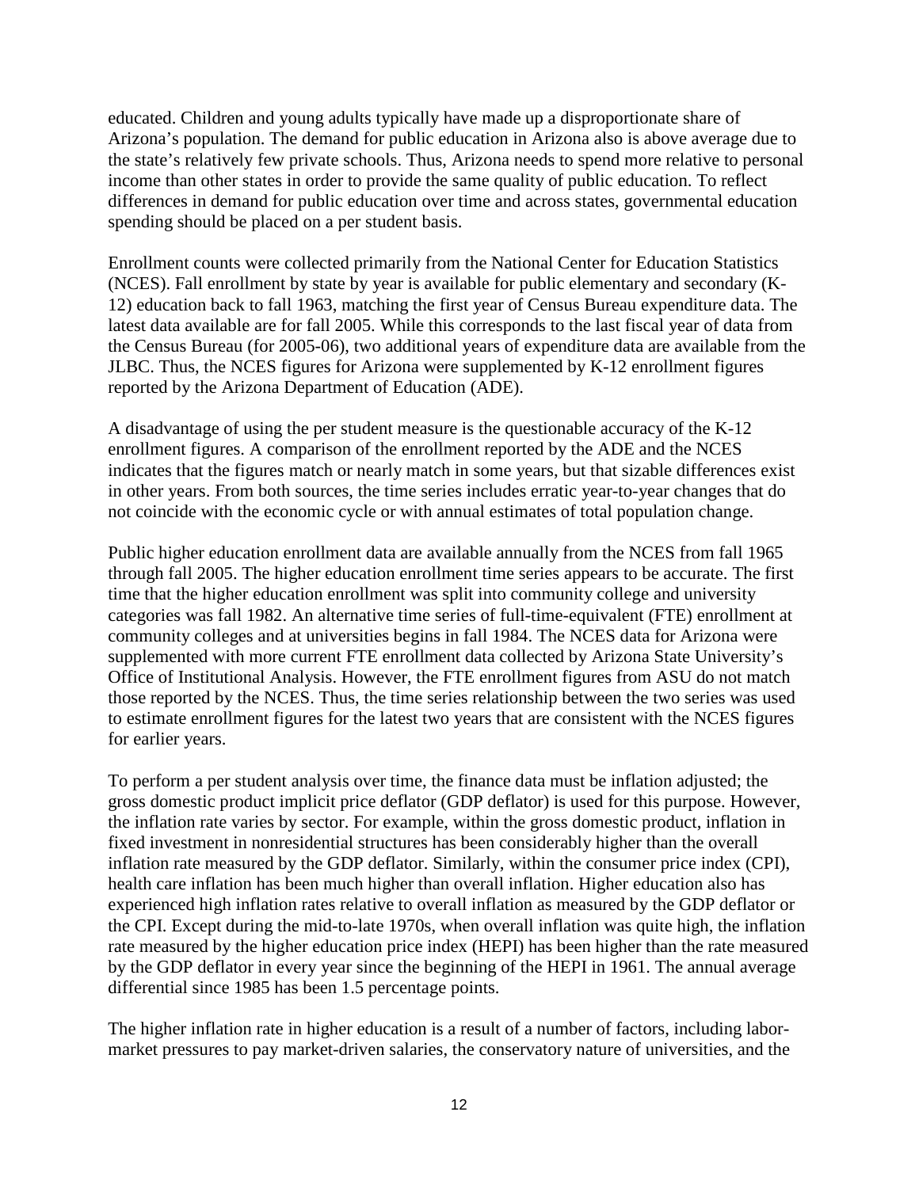educated. Children and young adults typically have made up a disproportionate share of Arizona's population. The demand for public education in Arizona also is above average due to the state's relatively few private schools. Thus, Arizona needs to spend more relative to personal income than other states in order to provide the same quality of public education. To reflect differences in demand for public education over time and across states, governmental education spending should be placed on a per student basis.

Enrollment counts were collected primarily from the National Center for Education Statistics (NCES). Fall enrollment by state by year is available for public elementary and secondary (K-12) education back to fall 1963, matching the first year of Census Bureau expenditure data. The latest data available are for fall 2005. While this corresponds to the last fiscal year of data from the Census Bureau (for 2005-06), two additional years of expenditure data are available from the JLBC. Thus, the NCES figures for Arizona were supplemented by K-12 enrollment figures reported by the Arizona Department of Education (ADE).

A disadvantage of using the per student measure is the questionable accuracy of the K-12 enrollment figures. A comparison of the enrollment reported by the ADE and the NCES indicates that the figures match or nearly match in some years, but that sizable differences exist in other years. From both sources, the time series includes erratic year-to-year changes that do not coincide with the economic cycle or with annual estimates of total population change.

Public higher education enrollment data are available annually from the NCES from fall 1965 through fall 2005. The higher education enrollment time series appears to be accurate. The first time that the higher education enrollment was split into community college and university categories was fall 1982. An alternative time series of full-time-equivalent (FTE) enrollment at community colleges and at universities begins in fall 1984. The NCES data for Arizona were supplemented with more current FTE enrollment data collected by Arizona State University's Office of Institutional Analysis. However, the FTE enrollment figures from ASU do not match those reported by the NCES. Thus, the time series relationship between the two series was used to estimate enrollment figures for the latest two years that are consistent with the NCES figures for earlier years.

To perform a per student analysis over time, the finance data must be inflation adjusted; the gross domestic product implicit price deflator (GDP deflator) is used for this purpose. However, the inflation rate varies by sector. For example, within the gross domestic product, inflation in fixed investment in nonresidential structures has been considerably higher than the overall inflation rate measured by the GDP deflator. Similarly, within the consumer price index (CPI), health care inflation has been much higher than overall inflation. Higher education also has experienced high inflation rates relative to overall inflation as measured by the GDP deflator or the CPI. Except during the mid-to-late 1970s, when overall inflation was quite high, the inflation rate measured by the higher education price index (HEPI) has been higher than the rate measured by the GDP deflator in every year since the beginning of the HEPI in 1961. The annual average differential since 1985 has been 1.5 percentage points.

The higher inflation rate in higher education is a result of a number of factors, including labor-market pressures to pay market-driven salaries, the conservatory nature of universities, and the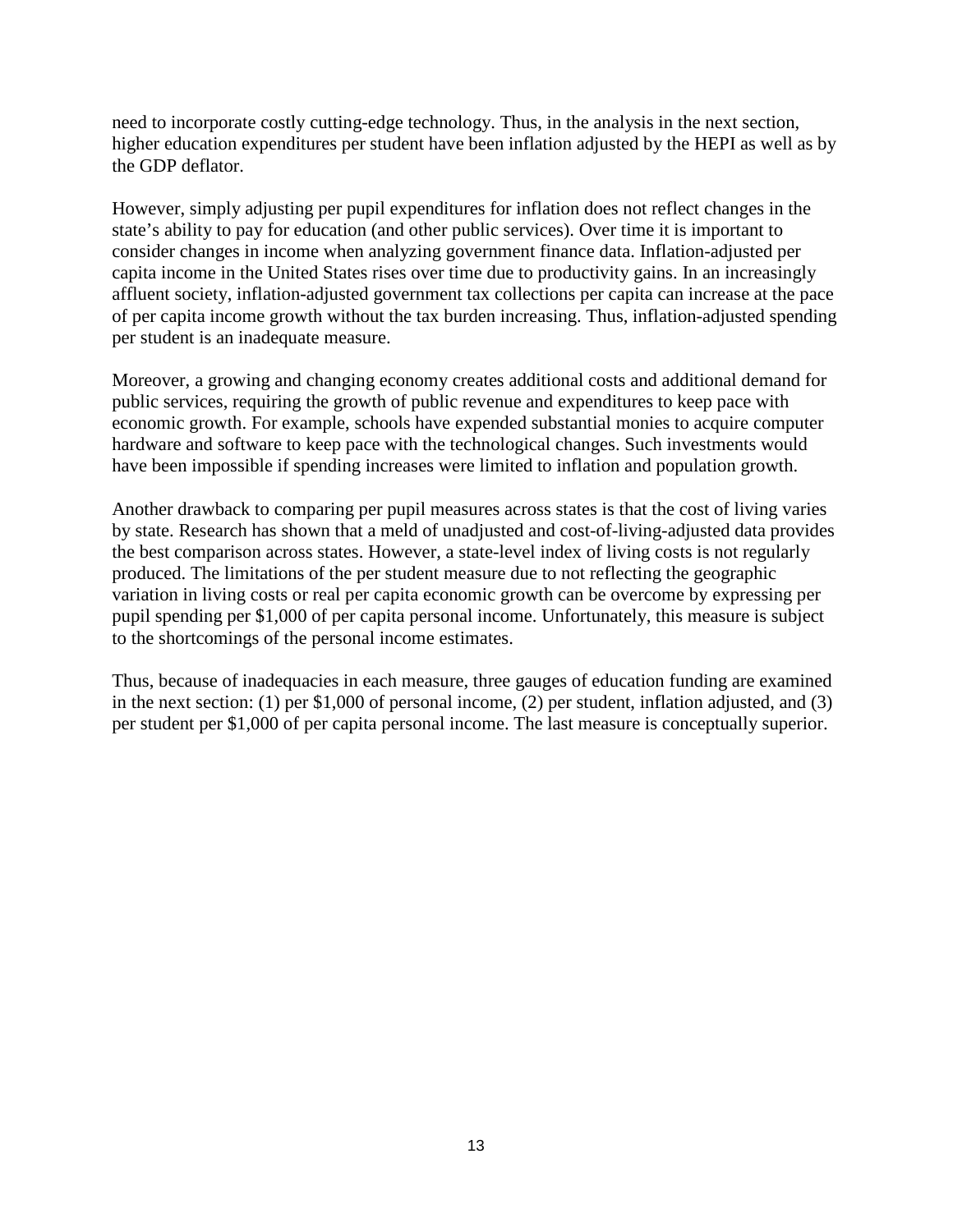need to incorporate costly cutting-edge technology. Thus, in the analysis in the next section, higher education expenditures per student have been inflation adjusted by the HEPI as well as by the GDP deflator.

However, simply adjusting per pupil expenditures for inflation does not reflect changes in the state's ability to pay for education (and other public services). Over time it is important to consider changes in income when analyzing government finance data. Inflation-adjusted per capita income in the United States rises over time due to productivity gains. In an increasingly affluent society, inflation-adjusted government tax collections per capita can increase at the pace of per capita income growth without the tax burden increasing. Thus, inflation-adjusted spending per student is an inadequate measure.

Moreover, a growing and changing economy creates additional costs and additional demand for public services, requiring the growth of public revenue and expenditures to keep pace with economic growth. For example, schools have expended substantial monies to acquire computer hardware and software to keep pace with the technological changes. Such investments would have been impossible if spending increases were limited to inflation and population growth.

Another drawback to comparing per pupil measures across states is that the cost of living varies by state. Research has shown that a meld of unadjusted and cost-of-living-adjusted data provides the best comparison across states. However, a state-level index of living costs is not regularly produced. The limitations of the per student measure due to not reflecting the geographic variation in living costs or real per capita economic growth can be overcome by expressing per pupil spending per $1,000 of per capita personal income. Unfortunately, this measure is subject to the shortcomings of the personal income estimates.

Thus, because of inadequacies in each measure, three gauges of education funding are examined in the next section: (1) per $1,000 of personal income, (2) per student, inflation adjusted, and (3) per student per $1,000 of per capita personal income. The last measure is conceptually superior.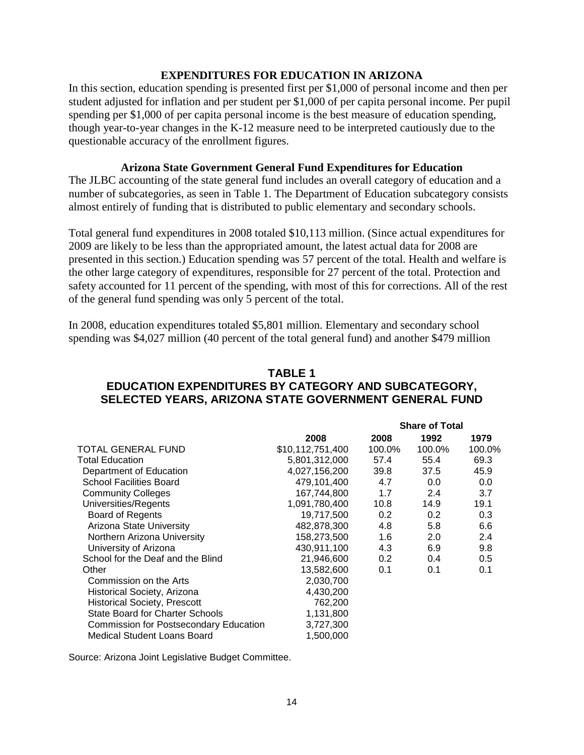## EXPENDITURES FOR EDUCATION IN ARIZONA

In this section, education spending is presented first per $1,000 of personal income and then per student adjusted for inflation and per student per $1,000 of per capita personal income. Per pupil spending per $1,000 of per capita personal income is the best measure of education spending, though year-to-year changes in the K-12 measure need to be interpreted cautiously due to the questionable accuracy of the enrollment figures.

### Arizona State Government General Fund Expenditures for Education

The JLBC accounting of the state general fund includes an overall category of education and a number of subcategories, as seen in Table 1. The Department of Education subcategory consists almost entirely of funding that is distributed to public elementary and secondary schools.

Total general fund expenditures in 2008 totaled $10,113 million. (Since actual expenditures for 2009 are likely to be less than the appropriated amount, the latest actual data for 2008 are presented in this section.) Education spending was 57 percent of the total. Health and welfare is the other large category of expenditures, responsible for 27 percent of the total. Protection and safety accounted for 11 percent of the spending, with most of this for corrections. All of the rest of the general fund spending was only 5 percent of the total.

In 2008, education expenditures totaled $5,801 million. Elementary and secondary school spending was $4,027 million (40 percent of the total general fund) and another $479 million

**TABLE 1**
**EDUCATION EXPENDITURES BY CATEGORY AND SUBCATEGORY, SELECTED YEARS, ARIZONA STATE GOVERNMENT GENERAL FUND**

| | | Share of Total | | |
|---|---|---|---|---|
| | 2008 | 2008 | 1992 | 1979 |
| TOTAL GENERAL FUND | $10,112,751,400 | 100.0% | 100.0% | 100.0% |
| Total Education | 5,801,312,000 | 57.4 | 55.4 | 69.3 |
| Department of Education | 4,027,156,200 | 39.8 | 37.5 | 45.9 |
| School Facilities Board | 479,101,400 | 4.7 | 0.0 | 0.0 |
| Community Colleges | 167,744,800 | 1.7 | 2.4 | 3.7 |
| Universities/Regents | 1,091,780,400 | 10.8 | 14.9 | 19.1 |
| Board of Regents | 19,717,500 | 0.2 | 0.2 | 0.3 |
| Arizona State University | 482,878,300 | 4.8 | 5.8 | 6.6 |
| Northern Arizona University | 158,273,500 | 1.6 | 2.0 | 2.4 |
| University of Arizona | 430,911,100 | 4.3 | 6.9 | 9.8 |
| School for the Deaf and the Blind | 21,946,600 | 0.2 | 0.4 | 0.5 |
| Other | 13,582,600 | 0.1 | 0.1 | 0.1 |
| Commission on the Arts | 2,030,700 | | | |
| Historical Society, Arizona | 4,430,200 | | | |
| Historical Society, Prescott | 762,200 | | | |
| State Board for Charter Schools | 1,131,800 | | | |
| Commission for Postsecondary Education | 3,727,300 | | | |
| Medical Student Loans Board | 1,500,000 | | | |

Source: Arizona Joint Legislative Budget Committee.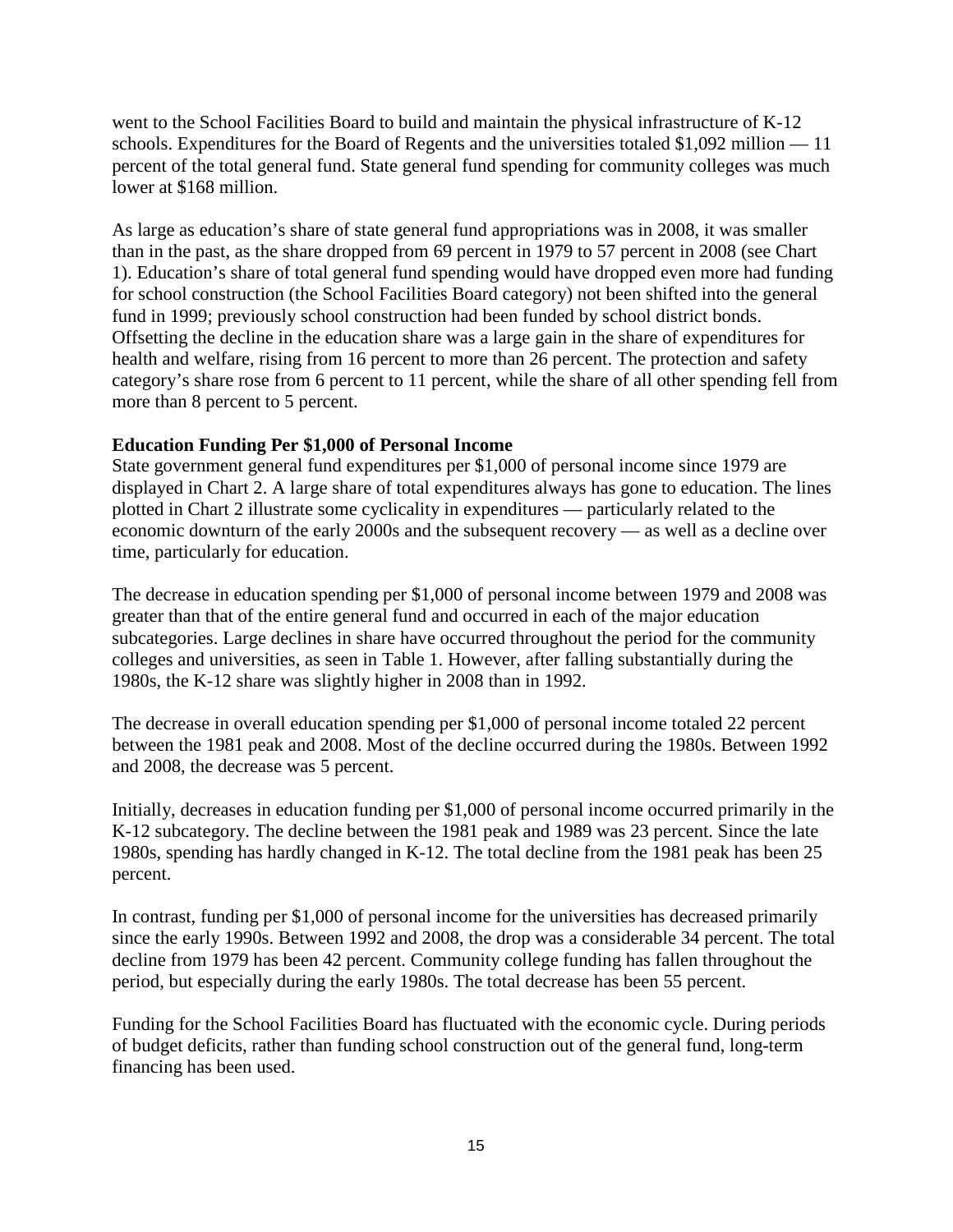went to the School Facilities Board to build and maintain the physical infrastructure of K-12 schools. Expenditures for the Board of Regents and the universities totaled $1,092 million — 11 percent of the total general fund. State general fund spending for community colleges was much lower at $168 million.

As large as education's share of state general fund appropriations was in 2008, it was smaller than in the past, as the share dropped from 69 percent in 1979 to 57 percent in 2008 (see Chart 1). Education's share of total general fund spending would have dropped even more had funding for school construction (the School Facilities Board category) not been shifted into the general fund in 1999; previously school construction had been funded by school district bonds. Offsetting the decline in the education share was a large gain in the share of expenditures for health and welfare, rising from 16 percent to more than 26 percent. The protection and safety category's share rose from 6 percent to 11 percent, while the share of all other spending fell from more than 8 percent to 5 percent.

**Education Funding Per $1,000 of Personal Income**

State government general fund expenditures per $1,000 of personal income since 1979 are displayed in Chart 2. A large share of total expenditures always has gone to education. The lines plotted in Chart 2 illustrate some cyclicality in expenditures — particularly related to the economic downturn of the early 2000s and the subsequent recovery — as well as a decline over time, particularly for education.

The decrease in education spending per $1,000 of personal income between 1979 and 2008 was greater than that of the entire general fund and occurred in each of the major education subcategories. Large declines in share have occurred throughout the period for the community colleges and universities, as seen in Table 1. However, after falling substantially during the 1980s, the K-12 share was slightly higher in 2008 than in 1992.

The decrease in overall education spending per $1,000 of personal income totaled 22 percent between the 1981 peak and 2008. Most of the decline occurred during the 1980s. Between 1992 and 2008, the decrease was 5 percent.

Initially, decreases in education funding per $1,000 of personal income occurred primarily in the K-12 subcategory. The decline between the 1981 peak and 1989 was 23 percent. Since the late 1980s, spending has hardly changed in K-12. The total decline from the 1981 peak has been 25 percent.

In contrast, funding per $1,000 of personal income for the universities has decreased primarily since the early 1990s. Between 1992 and 2008, the drop was a considerable 34 percent. The total decline from 1979 has been 42 percent. Community college funding has fallen throughout the period, but especially during the early 1980s. The total decrease has been 55 percent.

Funding for the School Facilities Board has fluctuated with the economic cycle. During periods of budget deficits, rather than funding school construction out of the general fund, long-term financing has been used.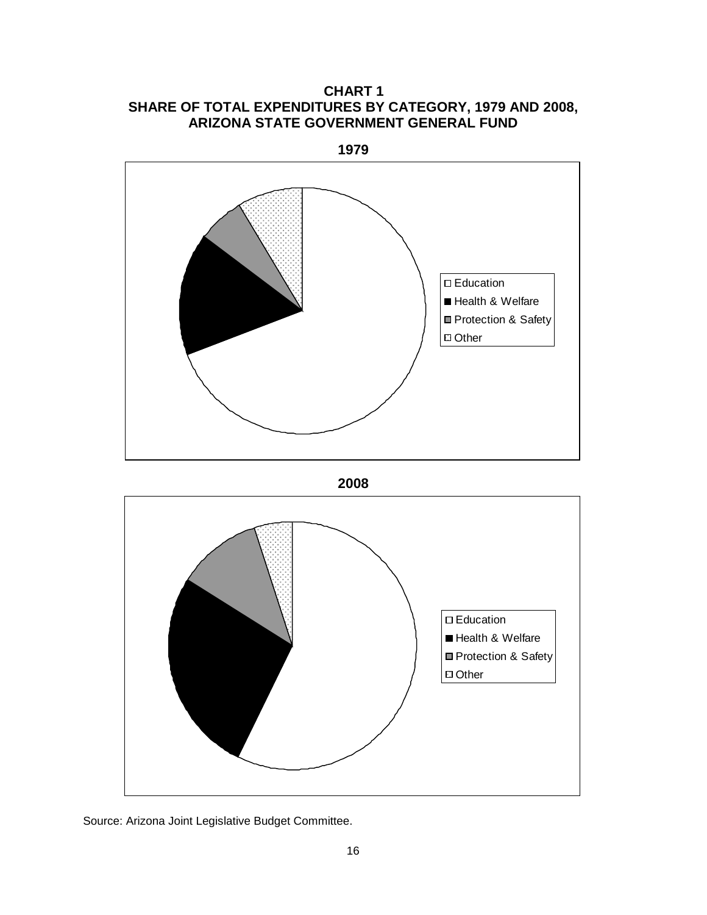**CHART 1**
**SHARE OF TOTAL EXPENDITURES BY CATEGORY, 1979 AND 2008,**
**ARIZONA STATE GOVERNMENT GENERAL FUND**

**1979**

- Education
- Health & Welfare
- Protection & Safety
- Other

**2008**

- Education
- Health & Welfare
- Protection & Safety
- Other

Source: Arizona Joint Legislative Budget Committee.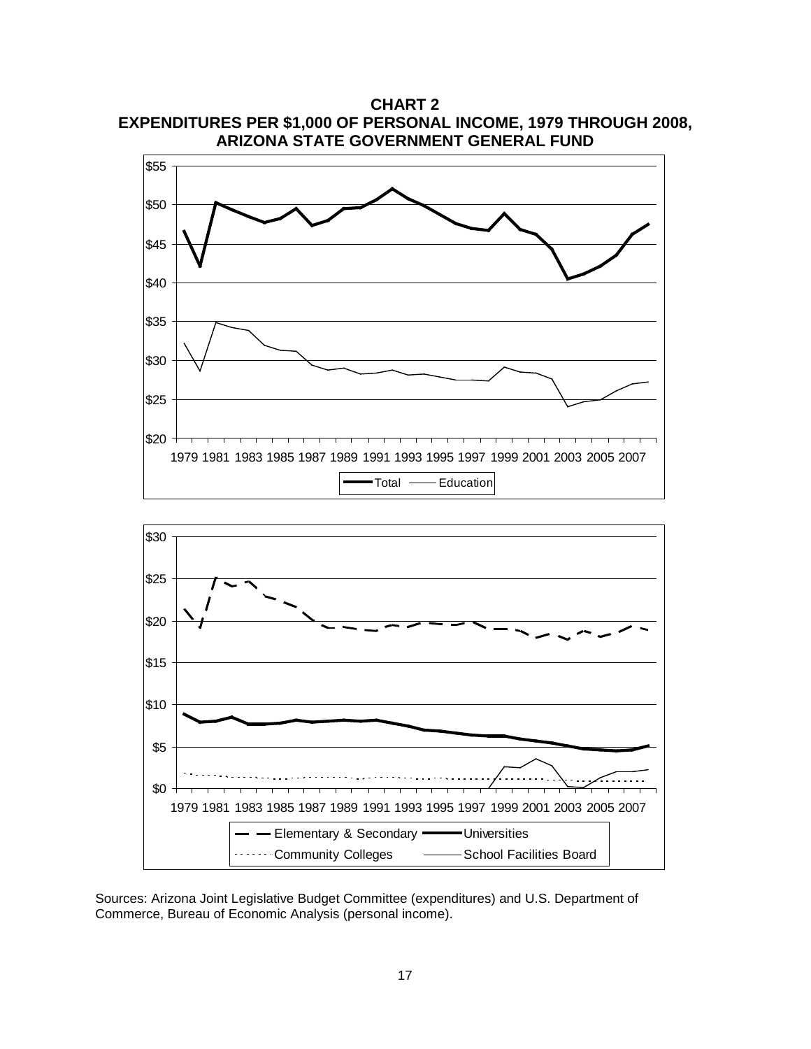**CHART 2**
**EXPENDITURES PER $1,000 OF PERSONAL INCOME, 1979 THROUGH 2008, ARIZONA STATE GOVERNMENT GENERAL FUND**

Sources: Arizona Joint Legislative Budget Committee (expenditures) and U.S. Department of Commerce, Bureau of Economic Analysis (personal income).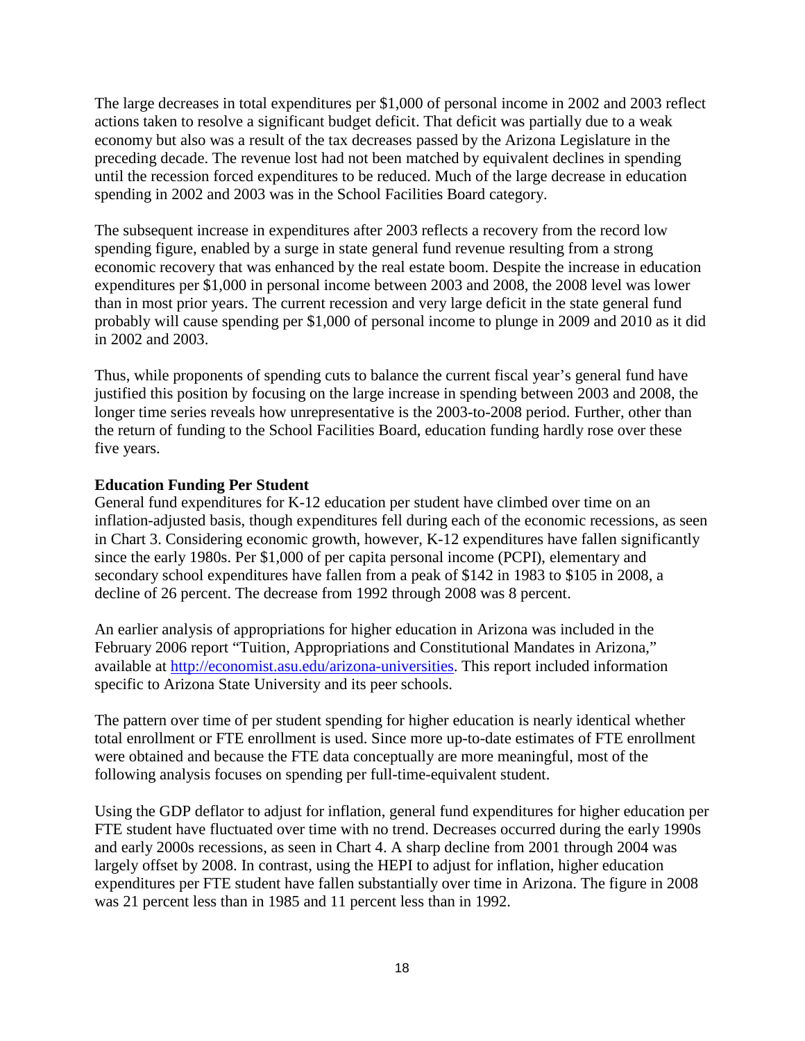The large decreases in total expenditures per $1,000 of personal income in 2002 and 2003 reflect actions taken to resolve a significant budget deficit. That deficit was partially due to a weak economy but also was a result of the tax decreases passed by the Arizona Legislature in the preceding decade. The revenue lost had not been matched by equivalent declines in spending until the recession forced expenditures to be reduced. Much of the large decrease in education spending in 2002 and 2003 was in the School Facilities Board category.

The subsequent increase in expenditures after 2003 reflects a recovery from the record low spending figure, enabled by a surge in state general fund revenue resulting from a strong economic recovery that was enhanced by the real estate boom. Despite the increase in education expenditures per $1,000 in personal income between 2003 and 2008, the 2008 level was lower than in most prior years. The current recession and very large deficit in the state general fund probably will cause spending per $1,000 of personal income to plunge in 2009 and 2010 as it did in 2002 and 2003.

Thus, while proponents of spending cuts to balance the current fiscal year's general fund have justified this position by focusing on the large increase in spending between 2003 and 2008, the longer time series reveals how unrepresentative is the 2003-to-2008 period. Further, other than the return of funding to the School Facilities Board, education funding hardly rose over these five years.

**Education Funding Per Student**

General fund expenditures for K-12 education per student have climbed over time on an inflation-adjusted basis, though expenditures fell during each of the economic recessions, as seen in Chart 3. Considering economic growth, however, K-12 expenditures have fallen significantly since the early 1980s. Per $1,000 of per capita personal income (PCPI), elementary and secondary school expenditures have fallen from a peak of $142 in 1983 to $105 in 2008, a decline of 26 percent. The decrease from 1992 through 2008 was 8 percent.

An earlier analysis of appropriations for higher education in Arizona was included in the February 2006 report "Tuition, Appropriations and Constitutional Mandates in Arizona," available at [http://economist.asu.edu/arizona-universities](http://economist.asu.edu/arizona-universities). This report included information specific to Arizona State University and its peer schools.

The pattern over time of per student spending for higher education is nearly identical whether total enrollment or FTE enrollment is used. Since more up-to-date estimates of FTE enrollment were obtained and because the FTE data conceptually are more meaningful, most of the following analysis focuses on spending per full-time-equivalent student.

Using the GDP deflator to adjust for inflation, general fund expenditures for higher education per FTE student have fluctuated over time with no trend. Decreases occurred during the early 1990s and early 2000s recessions, as seen in Chart 4. A sharp decline from 2001 through 2004 was largely offset by 2008. In contrast, using the HEPI to adjust for inflation, higher education expenditures per FTE student have fallen substantially over time in Arizona. The figure in 2008 was 21 percent less than in 1985 and 11 percent less than in 1992.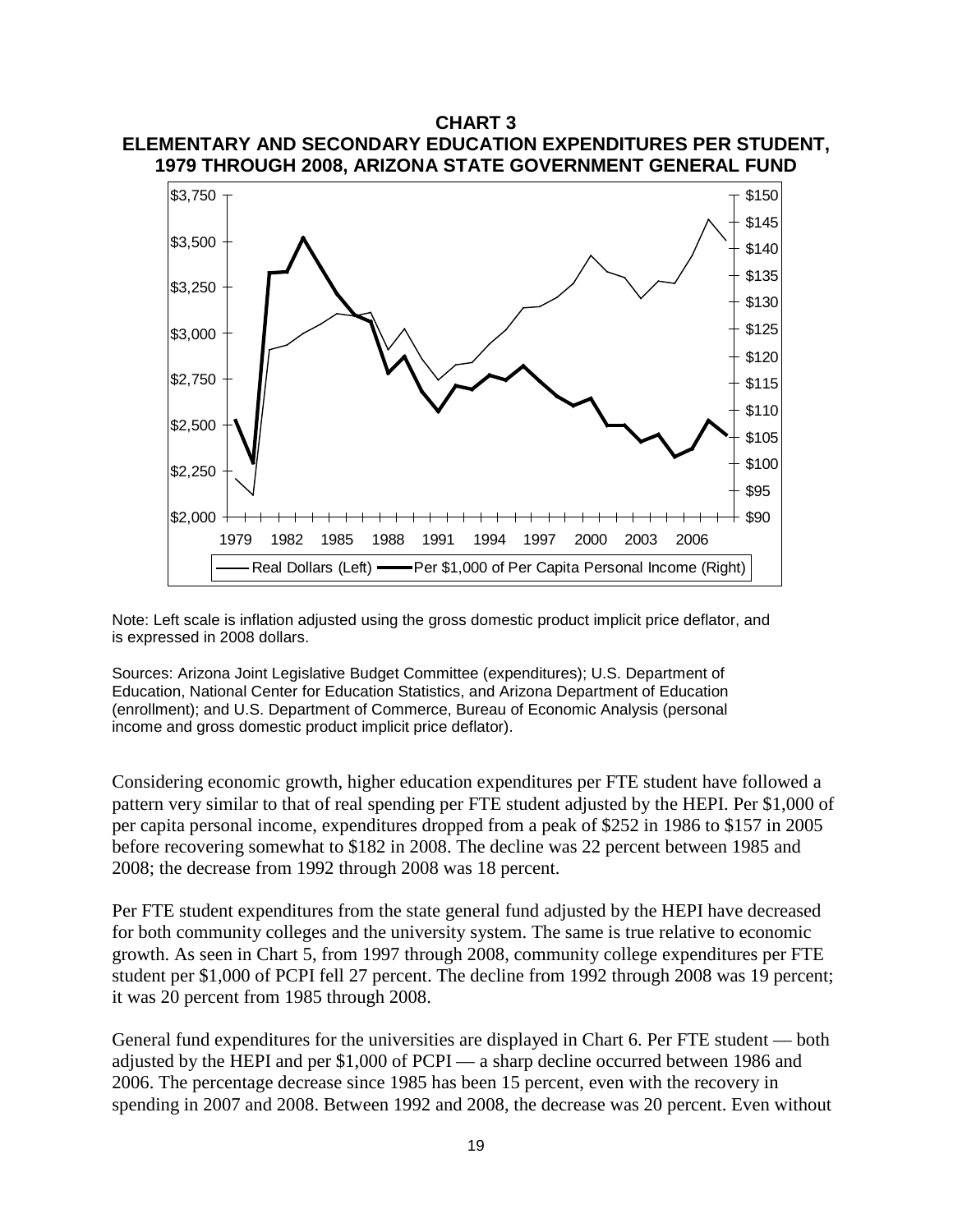**CHART 3**
**ELEMENTARY AND SECONDARY EDUCATION EXPENDITURES PER STUDENT, 1979 THROUGH 2008, ARIZONA STATE GOVERNMENT GENERAL FUND**

Note: Left scale is inflation adjusted using the gross domestic product implicit price deflator, and is expressed in 2008 dollars.

Sources: Arizona Joint Legislative Budget Committee (expenditures); U.S. Department of Education, National Center for Education Statistics, and Arizona Department of Education (enrollment); and U.S. Department of Commerce, Bureau of Economic Analysis (personal income and gross domestic product implicit price deflator).

Considering economic growth, higher education expenditures per FTE student have followed a pattern very similar to that of real spending per FTE student adjusted by the HEPI. Per $1,000 of per capita personal income, expenditures dropped from a peak of $252 in 1986 to $157 in 2005 before recovering somewhat to $182 in 2008. The decline was 22 percent between 1985 and 2008; the decrease from 1992 through 2008 was 18 percent.

Per FTE student expenditures from the state general fund adjusted by the HEPI have decreased for both community colleges and the university system. The same is true relative to economic growth. As seen in Chart 5, from 1997 through 2008, community college expenditures per FTE student per $1,000 of PCPI fell 27 percent. The decline from 1992 through 2008 was 19 percent; it was 20 percent from 1985 through 2008.

General fund expenditures for the universities are displayed in Chart 6. Per FTE student — both adjusted by the HEPI and per $1,000 of PCPI — a sharp decline occurred between 1986 and 2006. The percentage decrease since 1985 has been 15 percent, even with the recovery in spending in 2007 and 2008. Between 1992 and 2008, the decrease was 20 percent. Even without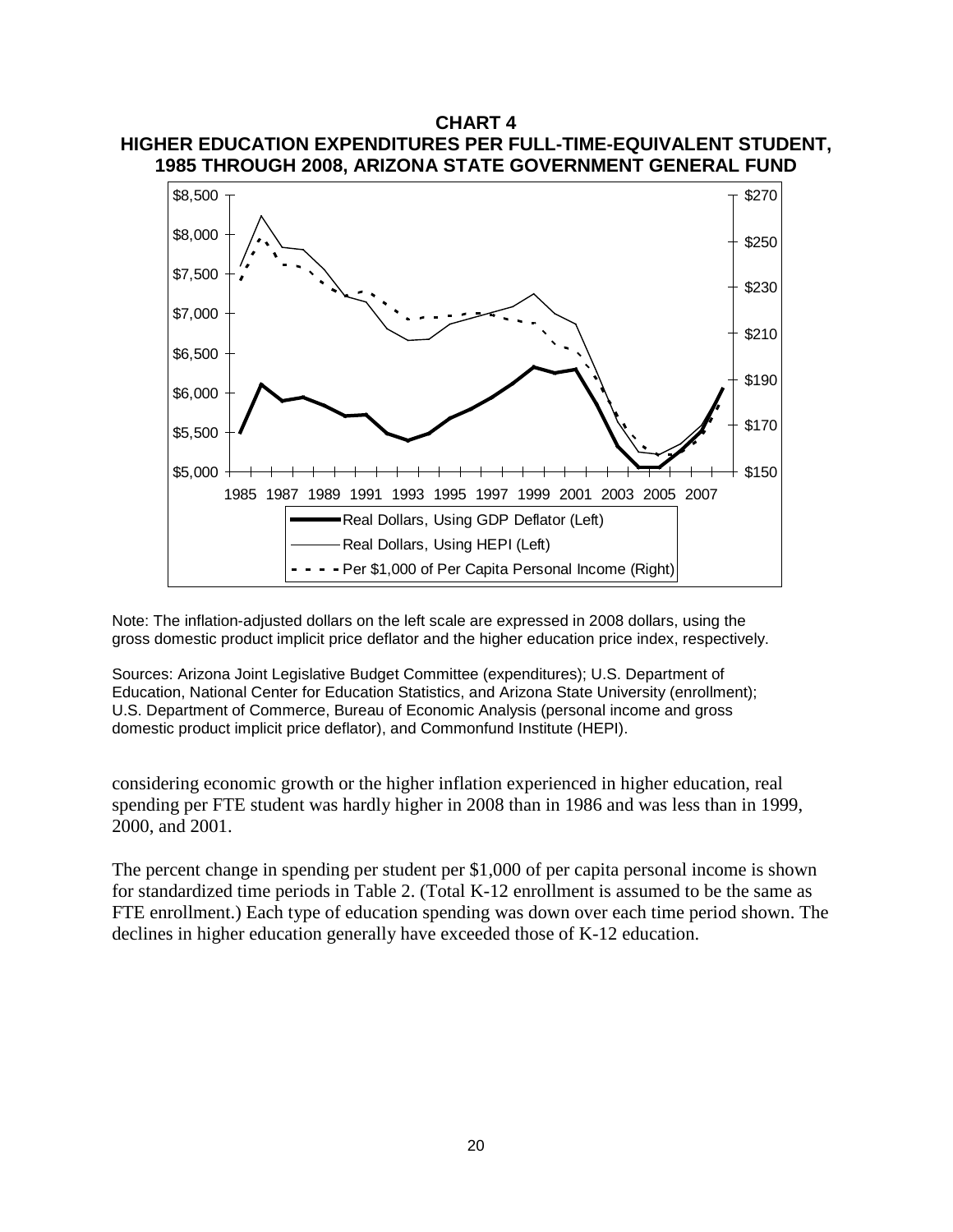**CHART 4**
**HIGHER EDUCATION EXPENDITURES PER FULL-TIME-EQUIVALENT STUDENT, 1985 THROUGH 2008, ARIZONA STATE GOVERNMENT GENERAL FUND**

Note: The inflation-adjusted dollars on the left scale are expressed in 2008 dollars, using the gross domestic product implicit price deflator and the higher education price index, respectively.

Sources: Arizona Joint Legislative Budget Committee (expenditures); U.S. Department of Education, National Center for Education Statistics, and Arizona State University (enrollment); U.S. Department of Commerce, Bureau of Economic Analysis (personal income and gross domestic product implicit price deflator), and Commonfund Institute (HEPI).

considering economic growth or the higher inflation experienced in higher education, real spending per FTE student was hardly higher in 2008 than in 1986 and was less than in 1999, 2000, and 2001.

The percent change in spending per student per $1,000 of per capita personal income is shown for standardized time periods in Table 2. (Total K-12 enrollment is assumed to be the same as FTE enrollment.) Each type of education spending was down over each time period shown. The declines in higher education generally have exceeded those of K-12 education.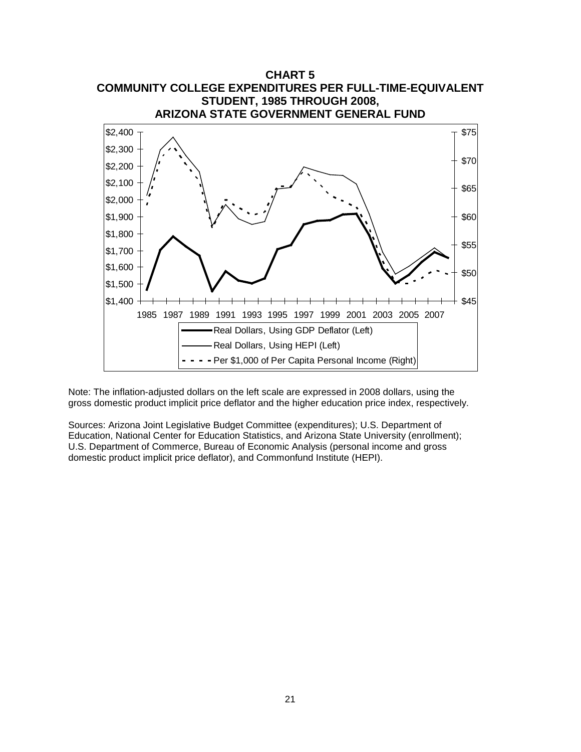**CHART 5**
**COMMUNITY COLLEGE EXPENDITURES PER FULL-TIME-EQUIVALENT STUDENT, 1985 THROUGH 2008,**
**ARIZONA STATE GOVERNMENT GENERAL FUND**

Note: The inflation-adjusted dollars on the left scale are expressed in 2008 dollars, using the gross domestic product implicit price deflator and the higher education price index, respectively.

Sources: Arizona Joint Legislative Budget Committee (expenditures); U.S. Department of Education, National Center for Education Statistics, and Arizona State University (enrollment); U.S. Department of Commerce, Bureau of Economic Analysis (personal income and gross domestic product implicit price deflator), and Commonfund Institute (HEPI).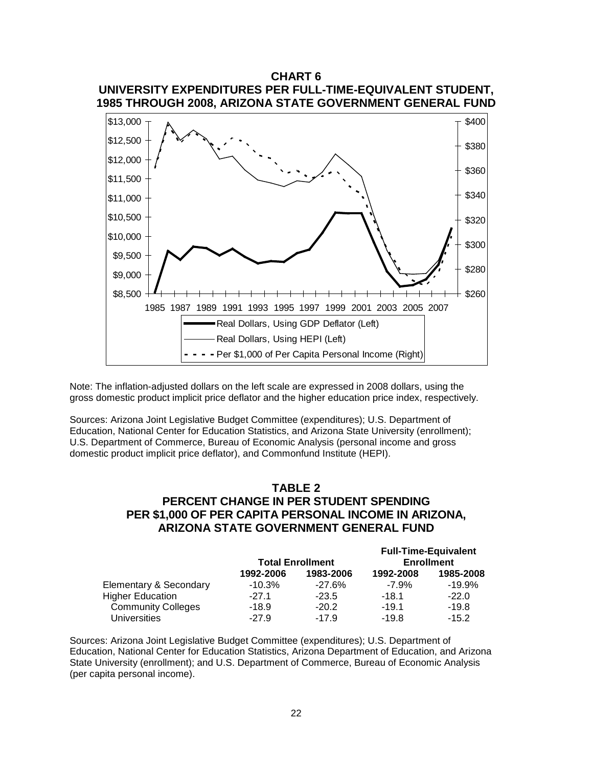**CHART 6**
**UNIVERSITY EXPENDITURES PER FULL-TIME-EQUIVALENT STUDENT, 1985 THROUGH 2008, ARIZONA STATE GOVERNMENT GENERAL FUND**

Note: The inflation-adjusted dollars on the left scale are expressed in 2008 dollars, using the gross domestic product implicit price deflator and the higher education price index, respectively.

Sources: Arizona Joint Legislative Budget Committee (expenditures); U.S. Department of Education, National Center for Education Statistics, and Arizona State University (enrollment); U.S. Department of Commerce, Bureau of Economic Analysis (personal income and gross domestic product implicit price deflator), and Commonfund Institute (HEPI).

**TABLE 2**
**PERCENT CHANGE IN PER STUDENT SPENDING PER $1,000 OF PER CAPITA PERSONAL INCOME IN ARIZONA, ARIZONA STATE GOVERNMENT GENERAL FUND**

| | Total Enrollment | | Full-Time-Equivalent Enrollment | |
|---|---|---|---|---|
| | 1992-2006 | 1983-2006 | 1992-2008 | 1985-2008 |
| Elementary & Secondary | -10.3% | -27.6% | -7.9% | -19.9% |
| Higher Education | -27.1 | -23.5 | -18.1 | -22.0 |
| Community Colleges | -18.9 | -20.2 | -19.1 | -19.8 |
| Universities | -27.9 | -17.9 | -19.8 | -15.2 |

Sources: Arizona Joint Legislative Budget Committee (expenditures); U.S. Department of Education, National Center for Education Statistics, Arizona Department of Education, and Arizona State University (enrollment); and U.S. Department of Commerce, Bureau of Economic Analysis (per capita personal income).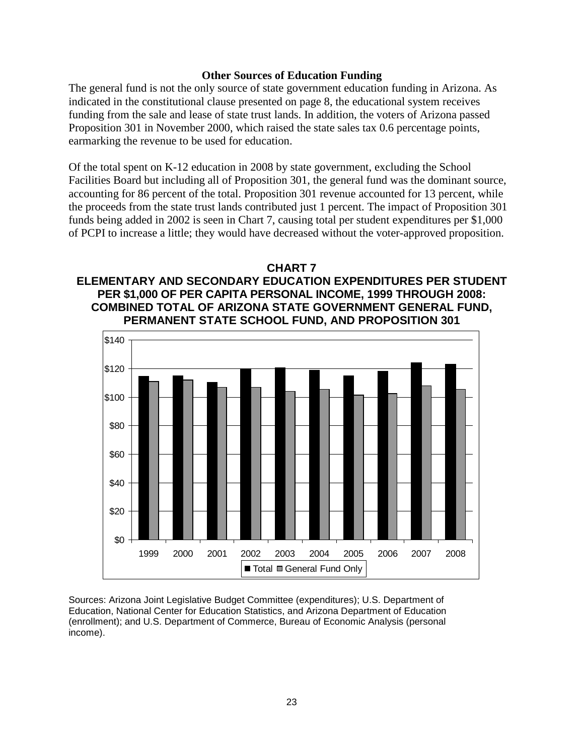### Other Sources of Education Funding

The general fund is not the only source of state government education funding in Arizona. As indicated in the constitutional clause presented on page 8, the educational system receives funding from the sale and lease of state trust lands. In addition, the voters of Arizona passed Proposition 301 in November 2000, which raised the state sales tax 0.6 percentage points, earmarking the revenue to be used for education.

Of the total spent on K-12 education in 2008 by state government, excluding the School Facilities Board but including all of Proposition 301, the general fund was the dominant source, accounting for 86 percent of the total. Proposition 301 revenue accounted for 13 percent, while the proceeds from the state trust lands contributed just 1 percent. The impact of Proposition 301 funds being added in 2002 is seen in Chart 7, causing total per student expenditures per $1,000 of PCPI to increase a little; they would have decreased without the voter-approved proposition.

**CHART 7**
**ELEMENTARY AND SECONDARY EDUCATION EXPENDITURES PER STUDENT PER $1,000 OF PER CAPITA PERSONAL INCOME, 1999 THROUGH 2008: COMBINED TOTAL OF ARIZONA STATE GOVERNMENT GENERAL FUND, PERMANENT STATE SCHOOL FUND, AND PROPOSITION 301**

Sources: Arizona Joint Legislative Budget Committee (expenditures); U.S. Department of Education, National Center for Education Statistics, and Arizona Department of Education (enrollment); and U.S. Department of Commerce, Bureau of Economic Analysis (personal income).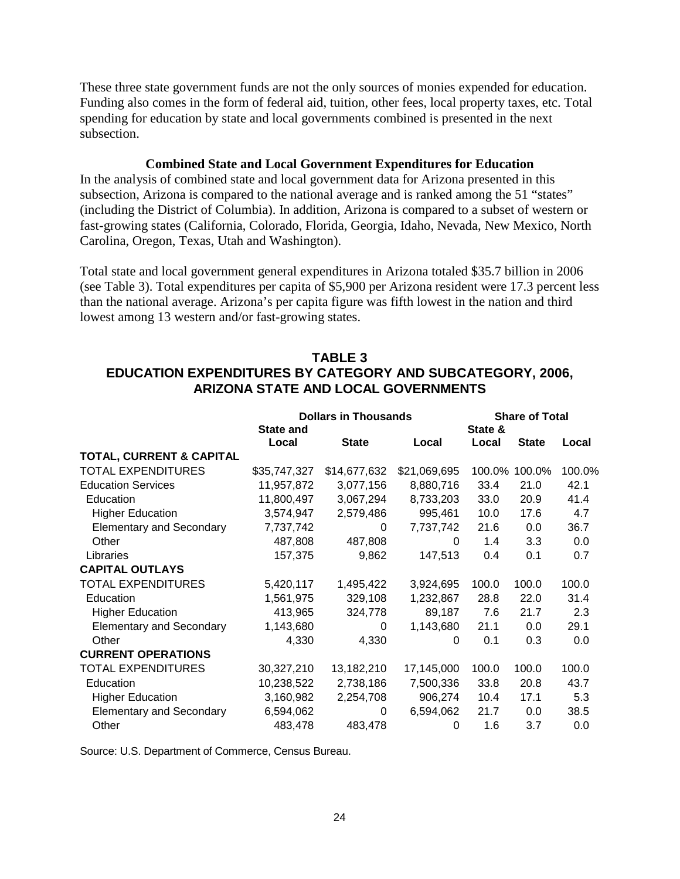These three state government funds are not the only sources of monies expended for education. Funding also comes in the form of federal aid, tuition, other fees, local property taxes, etc. Total spending for education by state and local governments combined is presented in the next subsection.

### Combined State and Local Government Expenditures for Education

In the analysis of combined state and local government data for Arizona presented in this subsection, Arizona is compared to the national average and is ranked among the 51 "states" (including the District of Columbia). In addition, Arizona is compared to a subset of western or fast-growing states (California, Colorado, Florida, Georgia, Idaho, Nevada, New Mexico, North Carolina, Oregon, Texas, Utah and Washington).

Total state and local government general expenditures in Arizona totaled $35.7 billion in 2006 (see Table 3). Total expenditures per capita of $5,900 per Arizona resident were 17.3 percent less than the national average. Arizona's per capita figure was fifth lowest in the nation and third lowest among 13 western and/or fast-growing states.

**TABLE 3**
**EDUCATION EXPENDITURES BY CATEGORY AND SUBCATEGORY, 2006, ARIZONA STATE AND LOCAL GOVERNMENTS**

| | Dollars in Thousands | | | Share of Total | | |
|---|---|---|---|---|---|---|
| | State and Local | State | Local | State & Local | State | Local |
| **TOTAL, CURRENT & CAPITAL** | | | | | | |
| TOTAL EXPENDITURES | $35,747,327 | $14,677,632 | $21,069,695 | 100.0% | 100.0% | 100.0% |
| Education Services | 11,957,872 | 3,077,156 | 8,880,716 | 33.4 | 21.0 | 42.1 |
| Education | 11,800,497 | 3,067,294 | 8,733,203 | 33.0 | 20.9 | 41.4 |
| Higher Education | 3,574,947 | 2,579,486 | 995,461 | 10.0 | 17.6 | 4.7 |
| Elementary and Secondary | 7,737,742 | 0 | 7,737,742 | 21.6 | 0.0 | 36.7 |
| Other | 487,808 | 487,808 | 0 | 1.4 | 3.3 | 0.0 |
| Libraries | 157,375 | 9,862 | 147,513 | 0.4 | 0.1 | 0.7 |
| **CAPITAL OUTLAYS** | | | | | | |
| TOTAL EXPENDITURES | 5,420,117 | 1,495,422 | 3,924,695 | 100.0 | 100.0 | 100.0 |
| Education | 1,561,975 | 329,108 | 1,232,867 | 28.8 | 22.0 | 31.4 |
| Higher Education | 413,965 | 324,778 | 89,187 | 7.6 | 21.7 | 2.3 |
| Elementary and Secondary | 1,143,680 | 0 | 1,143,680 | 21.1 | 0.0 | 29.1 |
| Other | 4,330 | 4,330 | 0 | 0.1 | 0.3 | 0.0 |
| **CURRENT OPERATIONS** | | | | | | |
| TOTAL EXPENDITURES | 30,327,210 | 13,182,210 | 17,145,000 | 100.0 | 100.0 | 100.0 |
| Education | 10,238,522 | 2,738,186 | 7,500,336 | 33.8 | 20.8 | 43.7 |
| Higher Education | 3,160,982 | 2,254,708 | 906,274 | 10.4 | 17.1 | 5.3 |
| Elementary and Secondary | 6,594,062 | 0 | 6,594,062 | 21.7 | 0.0 | 38.5 |
| Other | 483,478 | 483,478 | 0 | 1.6 | 3.7 | 0.0 |

Source: U.S. Department of Commerce, Census Bureau.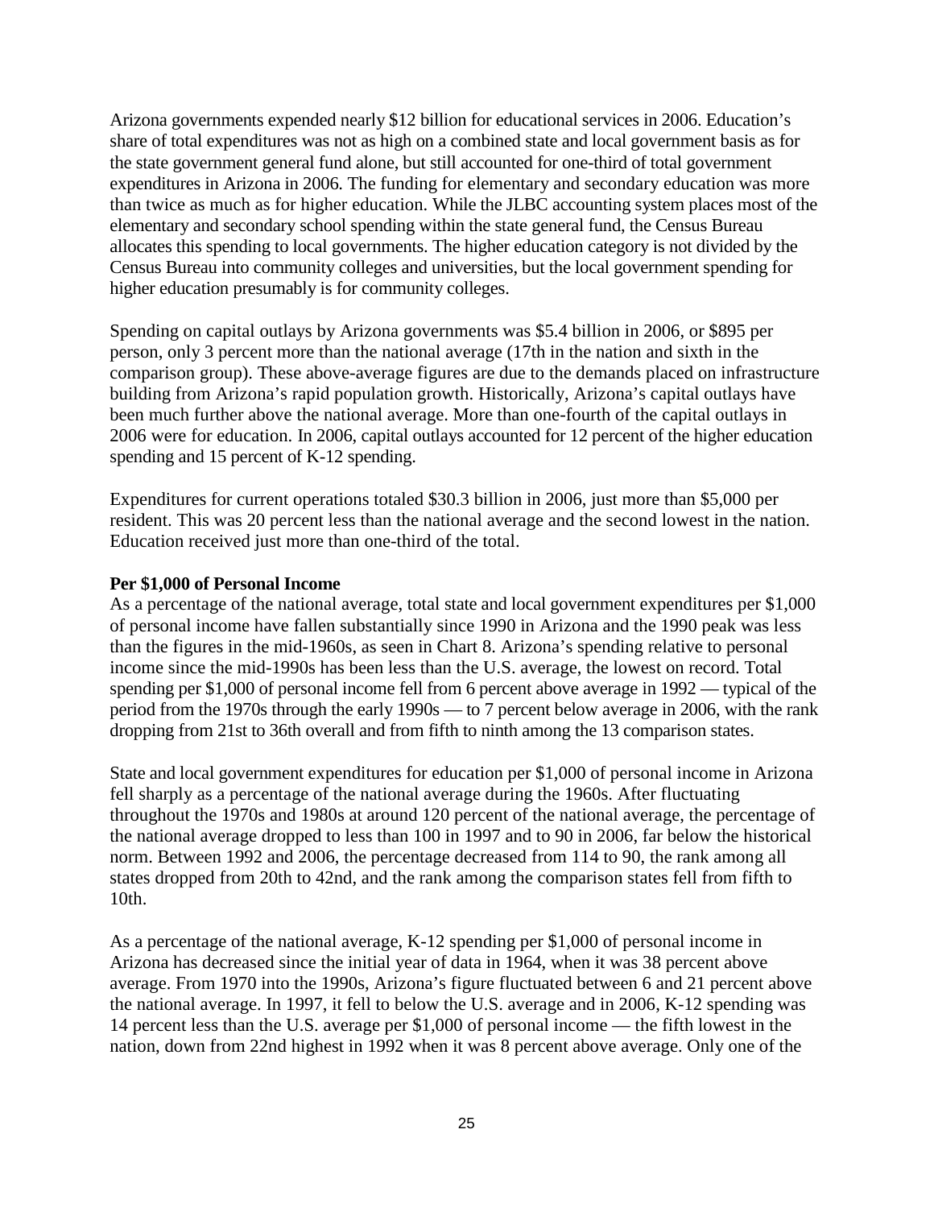Arizona governments expended nearly $12 billion for educational services in 2006. Education's share of total expenditures was not as high on a combined state and local government basis as for the state government general fund alone, but still accounted for one-third of total government expenditures in Arizona in 2006. The funding for elementary and secondary education was more than twice as much as for higher education. While the JLBC accounting system places most of the elementary and secondary school spending within the state general fund, the Census Bureau allocates this spending to local governments. The higher education category is not divided by the Census Bureau into community colleges and universities, but the local government spending for higher education presumably is for community colleges.

Spending on capital outlays by Arizona governments was $5.4 billion in 2006, or $895 per person, only 3 percent more than the national average (17th in the nation and sixth in the comparison group). These above-average figures are due to the demands placed on infrastructure building from Arizona's rapid population growth. Historically, Arizona's capital outlays have been much further above the national average. More than one-fourth of the capital outlays in 2006 were for education. In 2006, capital outlays accounted for 12 percent of the higher education spending and 15 percent of K-12 spending.

Expenditures for current operations totaled $30.3 billion in 2006, just more than $5,000 per resident. This was 20 percent less than the national average and the second lowest in the nation. Education received just more than one-third of the total.

**Per $1,000 of Personal Income**

As a percentage of the national average, total state and local government expenditures per $1,000 of personal income have fallen substantially since 1990 in Arizona and the 1990 peak was less than the figures in the mid-1960s, as seen in Chart 8. Arizona's spending relative to personal income since the mid-1990s has been less than the U.S. average, the lowest on record. Total spending per $1,000 of personal income fell from 6 percent above average in 1992 — typical of the period from the 1970s through the early 1990s — to 7 percent below average in 2006, with the rank dropping from 21st to 36th overall and from fifth to ninth among the 13 comparison states.

State and local government expenditures for education per $1,000 of personal income in Arizona fell sharply as a percentage of the national average during the 1960s. After fluctuating throughout the 1970s and 1980s at around 120 percent of the national average, the percentage of the national average dropped to less than 100 in 1997 and to 90 in 2006, far below the historical norm. Between 1992 and 2006, the percentage decreased from 114 to 90, the rank among all states dropped from 20th to 42nd, and the rank among the comparison states fell from fifth to 10th.

As a percentage of the national average, K-12 spending per $1,000 of personal income in Arizona has decreased since the initial year of data in 1964, when it was 38 percent above average. From 1970 into the 1990s, Arizona's figure fluctuated between 6 and 21 percent above the national average. In 1997, it fell to below the U.S. average and in 2006, K-12 spending was 14 percent less than the U.S. average per $1,000 of personal income — the fifth lowest in the nation, down from 22nd highest in 1992 when it was 8 percent above average. Only one of the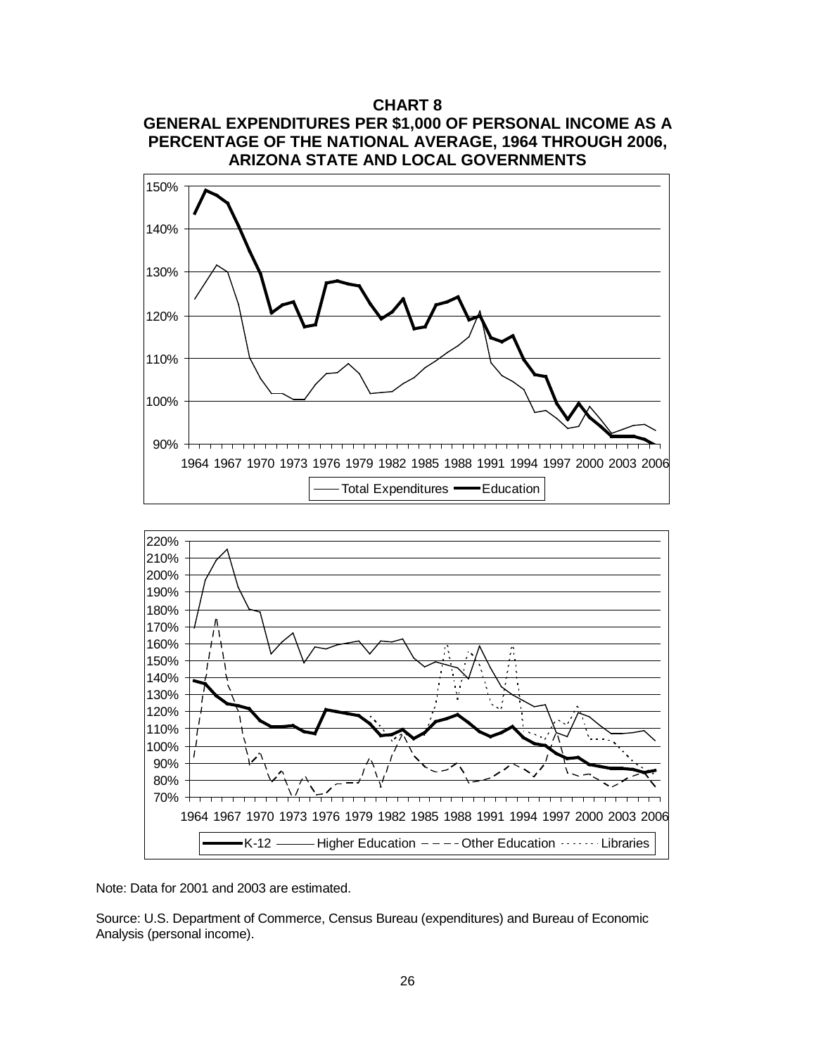**CHART 8**
**GENERAL EXPENDITURES PER $1,000 OF PERSONAL INCOME AS A PERCENTAGE OF THE NATIONAL AVERAGE, 1964 THROUGH 2006, ARIZONA STATE AND LOCAL GOVERNMENTS**

Note: Data for 2001 and 2003 are estimated.

Source: U.S. Department of Commerce, Census Bureau (expenditures) and Bureau of Economic Analysis (personal income).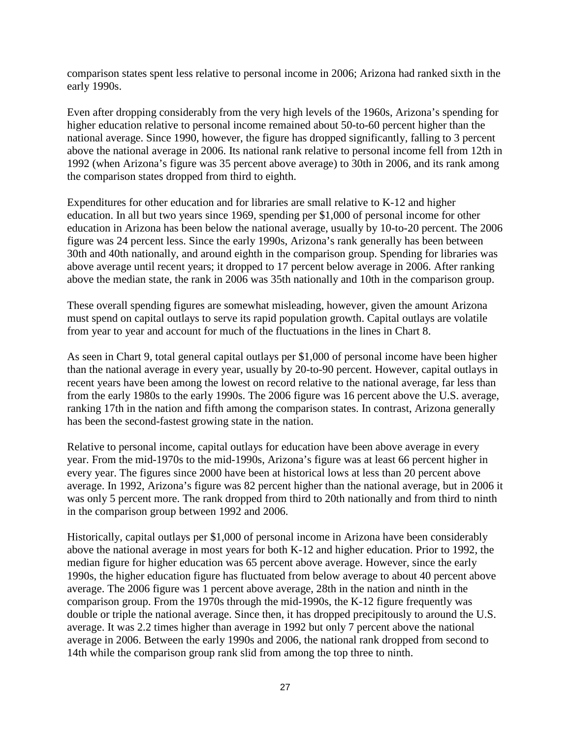comparison states spent less relative to personal income in 2006; Arizona had ranked sixth in the early 1990s.

Even after dropping considerably from the very high levels of the 1960s, Arizona's spending for higher education relative to personal income remained about 50-to-60 percent higher than the national average. Since 1990, however, the figure has dropped significantly, falling to 3 percent above the national average in 2006. Its national rank relative to personal income fell from 12th in 1992 (when Arizona's figure was 35 percent above average) to 30th in 2006, and its rank among the comparison states dropped from third to eighth.

Expenditures for other education and for libraries are small relative to K-12 and higher education. In all but two years since 1969, spending per $1,000 of personal income for other education in Arizona has been below the national average, usually by 10-to-20 percent. The 2006 figure was 24 percent less. Since the early 1990s, Arizona's rank generally has been between 30th and 40th nationally, and around eighth in the comparison group. Spending for libraries was above average until recent years; it dropped to 17 percent below average in 2006. After ranking above the median state, the rank in 2006 was 35th nationally and 10th in the comparison group.

These overall spending figures are somewhat misleading, however, given the amount Arizona must spend on capital outlays to serve its rapid population growth. Capital outlays are volatile from year to year and account for much of the fluctuations in the lines in Chart 8.

As seen in Chart 9, total general capital outlays per $1,000 of personal income have been higher than the national average in every year, usually by 20-to-90 percent. However, capital outlays in recent years have been among the lowest on record relative to the national average, far less than from the early 1980s to the early 1990s. The 2006 figure was 16 percent above the U.S. average, ranking 17th in the nation and fifth among the comparison states. In contrast, Arizona generally has been the second-fastest growing state in the nation.

Relative to personal income, capital outlays for education have been above average in every year. From the mid-1970s to the mid-1990s, Arizona's figure was at least 66 percent higher in every year. The figures since 2000 have been at historical lows at less than 20 percent above average. In 1992, Arizona's figure was 82 percent higher than the national average, but in 2006 it was only 5 percent more. The rank dropped from third to 20th nationally and from third to ninth in the comparison group between 1992 and 2006.

Historically, capital outlays per $1,000 of personal income in Arizona have been considerably above the national average in most years for both K-12 and higher education. Prior to 1992, the median figure for higher education was 65 percent above average. However, since the early 1990s, the higher education figure has fluctuated from below average to about 40 percent above average. The 2006 figure was 1 percent above average, 28th in the nation and ninth in the comparison group. From the 1970s through the mid-1990s, the K-12 figure frequently was double or triple the national average. Since then, it has dropped precipitously to around the U.S. average. It was 2.2 times higher than average in 1992 but only 7 percent above the national average in 2006. Between the early 1990s and 2006, the national rank dropped from second to 14th while the comparison group rank slid from among the top three to ninth.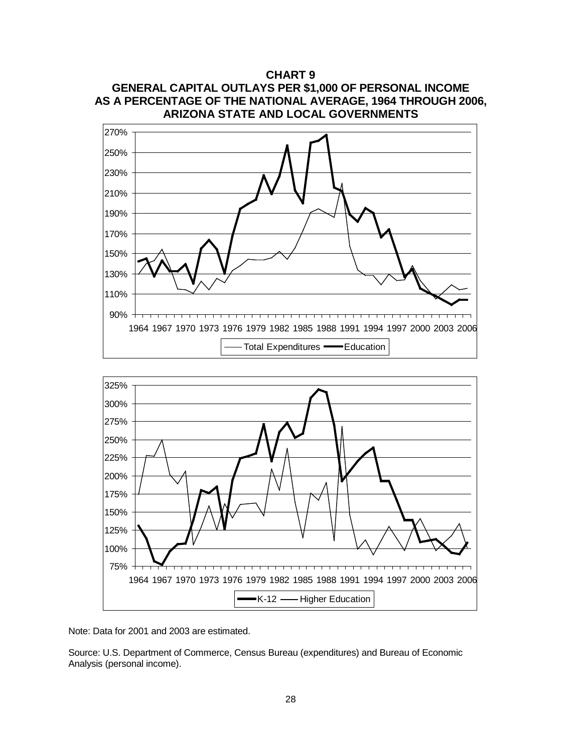**CHART 9**
**GENERAL CAPITAL OUTLAYS PER $1,000 OF PERSONAL INCOME AS A PERCENTAGE OF THE NATIONAL AVERAGE, 1964 THROUGH 2006, ARIZONA STATE AND LOCAL GOVERNMENTS**

Note: Data for 2001 and 2003 are estimated.

Source: U.S. Department of Commerce, Census Bureau (expenditures) and Bureau of Economic Analysis (personal income).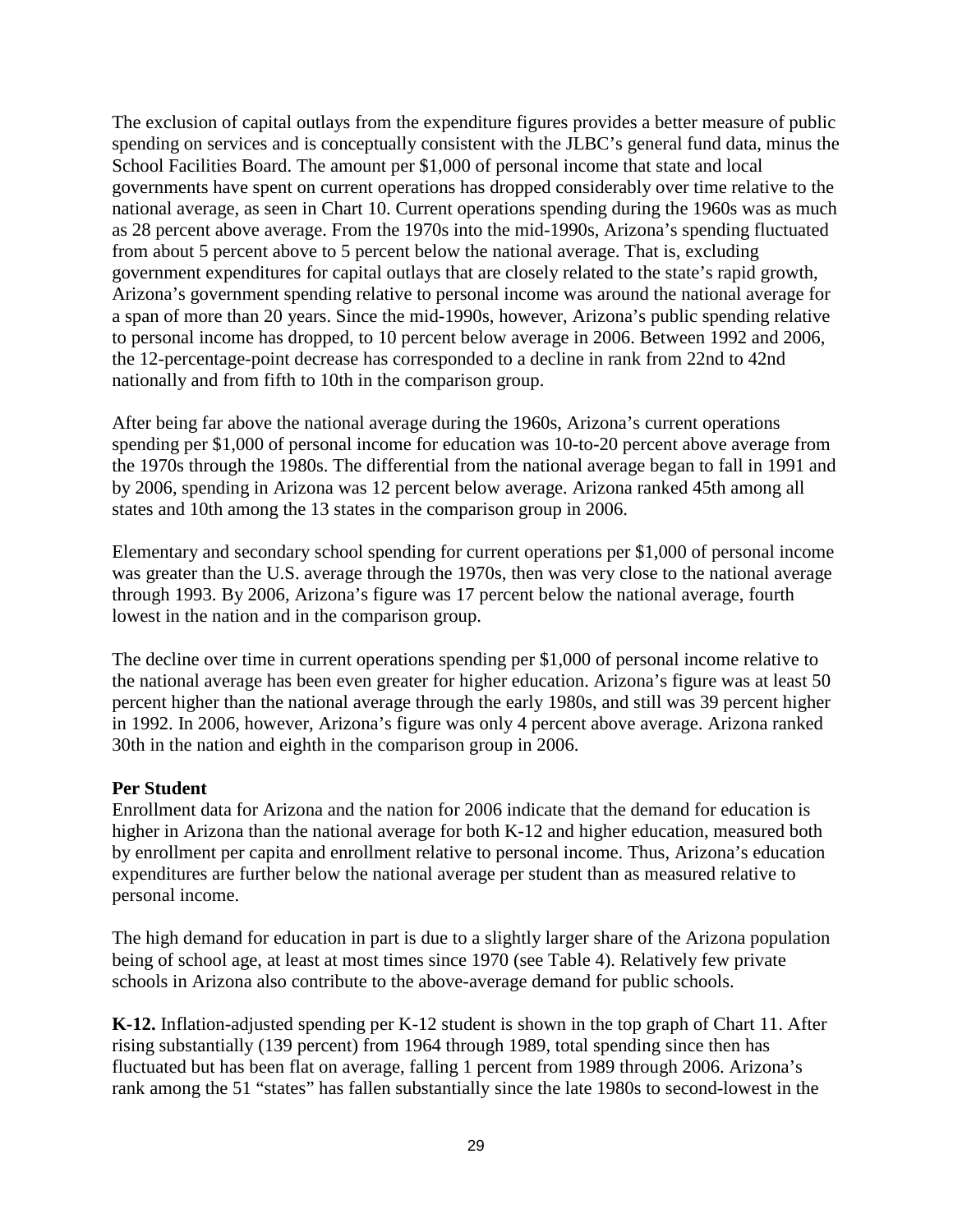The exclusion of capital outlays from the expenditure figures provides a better measure of public spending on services and is conceptually consistent with the JLBC's general fund data, minus the School Facilities Board. The amount per $1,000 of personal income that state and local governments have spent on current operations has dropped considerably over time relative to the national average, as seen in Chart 10. Current operations spending during the 1960s was as much as 28 percent above average. From the 1970s into the mid-1990s, Arizona's spending fluctuated from about 5 percent above to 5 percent below the national average. That is, excluding government expenditures for capital outlays that are closely related to the state's rapid growth, Arizona's government spending relative to personal income was around the national average for a span of more than 20 years. Since the mid-1990s, however, Arizona's public spending relative to personal income has dropped, to 10 percent below average in 2006. Between 1992 and 2006, the 12-percentage-point decrease has corresponded to a decline in rank from 22nd to 42nd nationally and from fifth to 10th in the comparison group.

After being far above the national average during the 1960s, Arizona's current operations spending per $1,000 of personal income for education was 10-to-20 percent above average from the 1970s through the 1980s. The differential from the national average began to fall in 1991 and by 2006, spending in Arizona was 12 percent below average. Arizona ranked 45th among all states and 10th among the 13 states in the comparison group in 2006.

Elementary and secondary school spending for current operations per $1,000 of personal income was greater than the U.S. average through the 1970s, then was very close to the national average through 1993. By 2006, Arizona's figure was 17 percent below the national average, fourth lowest in the nation and in the comparison group.

The decline over time in current operations spending per $1,000 of personal income relative to the national average has been even greater for higher education. Arizona's figure was at least 50 percent higher than the national average through the early 1980s, and still was 39 percent higher in 1992. In 2006, however, Arizona's figure was only 4 percent above average. Arizona ranked 30th in the nation and eighth in the comparison group in 2006.

**Per Student**

Enrollment data for Arizona and the nation for 2006 indicate that the demand for education is higher in Arizona than the national average for both K-12 and higher education, measured both by enrollment per capita and enrollment relative to personal income. Thus, Arizona's education expenditures are further below the national average per student than as measured relative to personal income.

The high demand for education in part is due to a slightly larger share of the Arizona population being of school age, at least at most times since 1970 (see Table 4). Relatively few private schools in Arizona also contribute to the above-average demand for public schools.

**K-12.** Inflation-adjusted spending per K-12 student is shown in the top graph of Chart 11. After rising substantially (139 percent) from 1964 through 1989, total spending since then has fluctuated but has been flat on average, falling 1 percent from 1989 through 2006. Arizona's rank among the 51 "states" has fallen substantially since the late 1980s to second-lowest in the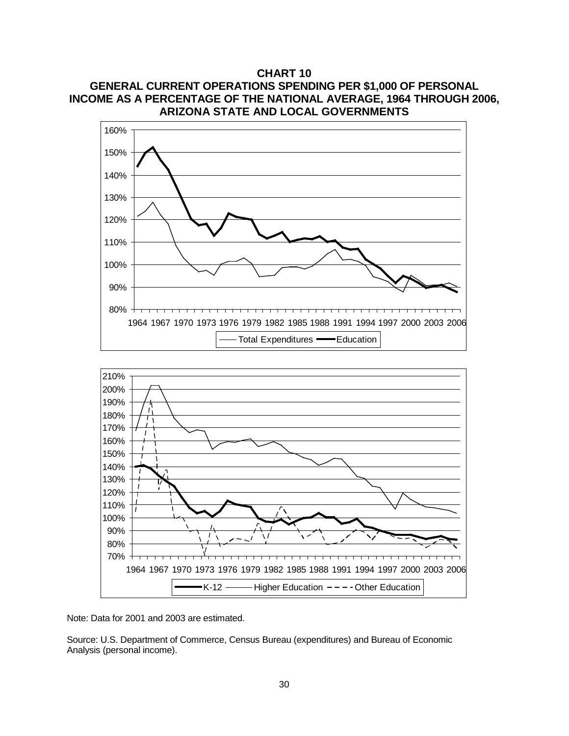**CHART 10**

**GENERAL CURRENT OPERATIONS SPENDING PER $1,000 OF PERSONAL INCOME AS A PERCENTAGE OF THE NATIONAL AVERAGE, 1964 THROUGH 2006, ARIZONA STATE AND LOCAL GOVERNMENTS**

Note: Data for 2001 and 2003 are estimated.

Source: U.S. Department of Commerce, Census Bureau (expenditures) and Bureau of Economic Analysis (personal income).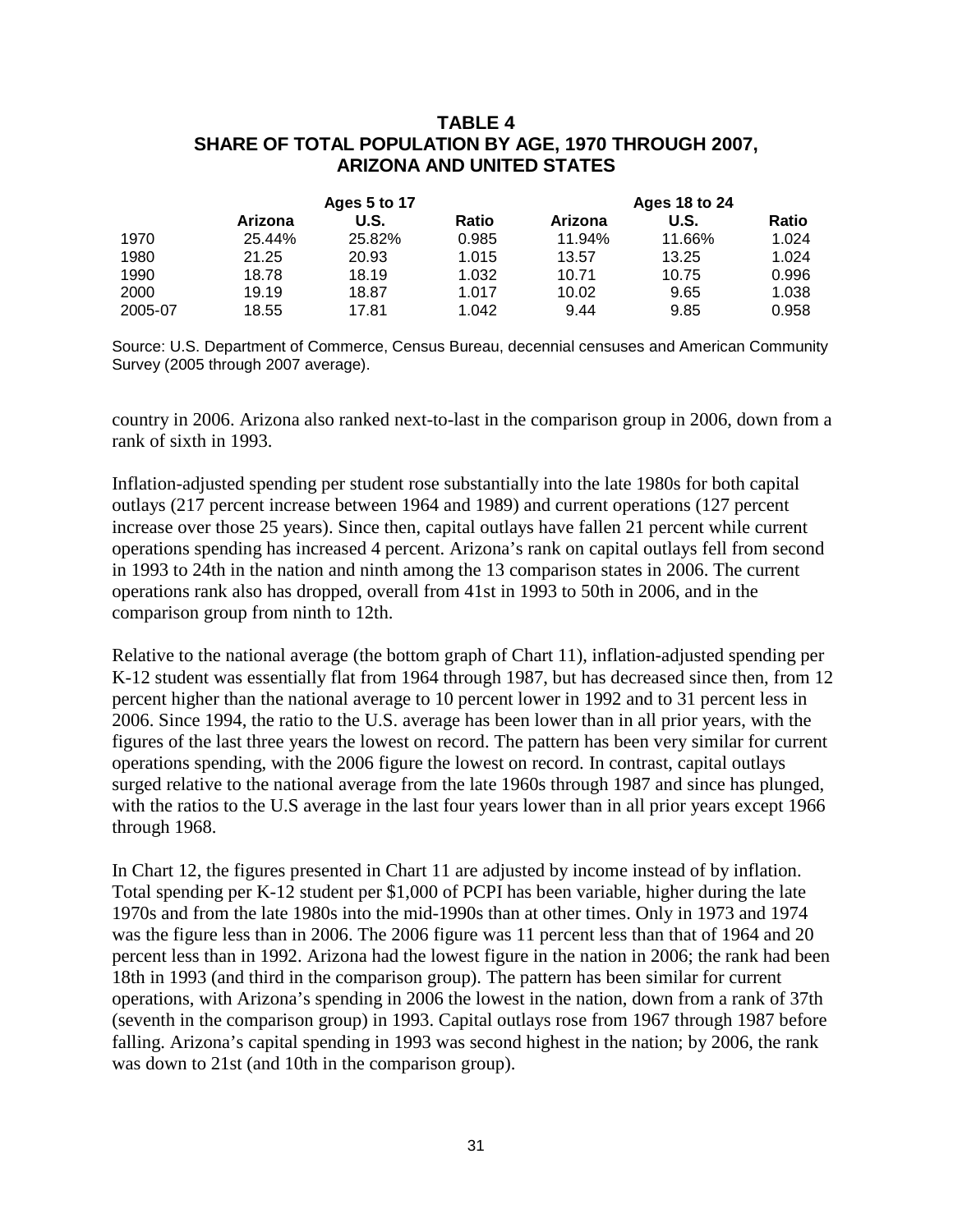### TABLE 4
### SHARE OF TOTAL POPULATION BY AGE, 1970 THROUGH 2007, ARIZONA AND UNITED STATES

| | Ages 5 to 17 | | | Ages 18 to 24 | | |
|---|---|---|---|---|---|---|
| | **Arizona** | **U.S.** | **Ratio** | **Arizona** | **U.S.** | **Ratio** |
| 1970 | 25.44% | 25.82% | 0.985 | 11.94% | 11.66% | 1.024 |
| 1980 | 21.25 | 20.93 | 1.015 | 13.57 | 13.25 | 1.024 |
| 1990 | 18.78 | 18.19 | 1.032 | 10.71 | 10.75 | 0.996 |
| 2000 | 19.19 | 18.87 | 1.017 | 10.02 | 9.65 | 1.038 |
| 2005-07 | 18.55 | 17.81 | 1.042 | 9.44 | 9.85 | 0.958 |

Source: U.S. Department of Commerce, Census Bureau, decennial censuses and American Community Survey (2005 through 2007 average).

country in 2006. Arizona also ranked next-to-last in the comparison group in 2006, down from a rank of sixth in 1993.

Inflation-adjusted spending per student rose substantially into the late 1980s for both capital outlays (217 percent increase between 1964 and 1989) and current operations (127 percent increase over those 25 years). Since then, capital outlays have fallen 21 percent while current operations spending has increased 4 percent. Arizona's rank on capital outlays fell from second in 1993 to 24th in the nation and ninth among the 13 comparison states in 2006. The current operations rank also has dropped, overall from 41st in 1993 to 50th in 2006, and in the comparison group from ninth to 12th.

Relative to the national average (the bottom graph of Chart 11), inflation-adjusted spending per K-12 student was essentially flat from 1964 through 1987, but has decreased since then, from 12 percent higher than the national average to 10 percent lower in 1992 and to 31 percent less in 2006. Since 1994, the ratio to the U.S. average has been lower than in all prior years, with the figures of the last three years the lowest on record. The pattern has been very similar for current operations spending, with the 2006 figure the lowest on record. In contrast, capital outlays surged relative to the national average from the late 1960s through 1987 and since has plunged, with the ratios to the U.S average in the last four years lower than in all prior years except 1966 through 1968.

In Chart 12, the figures presented in Chart 11 are adjusted by income instead of by inflation. Total spending per K-12 student per $1,000 of PCPI has been variable, higher during the late 1970s and from the late 1980s into the mid-1990s than at other times. Only in 1973 and 1974 was the figure less than in 2006. The 2006 figure was 11 percent less than that of 1964 and 20 percent less than in 1992. Arizona had the lowest figure in the nation in 2006; the rank had been 18th in 1993 (and third in the comparison group). The pattern has been similar for current operations, with Arizona's spending in 2006 the lowest in the nation, down from a rank of 37th (seventh in the comparison group) in 1993. Capital outlays rose from 1967 through 1987 before falling. Arizona's capital spending in 1993 was second highest in the nation; by 2006, the rank was down to 21st (and 10th in the comparison group).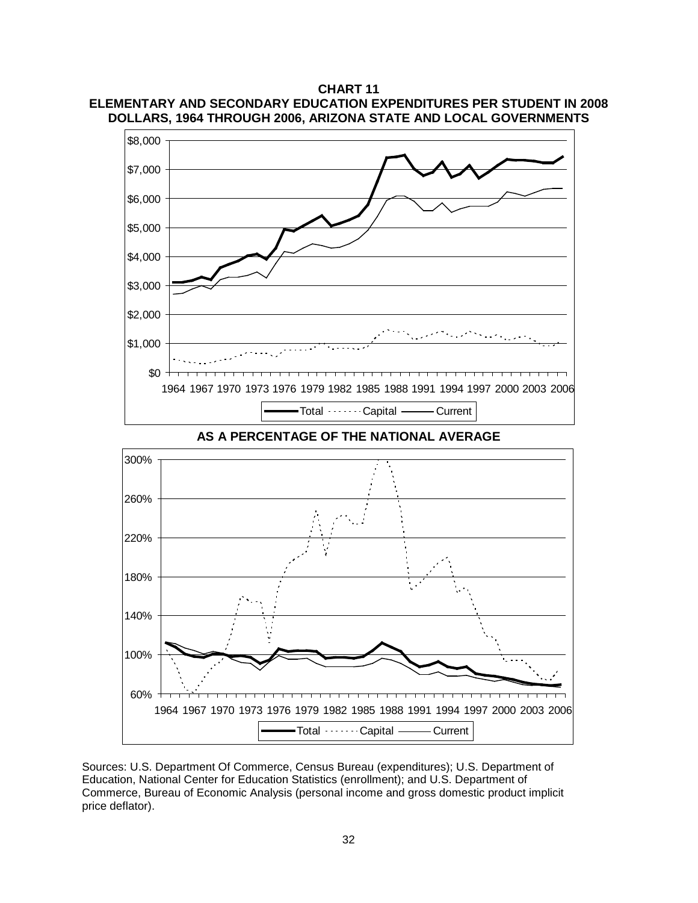**CHART 11**
**ELEMENTARY AND SECONDARY EDUCATION EXPENDITURES PER STUDENT IN 2008 DOLLARS, 1964 THROUGH 2006, ARIZONA STATE AND LOCAL GOVERNMENTS**

**AS A PERCENTAGE OF THE NATIONAL AVERAGE**

Sources: U.S. Department Of Commerce, Census Bureau (expenditures); U.S. Department of Education, National Center for Education Statistics (enrollment); and U.S. Department of Commerce, Bureau of Economic Analysis (personal income and gross domestic product implicit price deflator).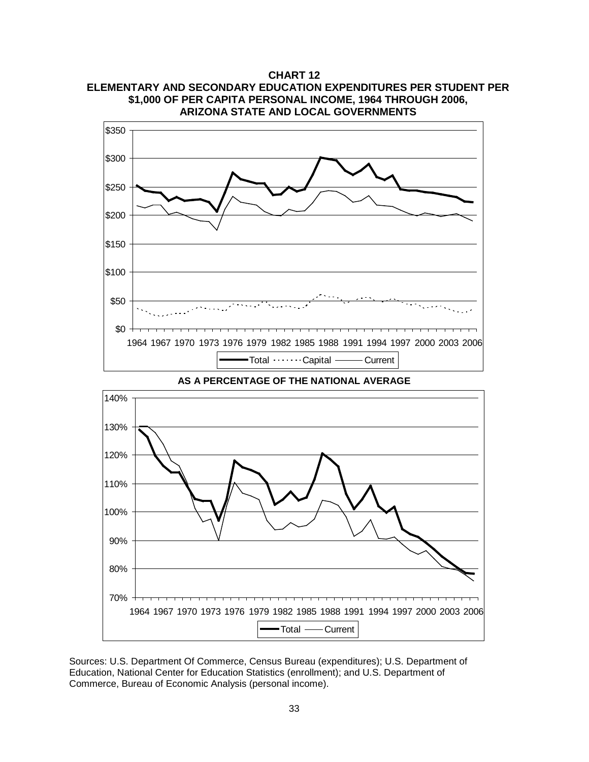**CHART 12**
**ELEMENTARY AND SECONDARY EDUCATION EXPENDITURES PER STUDENT PER \$1,000 OF PER CAPITA PERSONAL INCOME, 1964 THROUGH 2006, ARIZONA STATE AND LOCAL GOVERNMENTS**

**AS A PERCENTAGE OF THE NATIONAL AVERAGE**

Sources: U.S. Department Of Commerce, Census Bureau (expenditures); U.S. Department of Education, National Center for Education Statistics (enrollment); and U.S. Department of Commerce, Bureau of Economic Analysis (personal income).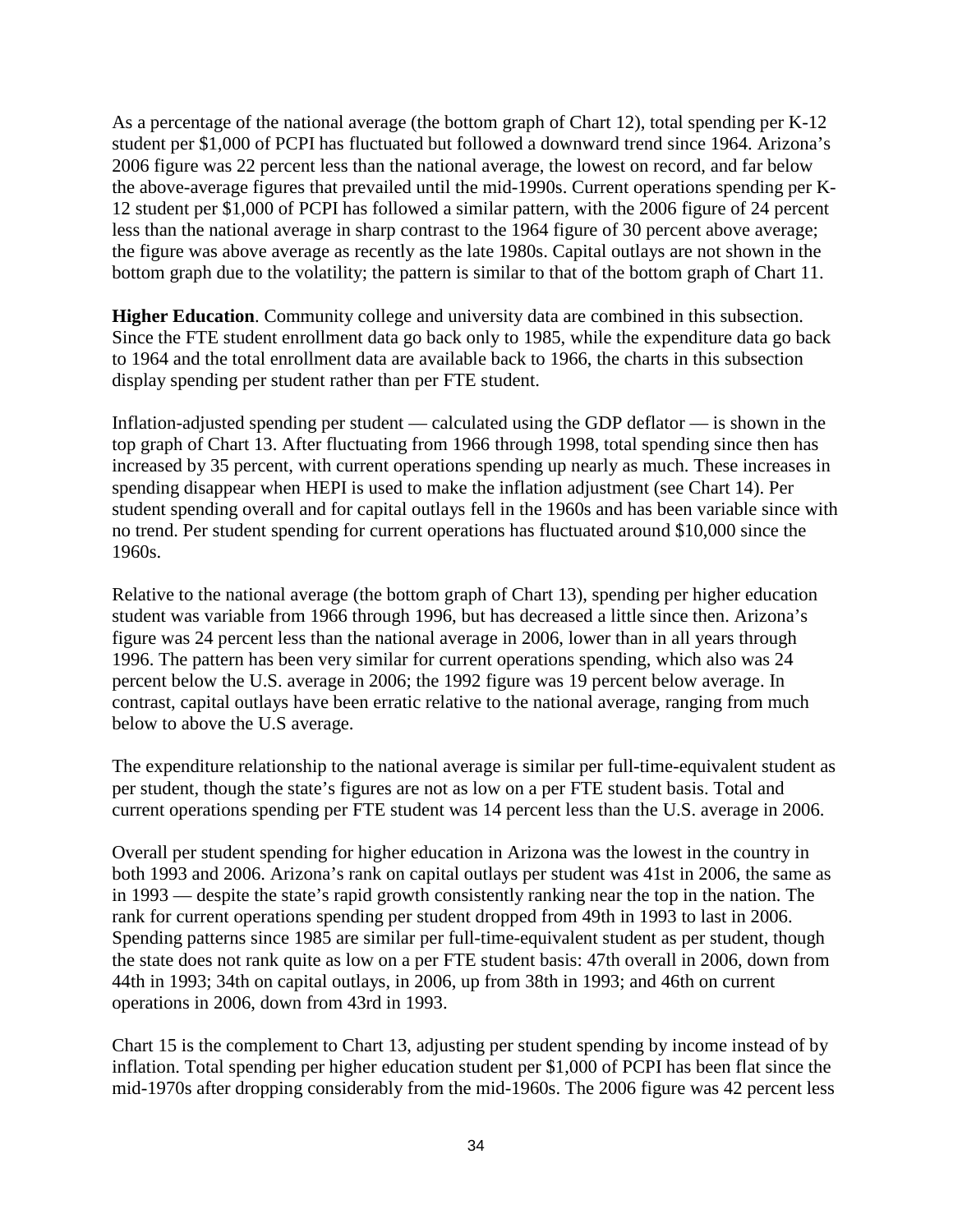As a percentage of the national average (the bottom graph of Chart 12), total spending per K-12 student per $1,000 of PCPI has fluctuated but followed a downward trend since 1964. Arizona's 2006 figure was 22 percent less than the national average, the lowest on record, and far below the above-average figures that prevailed until the mid-1990s. Current operations spending per K-12 student per $1,000 of PCPI has followed a similar pattern, with the 2006 figure of 24 percent less than the national average in sharp contrast to the 1964 figure of 30 percent above average; the figure was above average as recently as the late 1980s. Capital outlays are not shown in the bottom graph due to the volatility; the pattern is similar to that of the bottom graph of Chart 11.

**Higher Education**. Community college and university data are combined in this subsection. Since the FTE student enrollment data go back only to 1985, while the expenditure data go back to 1964 and the total enrollment data are available back to 1966, the charts in this subsection display spending per student rather than per FTE student.

Inflation-adjusted spending per student — calculated using the GDP deflator — is shown in the top graph of Chart 13. After fluctuating from 1966 through 1998, total spending since then has increased by 35 percent, with current operations spending up nearly as much. These increases in spending disappear when HEPI is used to make the inflation adjustment (see Chart 14). Per student spending overall and for capital outlays fell in the 1960s and has been variable since with no trend. Per student spending for current operations has fluctuated around $10,000 since the 1960s.

Relative to the national average (the bottom graph of Chart 13), spending per higher education student was variable from 1966 through 1996, but has decreased a little since then. Arizona's figure was 24 percent less than the national average in 2006, lower than in all years through 1996. The pattern has been very similar for current operations spending, which also was 24 percent below the U.S. average in 2006; the 1992 figure was 19 percent below average. In contrast, capital outlays have been erratic relative to the national average, ranging from much below to above the U.S average.

The expenditure relationship to the national average is similar per full-time-equivalent student as per student, though the state's figures are not as low on a per FTE student basis. Total and current operations spending per FTE student was 14 percent less than the U.S. average in 2006.

Overall per student spending for higher education in Arizona was the lowest in the country in both 1993 and 2006. Arizona's rank on capital outlays per student was 41st in 2006, the same as in 1993 — despite the state's rapid growth consistently ranking near the top in the nation. The rank for current operations spending per student dropped from 49th in 1993 to last in 2006. Spending patterns since 1985 are similar per full-time-equivalent student as per student, though the state does not rank quite as low on a per FTE student basis: 47th overall in 2006, down from 44th in 1993; 34th on capital outlays, in 2006, up from 38th in 1993; and 46th on current operations in 2006, down from 43rd in 1993.

Chart 15 is the complement to Chart 13, adjusting per student spending by income instead of by inflation. Total spending per higher education student per $1,000 of PCPI has been flat since the mid-1970s after dropping considerably from the mid-1960s. The 2006 figure was 42 percent less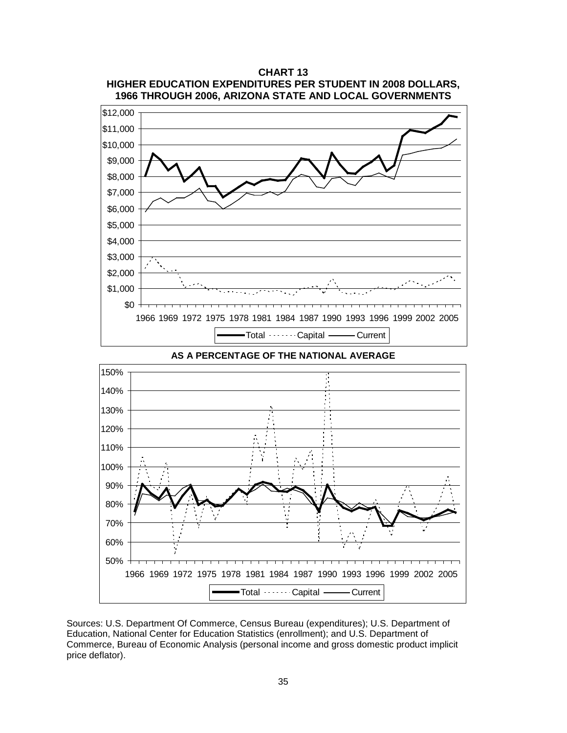**CHART 13**
**HIGHER EDUCATION EXPENDITURES PER STUDENT IN 2008 DOLLARS, 1966 THROUGH 2006, ARIZONA STATE AND LOCAL GOVERNMENTS**

**AS A PERCENTAGE OF THE NATIONAL AVERAGE**

Sources: U.S. Department Of Commerce, Census Bureau (expenditures); U.S. Department of Education, National Center for Education Statistics (enrollment); and U.S. Department of Commerce, Bureau of Economic Analysis (personal income and gross domestic product implicit price deflator).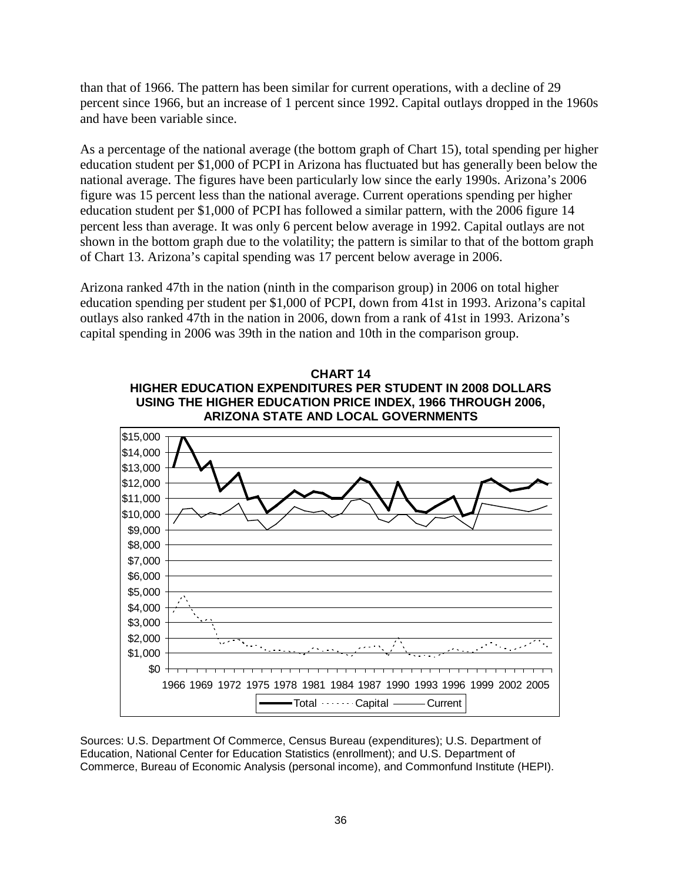than that of 1966. The pattern has been similar for current operations, with a decline of 29 percent since 1966, but an increase of 1 percent since 1992. Capital outlays dropped in the 1960s and have been variable since.

As a percentage of the national average (the bottom graph of Chart 15), total spending per higher education student per $1,000 of PCPI in Arizona has fluctuated but has generally been below the national average. The figures have been particularly low since the early 1990s. Arizona's 2006 figure was 15 percent less than the national average. Current operations spending per higher education student per $1,000 of PCPI has followed a similar pattern, with the 2006 figure 14 percent less than average. It was only 6 percent below average in 1992. Capital outlays are not shown in the bottom graph due to the volatility; the pattern is similar to that of the bottom graph of Chart 13. Arizona's capital spending was 17 percent below average in 2006.

Arizona ranked 47th in the nation (ninth in the comparison group) in 2006 on total higher education spending per student per $1,000 of PCPI, down from 41st in 1993. Arizona's capital outlays also ranked 47th in the nation in 2006, down from a rank of 41st in 1993. Arizona's capital spending in 2006 was 39th in the nation and 10th in the comparison group.

**CHART 14**
**HIGHER EDUCATION EXPENDITURES PER STUDENT IN 2008 DOLLARS USING THE HIGHER EDUCATION PRICE INDEX, 1966 THROUGH 2006, ARIZONA STATE AND LOCAL GOVERNMENTS**

Sources: U.S. Department Of Commerce, Census Bureau (expenditures); U.S. Department of Education, National Center for Education Statistics (enrollment); and U.S. Department of Commerce, Bureau of Economic Analysis (personal income), and Commonfund Institute (HEPI).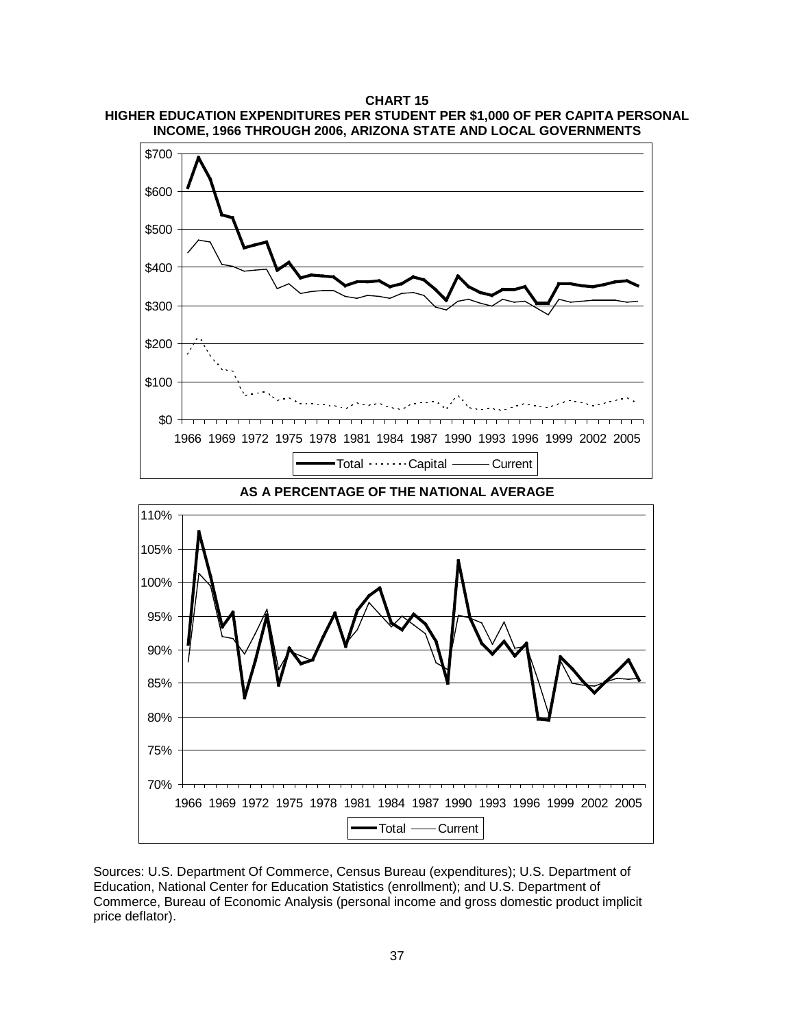**CHART 15**
**HIGHER EDUCATION EXPENDITURES PER STUDENT PER $1,000 OF PER CAPITA PERSONAL INCOME, 1966 THROUGH 2006, ARIZONA STATE AND LOCAL GOVERNMENTS**

**AS A PERCENTAGE OF THE NATIONAL AVERAGE**

Sources: U.S. Department Of Commerce, Census Bureau (expenditures); U.S. Department of Education, National Center for Education Statistics (enrollment); and U.S. Department of Commerce, Bureau of Economic Analysis (personal income and gross domestic product implicit price deflator).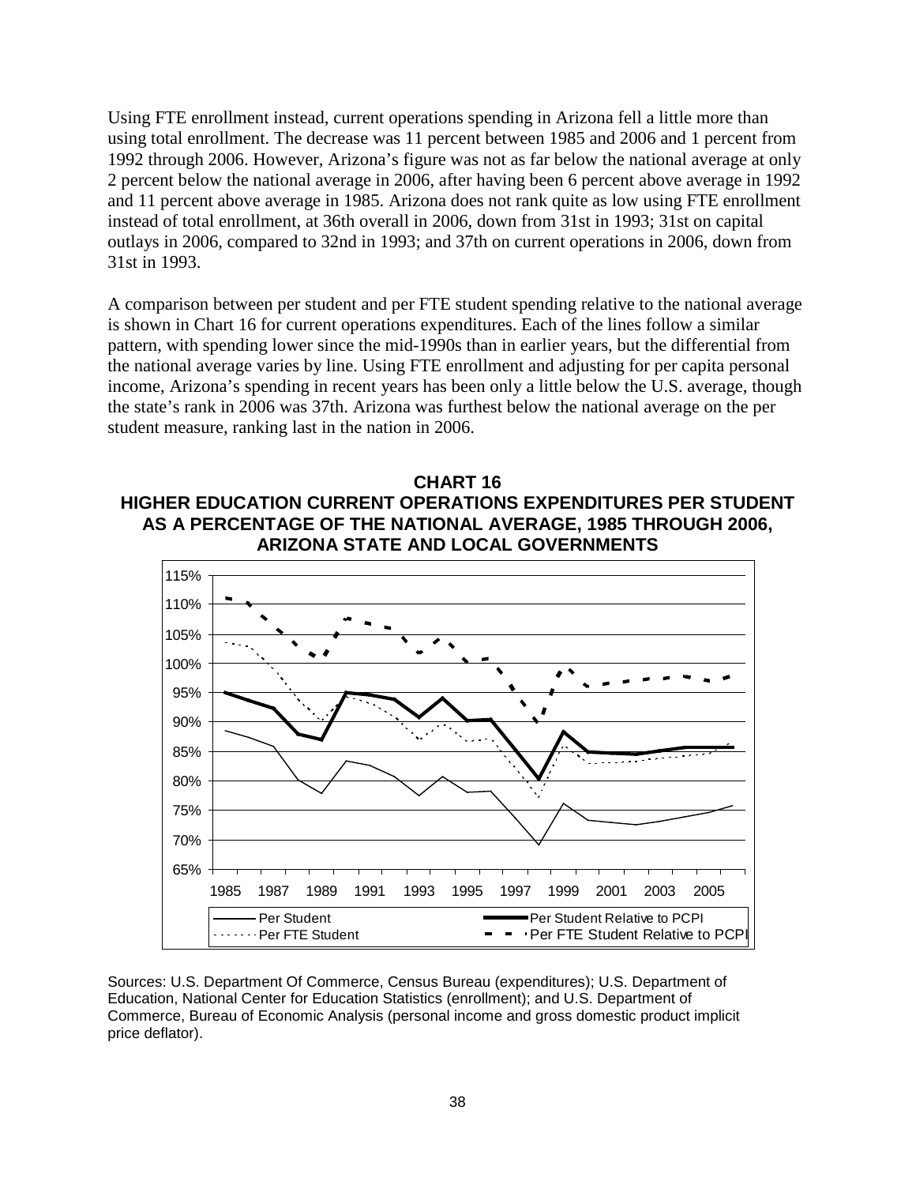Using FTE enrollment instead, current operations spending in Arizona fell a little more than using total enrollment. The decrease was 11 percent between 1985 and 2006 and 1 percent from 1992 through 2006. However, Arizona's figure was not as far below the national average at only 2 percent below the national average in 2006, after having been 6 percent above average in 1992 and 11 percent above average in 1985. Arizona does not rank quite as low using FTE enrollment instead of total enrollment, at 36th overall in 2006, down from 31st in 1993; 31st on capital outlays in 2006, compared to 32nd in 1993; and 37th on current operations in 2006, down from 31st in 1993.

A comparison between per student and per FTE student spending relative to the national average is shown in Chart 16 for current operations expenditures. Each of the lines follow a similar pattern, with spending lower since the mid-1990s than in earlier years, but the differential from the national average varies by line. Using FTE enrollment and adjusting for per capita personal income, Arizona's spending in recent years has been only a little below the U.S. average, though the state's rank in 2006 was 37th. Arizona was furthest below the national average on the per student measure, ranking last in the nation in 2006.

**CHART 16**
**HIGHER EDUCATION CURRENT OPERATIONS EXPENDITURES PER STUDENT AS A PERCENTAGE OF THE NATIONAL AVERAGE, 1985 THROUGH 2006, ARIZONA STATE AND LOCAL GOVERNMENTS**

Sources: U.S. Department Of Commerce, Census Bureau (expenditures); U.S. Department of Education, National Center for Education Statistics (enrollment); and U.S. Department of Commerce, Bureau of Economic Analysis (personal income and gross domestic product implicit price deflator).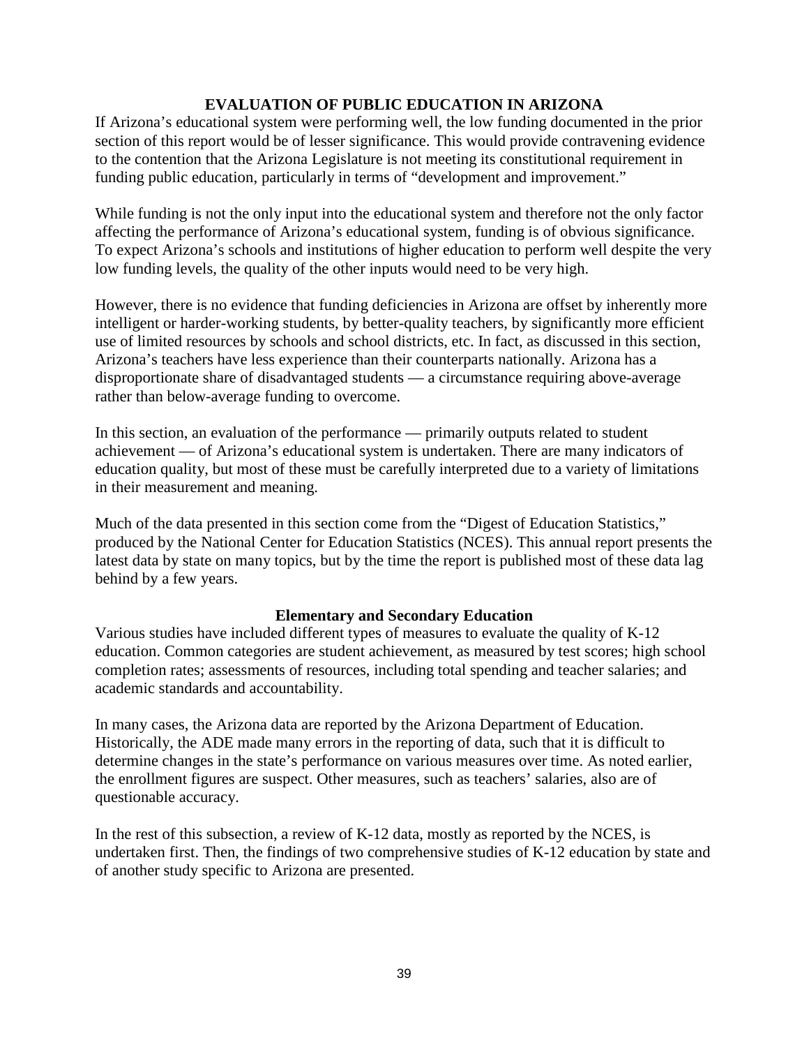## EVALUATION OF PUBLIC EDUCATION IN ARIZONA

If Arizona's educational system were performing well, the low funding documented in the prior section of this report would be of lesser significance. This would provide contravening evidence to the contention that the Arizona Legislature is not meeting its constitutional requirement in funding public education, particularly in terms of "development and improvement."

While funding is not the only input into the educational system and therefore not the only factor affecting the performance of Arizona's educational system, funding is of obvious significance. To expect Arizona's schools and institutions of higher education to perform well despite the very low funding levels, the quality of the other inputs would need to be very high.

However, there is no evidence that funding deficiencies in Arizona are offset by inherently more intelligent or harder-working students, by better-quality teachers, by significantly more efficient use of limited resources by schools and school districts, etc. In fact, as discussed in this section, Arizona's teachers have less experience than their counterparts nationally. Arizona has a disproportionate share of disadvantaged students — a circumstance requiring above-average rather than below-average funding to overcome.

In this section, an evaluation of the performance — primarily outputs related to student achievement — of Arizona's educational system is undertaken. There are many indicators of education quality, but most of these must be carefully interpreted due to a variety of limitations in their measurement and meaning.

Much of the data presented in this section come from the "Digest of Education Statistics," produced by the National Center for Education Statistics (NCES). This annual report presents the latest data by state on many topics, but by the time the report is published most of these data lag behind by a few years.

### Elementary and Secondary Education

Various studies have included different types of measures to evaluate the quality of K-12 education. Common categories are student achievement, as measured by test scores; high school completion rates; assessments of resources, including total spending and teacher salaries; and academic standards and accountability.

In many cases, the Arizona data are reported by the Arizona Department of Education. Historically, the ADE made many errors in the reporting of data, such that it is difficult to determine changes in the state's performance on various measures over time. As noted earlier, the enrollment figures are suspect. Other measures, such as teachers' salaries, also are of questionable accuracy.

In the rest of this subsection, a review of K-12 data, mostly as reported by the NCES, is undertaken first. Then, the findings of two comprehensive studies of K-12 education by state and of another study specific to Arizona are presented.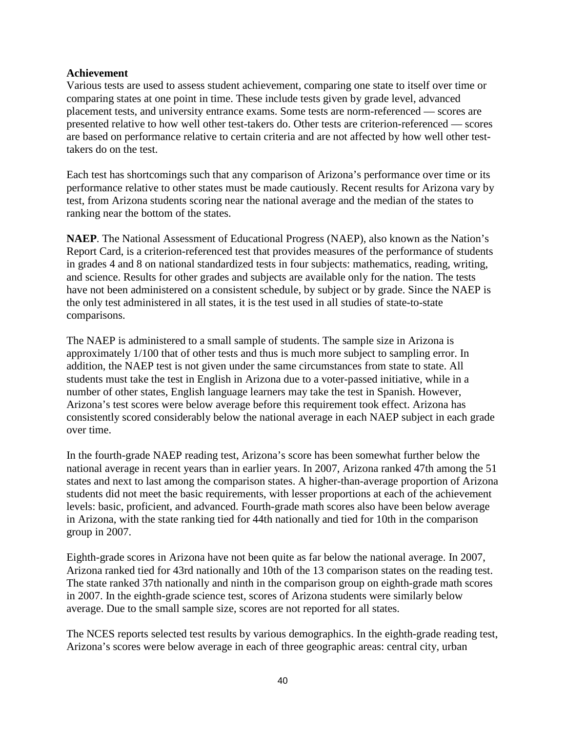**Achievement**

Various tests are used to assess student achievement, comparing one state to itself over time or comparing states at one point in time. These include tests given by grade level, advanced placement tests, and university entrance exams. Some tests are norm-referenced — scores are presented relative to how well other test-takers do. Other tests are criterion-referenced — scores are based on performance relative to certain criteria and are not affected by how well other test-takers do on the test.

Each test has shortcomings such that any comparison of Arizona's performance over time or its performance relative to other states must be made cautiously. Recent results for Arizona vary by test, from Arizona students scoring near the national average and the median of the states to ranking near the bottom of the states.

**NAEP**. The National Assessment of Educational Progress (NAEP), also known as the Nation's Report Card, is a criterion-referenced test that provides measures of the performance of students in grades 4 and 8 on national standardized tests in four subjects: mathematics, reading, writing, and science. Results for other grades and subjects are available only for the nation. The tests have not been administered on a consistent schedule, by subject or by grade. Since the NAEP is the only test administered in all states, it is the test used in all studies of state-to-state comparisons.

The NAEP is administered to a small sample of students. The sample size in Arizona is approximately 1/100 that of other tests and thus is much more subject to sampling error. In addition, the NAEP test is not given under the same circumstances from state to state. All students must take the test in English in Arizona due to a voter-passed initiative, while in a number of other states, English language learners may take the test in Spanish. However, Arizona's test scores were below average before this requirement took effect. Arizona has consistently scored considerably below the national average in each NAEP subject in each grade over time.

In the fourth-grade NAEP reading test, Arizona's score has been somewhat further below the national average in recent years than in earlier years. In 2007, Arizona ranked 47th among the 51 states and next to last among the comparison states. A higher-than-average proportion of Arizona students did not meet the basic requirements, with lesser proportions at each of the achievement levels: basic, proficient, and advanced. Fourth-grade math scores also have been below average in Arizona, with the state ranking tied for 44th nationally and tied for 10th in the comparison group in 2007.

Eighth-grade scores in Arizona have not been quite as far below the national average. In 2007, Arizona ranked tied for 43rd nationally and 10th of the 13 comparison states on the reading test. The state ranked 37th nationally and ninth in the comparison group on eighth-grade math scores in 2007. In the eighth-grade science test, scores of Arizona students were similarly below average. Due to the small sample size, scores are not reported for all states.

The NCES reports selected test results by various demographics. In the eighth-grade reading test, Arizona's scores were below average in each of three geographic areas: central city, urban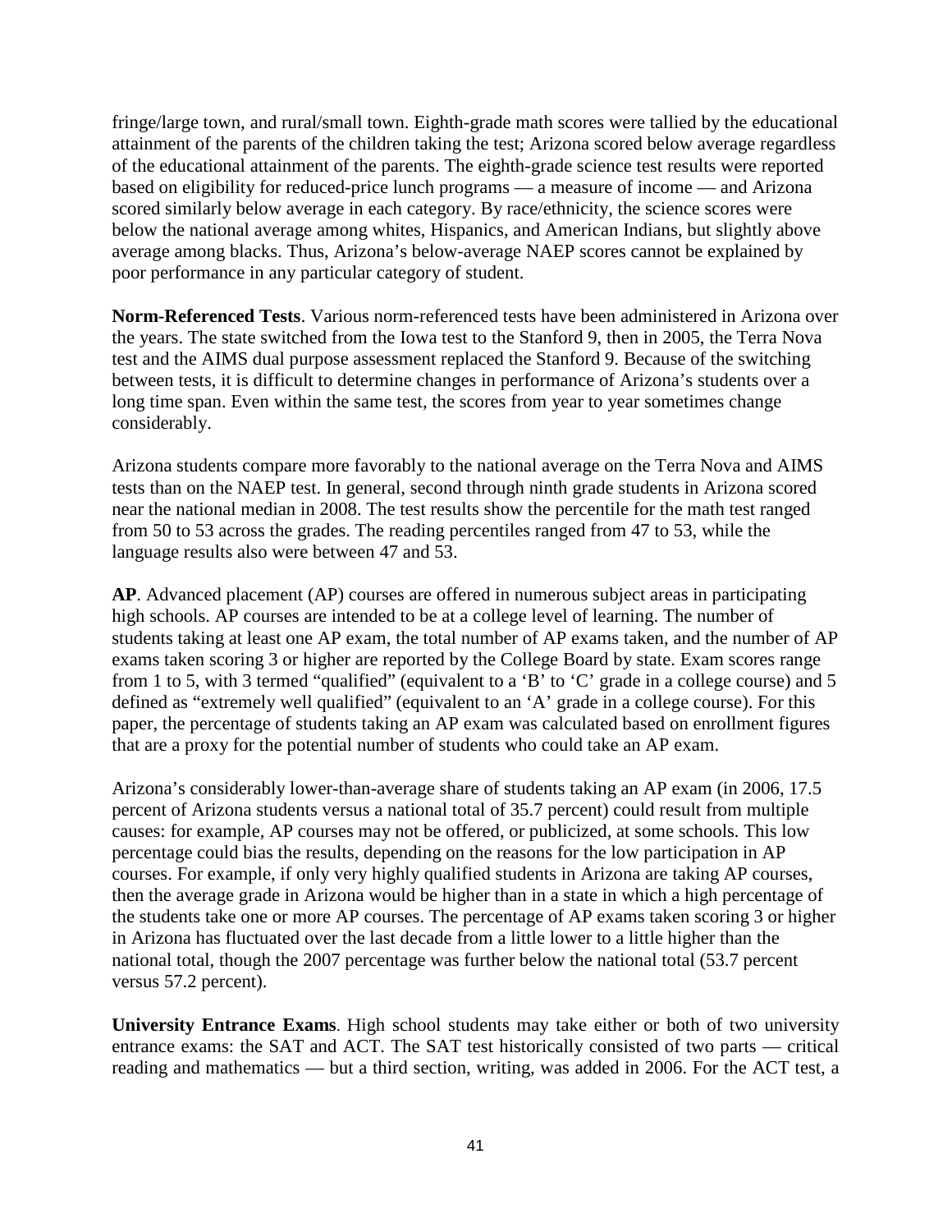fringe/large town, and rural/small town. Eighth-grade math scores were tallied by the educational attainment of the parents of the children taking the test; Arizona scored below average regardless of the educational attainment of the parents. The eighth-grade science test results were reported based on eligibility for reduced-price lunch programs — a measure of income — and Arizona scored similarly below average in each category. By race/ethnicity, the science scores were below the national average among whites, Hispanics, and American Indians, but slightly above average among blacks. Thus, Arizona's below-average NAEP scores cannot be explained by poor performance in any particular category of student.

**Norm-Referenced Tests**. Various norm-referenced tests have been administered in Arizona over the years. The state switched from the Iowa test to the Stanford 9, then in 2005, the Terra Nova test and the AIMS dual purpose assessment replaced the Stanford 9. Because of the switching between tests, it is difficult to determine changes in performance of Arizona's students over a long time span. Even within the same test, the scores from year to year sometimes change considerably.

Arizona students compare more favorably to the national average on the Terra Nova and AIMS tests than on the NAEP test. In general, second through ninth grade students in Arizona scored near the national median in 2008. The test results show the percentile for the math test ranged from 50 to 53 across the grades. The reading percentiles ranged from 47 to 53, while the language results also were between 47 and 53.

**AP**. Advanced placement (AP) courses are offered in numerous subject areas in participating high schools. AP courses are intended to be at a college level of learning. The number of students taking at least one AP exam, the total number of AP exams taken, and the number of AP exams taken scoring 3 or higher are reported by the College Board by state. Exam scores range from 1 to 5, with 3 termed "qualified" (equivalent to a 'B' to 'C' grade in a college course) and 5 defined as "extremely well qualified" (equivalent to an 'A' grade in a college course). For this paper, the percentage of students taking an AP exam was calculated based on enrollment figures that are a proxy for the potential number of students who could take an AP exam.

Arizona's considerably lower-than-average share of students taking an AP exam (in 2006, 17.5 percent of Arizona students versus a national total of 35.7 percent) could result from multiple causes: for example, AP courses may not be offered, or publicized, at some schools. This low percentage could bias the results, depending on the reasons for the low participation in AP courses. For example, if only very highly qualified students in Arizona are taking AP courses, then the average grade in Arizona would be higher than in a state in which a high percentage of the students take one or more AP courses. The percentage of AP exams taken scoring 3 or higher in Arizona has fluctuated over the last decade from a little lower to a little higher than the national total, though the 2007 percentage was further below the national total (53.7 percent versus 57.2 percent).

**University Entrance Exams**. High school students may take either or both of two university entrance exams: the SAT and ACT. The SAT test historically consisted of two parts — critical reading and mathematics — but a third section, writing, was added in 2006. For the ACT test, a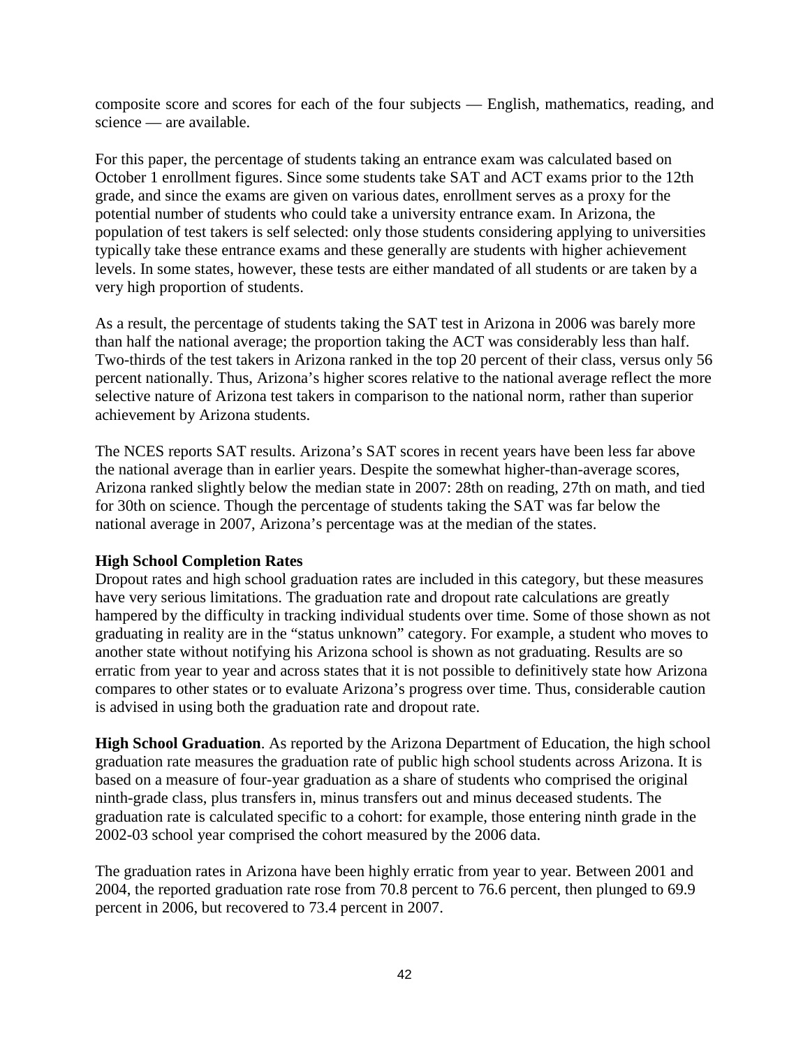composite score and scores for each of the four subjects — English, mathematics, reading, and science — are available.

For this paper, the percentage of students taking an entrance exam was calculated based on October 1 enrollment figures. Since some students take SAT and ACT exams prior to the 12th grade, and since the exams are given on various dates, enrollment serves as a proxy for the potential number of students who could take a university entrance exam. In Arizona, the population of test takers is self selected: only those students considering applying to universities typically take these entrance exams and these generally are students with higher achievement levels. In some states, however, these tests are either mandated of all students or are taken by a very high proportion of students.

As a result, the percentage of students taking the SAT test in Arizona in 2006 was barely more than half the national average; the proportion taking the ACT was considerably less than half. Two-thirds of the test takers in Arizona ranked in the top 20 percent of their class, versus only 56 percent nationally. Thus, Arizona's higher scores relative to the national average reflect the more selective nature of Arizona test takers in comparison to the national norm, rather than superior achievement by Arizona students.

The NCES reports SAT results. Arizona's SAT scores in recent years have been less far above the national average than in earlier years. Despite the somewhat higher-than-average scores, Arizona ranked slightly below the median state in 2007: 28th on reading, 27th on math, and tied for 30th on science. Though the percentage of students taking the SAT was far below the national average in 2007, Arizona's percentage was at the median of the states.

**High School Completion Rates**

Dropout rates and high school graduation rates are included in this category, but these measures have very serious limitations. The graduation rate and dropout rate calculations are greatly hampered by the difficulty in tracking individual students over time. Some of those shown as not graduating in reality are in the "status unknown" category. For example, a student who moves to another state without notifying his Arizona school is shown as not graduating. Results are so erratic from year to year and across states that it is not possible to definitively state how Arizona compares to other states or to evaluate Arizona's progress over time. Thus, considerable caution is advised in using both the graduation rate and dropout rate.

**High School Graduation**. As reported by the Arizona Department of Education, the high school graduation rate measures the graduation rate of public high school students across Arizona. It is based on a measure of four-year graduation as a share of students who comprised the original ninth-grade class, plus transfers in, minus transfers out and minus deceased students. The graduation rate is calculated specific to a cohort: for example, those entering ninth grade in the 2002-03 school year comprised the cohort measured by the 2006 data.

The graduation rates in Arizona have been highly erratic from year to year. Between 2001 and 2004, the reported graduation rate rose from 70.8 percent to 76.6 percent, then plunged to 69.9 percent in 2006, but recovered to 73.4 percent in 2007.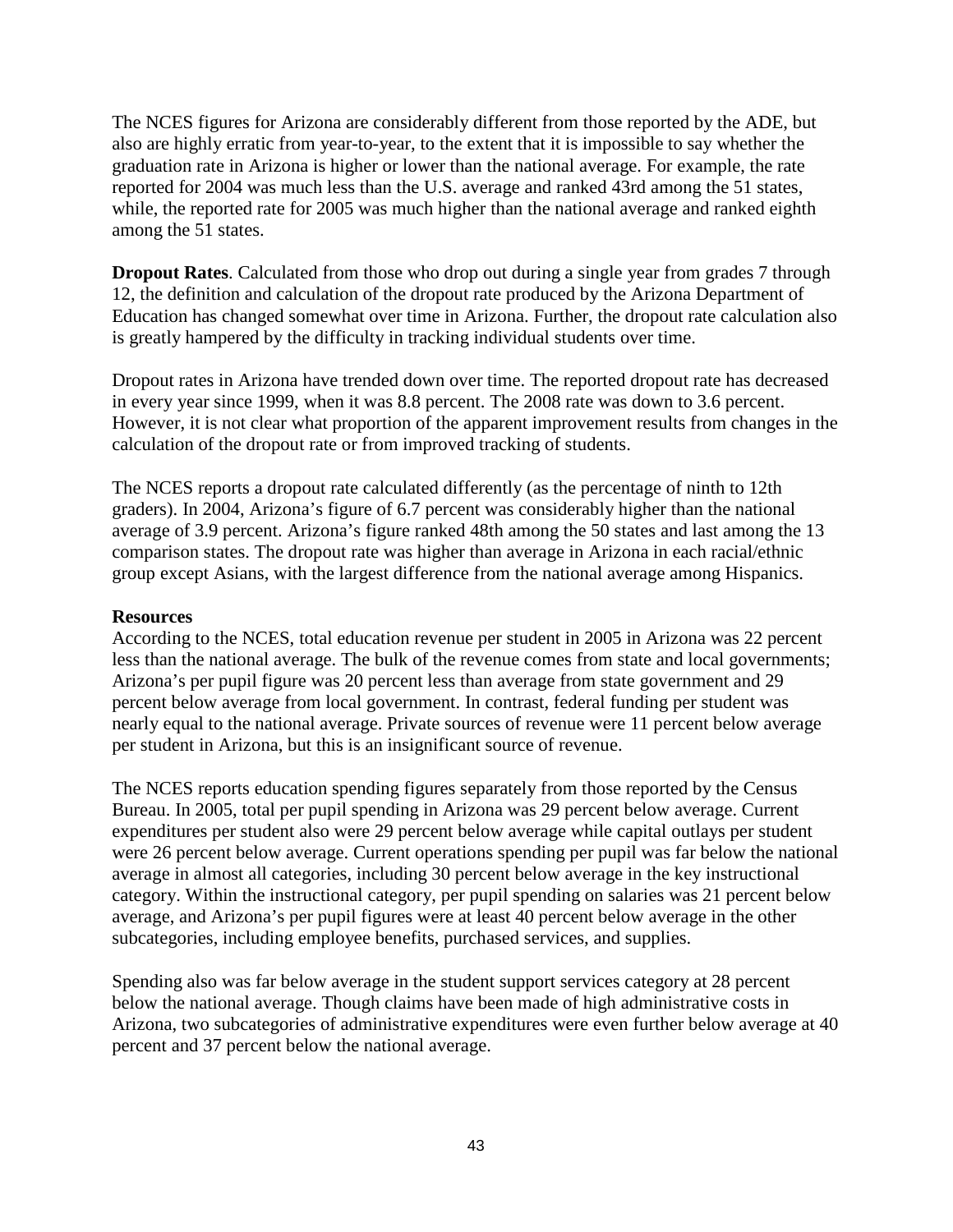The NCES figures for Arizona are considerably different from those reported by the ADE, but also are highly erratic from year-to-year, to the extent that it is impossible to say whether the graduation rate in Arizona is higher or lower than the national average. For example, the rate reported for 2004 was much less than the U.S. average and ranked 43rd among the 51 states, while, the reported rate for 2005 was much higher than the national average and ranked eighth among the 51 states.

**Dropout Rates**. Calculated from those who drop out during a single year from grades 7 through 12, the definition and calculation of the dropout rate produced by the Arizona Department of Education has changed somewhat over time in Arizona. Further, the dropout rate calculation also is greatly hampered by the difficulty in tracking individual students over time.

Dropout rates in Arizona have trended down over time. The reported dropout rate has decreased in every year since 1999, when it was 8.8 percent. The 2008 rate was down to 3.6 percent. However, it is not clear what proportion of the apparent improvement results from changes in the calculation of the dropout rate or from improved tracking of students.

The NCES reports a dropout rate calculated differently (as the percentage of ninth to 12th graders). In 2004, Arizona's figure of 6.7 percent was considerably higher than the national average of 3.9 percent. Arizona's figure ranked 48th among the 50 states and last among the 13 comparison states. The dropout rate was higher than average in Arizona in each racial/ethnic group except Asians, with the largest difference from the national average among Hispanics.

**Resources**

According to the NCES, total education revenue per student in 2005 in Arizona was 22 percent less than the national average. The bulk of the revenue comes from state and local governments; Arizona's per pupil figure was 20 percent less than average from state government and 29 percent below average from local government. In contrast, federal funding per student was nearly equal to the national average. Private sources of revenue were 11 percent below average per student in Arizona, but this is an insignificant source of revenue.

The NCES reports education spending figures separately from those reported by the Census Bureau. In 2005, total per pupil spending in Arizona was 29 percent below average. Current expenditures per student also were 29 percent below average while capital outlays per student were 26 percent below average. Current operations spending per pupil was far below the national average in almost all categories, including 30 percent below average in the key instructional category. Within the instructional category, per pupil spending on salaries was 21 percent below average, and Arizona's per pupil figures were at least 40 percent below average in the other subcategories, including employee benefits, purchased services, and supplies.

Spending also was far below average in the student support services category at 28 percent below the national average. Though claims have been made of high administrative costs in Arizona, two subcategories of administrative expenditures were even further below average at 40 percent and 37 percent below the national average.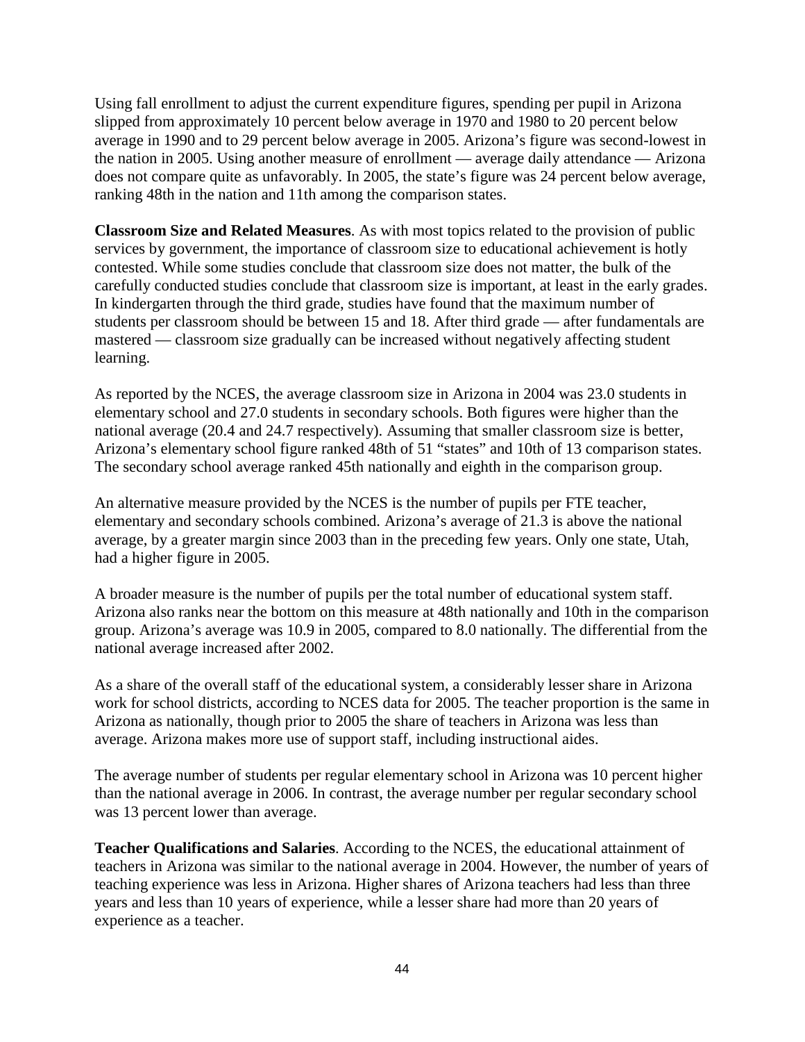Using fall enrollment to adjust the current expenditure figures, spending per pupil in Arizona slipped from approximately 10 percent below average in 1970 and 1980 to 20 percent below average in 1990 and to 29 percent below average in 2005. Arizona's figure was second-lowest in the nation in 2005. Using another measure of enrollment — average daily attendance — Arizona does not compare quite as unfavorably. In 2005, the state's figure was 24 percent below average, ranking 48th in the nation and 11th among the comparison states.

**Classroom Size and Related Measures**. As with most topics related to the provision of public services by government, the importance of classroom size to educational achievement is hotly contested. While some studies conclude that classroom size does not matter, the bulk of the carefully conducted studies conclude that classroom size is important, at least in the early grades. In kindergarten through the third grade, studies have found that the maximum number of students per classroom should be between 15 and 18. After third grade — after fundamentals are mastered — classroom size gradually can be increased without negatively affecting student learning.

As reported by the NCES, the average classroom size in Arizona in 2004 was 23.0 students in elementary school and 27.0 students in secondary schools. Both figures were higher than the national average (20.4 and 24.7 respectively). Assuming that smaller classroom size is better, Arizona's elementary school figure ranked 48th of 51 "states" and 10th of 13 comparison states. The secondary school average ranked 45th nationally and eighth in the comparison group.

An alternative measure provided by the NCES is the number of pupils per FTE teacher, elementary and secondary schools combined. Arizona's average of 21.3 is above the national average, by a greater margin since 2003 than in the preceding few years. Only one state, Utah, had a higher figure in 2005.

A broader measure is the number of pupils per the total number of educational system staff. Arizona also ranks near the bottom on this measure at 48th nationally and 10th in the comparison group. Arizona's average was 10.9 in 2005, compared to 8.0 nationally. The differential from the national average increased after 2002.

As a share of the overall staff of the educational system, a considerably lesser share in Arizona work for school districts, according to NCES data for 2005. The teacher proportion is the same in Arizona as nationally, though prior to 2005 the share of teachers in Arizona was less than average. Arizona makes more use of support staff, including instructional aides.

The average number of students per regular elementary school in Arizona was 10 percent higher than the national average in 2006. In contrast, the average number per regular secondary school was 13 percent lower than average.

**Teacher Qualifications and Salaries**. According to the NCES, the educational attainment of teachers in Arizona was similar to the national average in 2004. However, the number of years of teaching experience was less in Arizona. Higher shares of Arizona teachers had less than three years and less than 10 years of experience, while a lesser share had more than 20 years of experience as a teacher.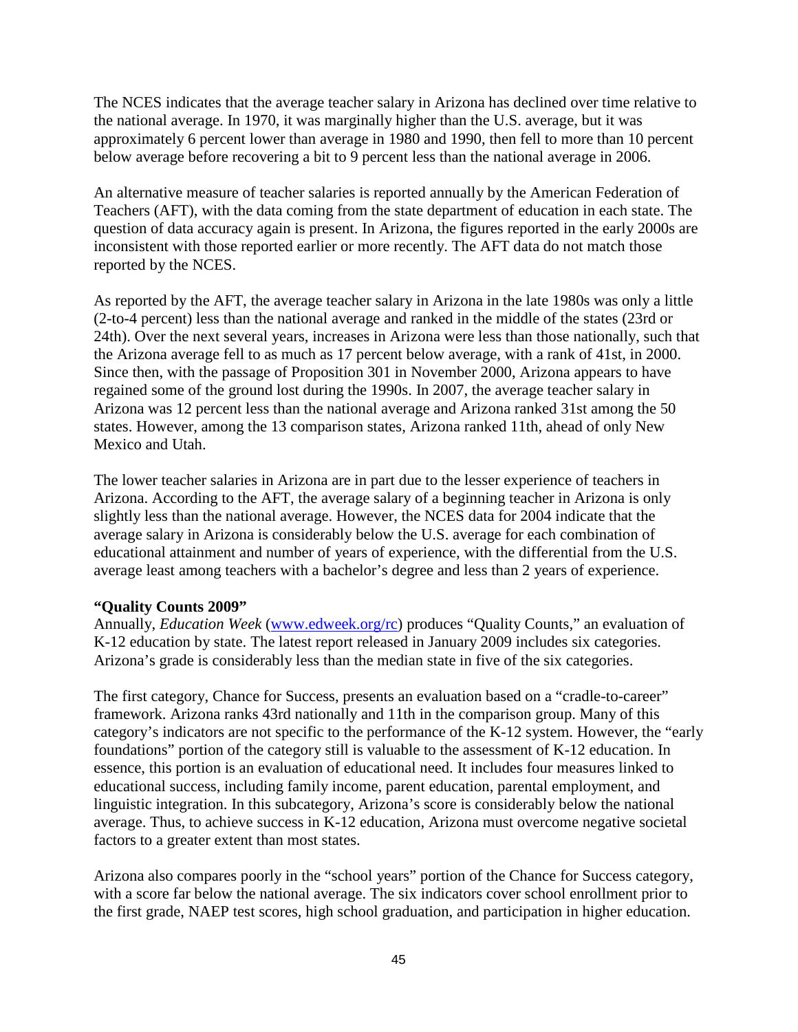The NCES indicates that the average teacher salary in Arizona has declined over time relative to the national average. In 1970, it was marginally higher than the U.S. average, but it was approximately 6 percent lower than average in 1980 and 1990, then fell to more than 10 percent below average before recovering a bit to 9 percent less than the national average in 2006.

An alternative measure of teacher salaries is reported annually by the American Federation of Teachers (AFT), with the data coming from the state department of education in each state. The question of data accuracy again is present. In Arizona, the figures reported in the early 2000s are inconsistent with those reported earlier or more recently. The AFT data do not match those reported by the NCES.

As reported by the AFT, the average teacher salary in Arizona in the late 1980s was only a little (2-to-4 percent) less than the national average and ranked in the middle of the states (23rd or 24th). Over the next several years, increases in Arizona were less than those nationally, such that the Arizona average fell to as much as 17 percent below average, with a rank of 41st, in 2000. Since then, with the passage of Proposition 301 in November 2000, Arizona appears to have regained some of the ground lost during the 1990s. In 2007, the average teacher salary in Arizona was 12 percent less than the national average and Arizona ranked 31st among the 50 states. However, among the 13 comparison states, Arizona ranked 11th, ahead of only New Mexico and Utah.

The lower teacher salaries in Arizona are in part due to the lesser experience of teachers in Arizona. According to the AFT, the average salary of a beginning teacher in Arizona is only slightly less than the national average. However, the NCES data for 2004 indicate that the average salary in Arizona is considerably below the U.S. average for each combination of educational attainment and number of years of experience, with the differential from the U.S. average least among teachers with a bachelor's degree and less than 2 years of experience.

**"Quality Counts 2009"**

Annually, *Education Week* (www.edweek.org/rc) produces "Quality Counts," an evaluation of K-12 education by state. The latest report released in January 2009 includes six categories. Arizona's grade is considerably less than the median state in five of the six categories.

The first category, Chance for Success, presents an evaluation based on a "cradle-to-career" framework. Arizona ranks 43rd nationally and 11th in the comparison group. Many of this category's indicators are not specific to the performance of the K-12 system. However, the "early foundations" portion of the category still is valuable to the assessment of K-12 education. In essence, this portion is an evaluation of educational need. It includes four measures linked to educational success, including family income, parent education, parental employment, and linguistic integration. In this subcategory, Arizona's score is considerably below the national average. Thus, to achieve success in K-12 education, Arizona must overcome negative societal factors to a greater extent than most states.

Arizona also compares poorly in the "school years" portion of the Chance for Success category, with a score far below the national average. The six indicators cover school enrollment prior to the first grade, NAEP test scores, high school graduation, and participation in higher education.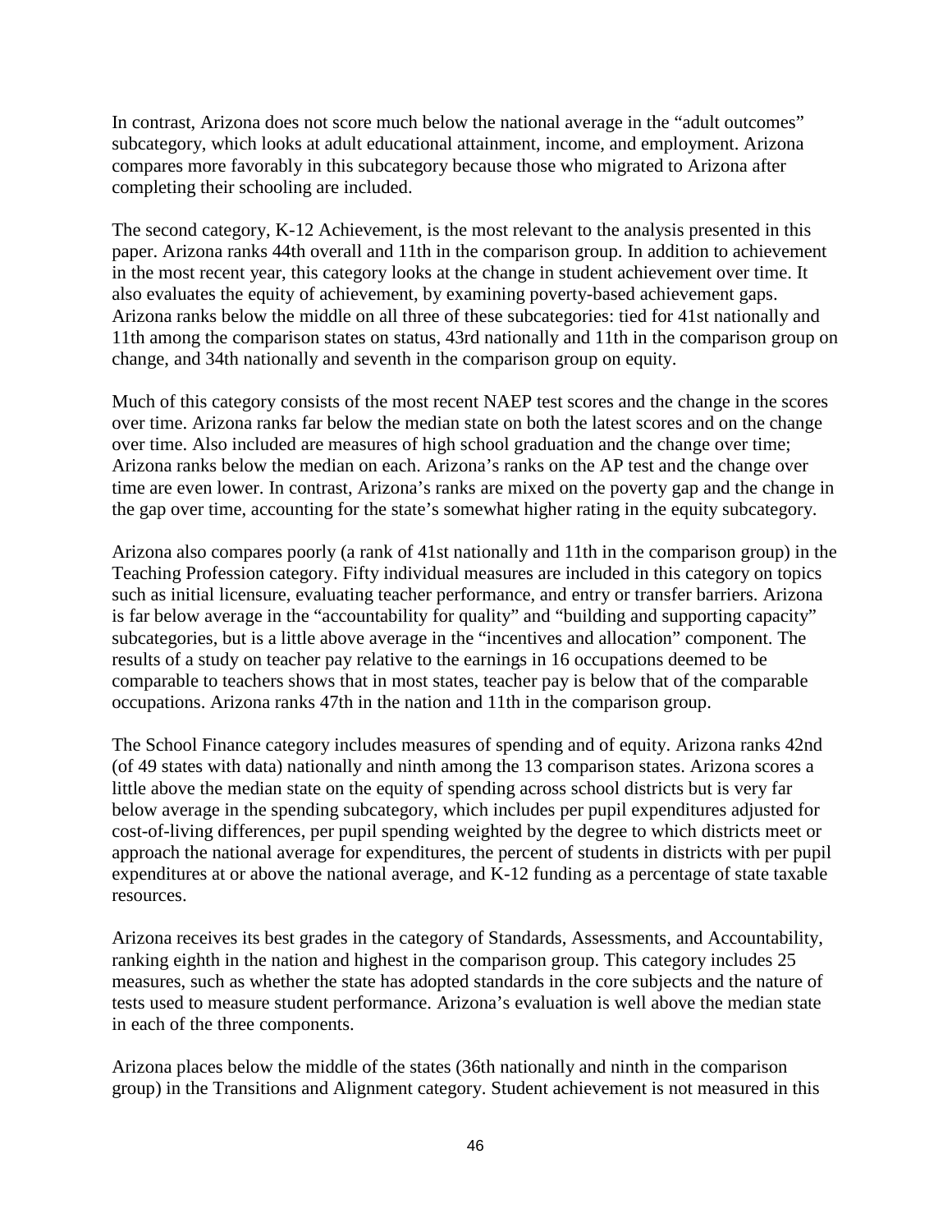In contrast, Arizona does not score much below the national average in the "adult outcomes" subcategory, which looks at adult educational attainment, income, and employment. Arizona compares more favorably in this subcategory because those who migrated to Arizona after completing their schooling are included.

The second category, K-12 Achievement, is the most relevant to the analysis presented in this paper. Arizona ranks 44th overall and 11th in the comparison group. In addition to achievement in the most recent year, this category looks at the change in student achievement over time. It also evaluates the equity of achievement, by examining poverty-based achievement gaps. Arizona ranks below the middle on all three of these subcategories: tied for 41st nationally and 11th among the comparison states on status, 43rd nationally and 11th in the comparison group on change, and 34th nationally and seventh in the comparison group on equity.

Much of this category consists of the most recent NAEP test scores and the change in the scores over time. Arizona ranks far below the median state on both the latest scores and on the change over time. Also included are measures of high school graduation and the change over time; Arizona ranks below the median on each. Arizona's ranks on the AP test and the change over time are even lower. In contrast, Arizona's ranks are mixed on the poverty gap and the change in the gap over time, accounting for the state's somewhat higher rating in the equity subcategory.

Arizona also compares poorly (a rank of 41st nationally and 11th in the comparison group) in the Teaching Profession category. Fifty individual measures are included in this category on topics such as initial licensure, evaluating teacher performance, and entry or transfer barriers. Arizona is far below average in the "accountability for quality" and "building and supporting capacity" subcategories, but is a little above average in the "incentives and allocation" component. The results of a study on teacher pay relative to the earnings in 16 occupations deemed to be comparable to teachers shows that in most states, teacher pay is below that of the comparable occupations. Arizona ranks 47th in the nation and 11th in the comparison group.

The School Finance category includes measures of spending and of equity. Arizona ranks 42nd (of 49 states with data) nationally and ninth among the 13 comparison states. Arizona scores a little above the median state on the equity of spending across school districts but is very far below average in the spending subcategory, which includes per pupil expenditures adjusted for cost-of-living differences, per pupil spending weighted by the degree to which districts meet or approach the national average for expenditures, the percent of students in districts with per pupil expenditures at or above the national average, and K-12 funding as a percentage of state taxable resources.

Arizona receives its best grades in the category of Standards, Assessments, and Accountability, ranking eighth in the nation and highest in the comparison group. This category includes 25 measures, such as whether the state has adopted standards in the core subjects and the nature of tests used to measure student performance. Arizona's evaluation is well above the median state in each of the three components.

Arizona places below the middle of the states (36th nationally and ninth in the comparison group) in the Transitions and Alignment category. Student achievement is not measured in this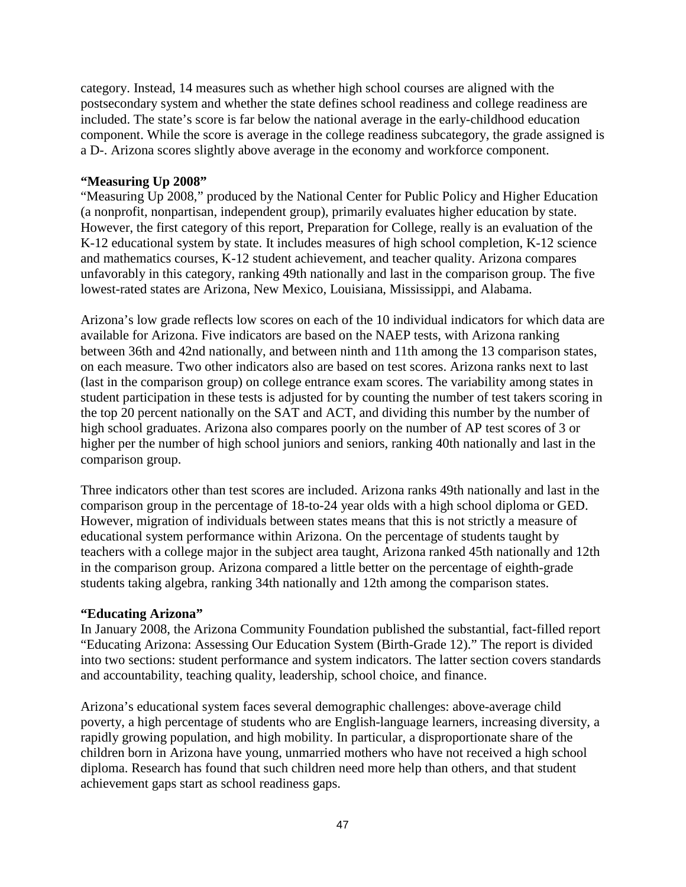category. Instead, 14 measures such as whether high school courses are aligned with the postsecondary system and whether the state defines school readiness and college readiness are included. The state's score is far below the national average in the early-childhood education component. While the score is average in the college readiness subcategory, the grade assigned is a D-. Arizona scores slightly above average in the economy and workforce component.

**"Measuring Up 2008"**

"Measuring Up 2008," produced by the National Center for Public Policy and Higher Education (a nonprofit, nonpartisan, independent group), primarily evaluates higher education by state. However, the first category of this report, Preparation for College, really is an evaluation of the K-12 educational system by state. It includes measures of high school completion, K-12 science and mathematics courses, K-12 student achievement, and teacher quality. Arizona compares unfavorably in this category, ranking 49th nationally and last in the comparison group. The five lowest-rated states are Arizona, New Mexico, Louisiana, Mississippi, and Alabama.

Arizona's low grade reflects low scores on each of the 10 individual indicators for which data are available for Arizona. Five indicators are based on the NAEP tests, with Arizona ranking between 36th and 42nd nationally, and between ninth and 11th among the 13 comparison states, on each measure. Two other indicators also are based on test scores. Arizona ranks next to last (last in the comparison group) on college entrance exam scores. The variability among states in student participation in these tests is adjusted for by counting the number of test takers scoring in the top 20 percent nationally on the SAT and ACT, and dividing this number by the number of high school graduates. Arizona also compares poorly on the number of AP test scores of 3 or higher per the number of high school juniors and seniors, ranking 40th nationally and last in the comparison group.

Three indicators other than test scores are included. Arizona ranks 49th nationally and last in the comparison group in the percentage of 18-to-24 year olds with a high school diploma or GED. However, migration of individuals between states means that this is not strictly a measure of educational system performance within Arizona. On the percentage of students taught by teachers with a college major in the subject area taught, Arizona ranked 45th nationally and 12th in the comparison group. Arizona compared a little better on the percentage of eighth-grade students taking algebra, ranking 34th nationally and 12th among the comparison states.

**"Educating Arizona"**

In January 2008, the Arizona Community Foundation published the substantial, fact-filled report "Educating Arizona: Assessing Our Education System (Birth-Grade 12)." The report is divided into two sections: student performance and system indicators. The latter section covers standards and accountability, teaching quality, leadership, school choice, and finance.

Arizona's educational system faces several demographic challenges: above-average child poverty, a high percentage of students who are English-language learners, increasing diversity, a rapidly growing population, and high mobility. In particular, a disproportionate share of the children born in Arizona have young, unmarried mothers who have not received a high school diploma. Research has found that such children need more help than others, and that student achievement gaps start as school readiness gaps.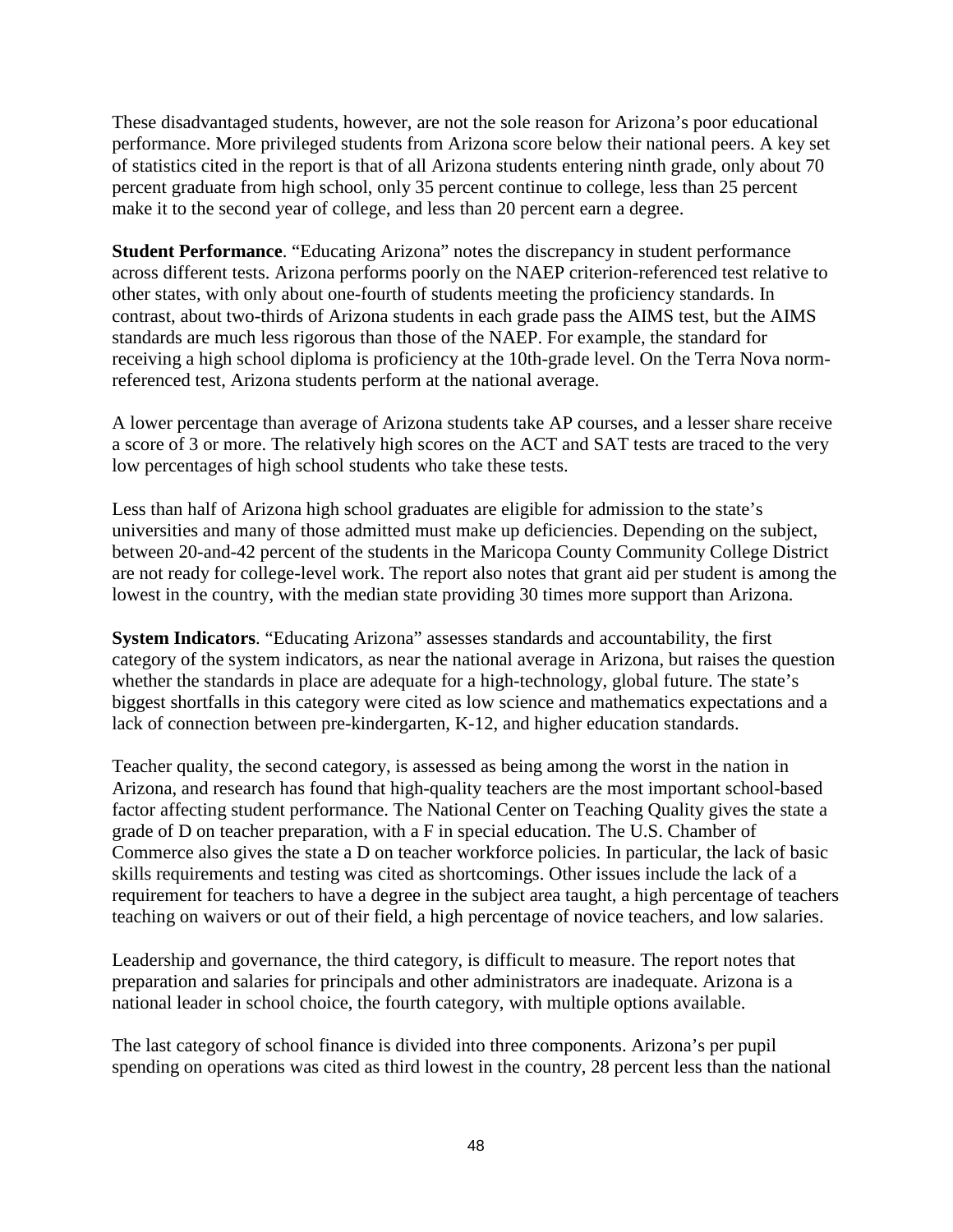These disadvantaged students, however, are not the sole reason for Arizona's poor educational performance. More privileged students from Arizona score below their national peers. A key set of statistics cited in the report is that of all Arizona students entering ninth grade, only about 70 percent graduate from high school, only 35 percent continue to college, less than 25 percent make it to the second year of college, and less than 20 percent earn a degree.

**Student Performance**. "Educating Arizona" notes the discrepancy in student performance across different tests. Arizona performs poorly on the NAEP criterion-referenced test relative to other states, with only about one-fourth of students meeting the proficiency standards. In contrast, about two-thirds of Arizona students in each grade pass the AIMS test, but the AIMS standards are much less rigorous than those of the NAEP. For example, the standard for receiving a high school diploma is proficiency at the 10th-grade level. On the Terra Nova norm-referenced test, Arizona students perform at the national average.

A lower percentage than average of Arizona students take AP courses, and a lesser share receive a score of 3 or more. The relatively high scores on the ACT and SAT tests are traced to the very low percentages of high school students who take these tests.

Less than half of Arizona high school graduates are eligible for admission to the state's universities and many of those admitted must make up deficiencies. Depending on the subject, between 20-and-42 percent of the students in the Maricopa County Community College District are not ready for college-level work. The report also notes that grant aid per student is among the lowest in the country, with the median state providing 30 times more support than Arizona.

**System Indicators**. "Educating Arizona" assesses standards and accountability, the first category of the system indicators, as near the national average in Arizona, but raises the question whether the standards in place are adequate for a high-technology, global future. The state's biggest shortfalls in this category were cited as low science and mathematics expectations and a lack of connection between pre-kindergarten, K-12, and higher education standards.

Teacher quality, the second category, is assessed as being among the worst in the nation in Arizona, and research has found that high-quality teachers are the most important school-based factor affecting student performance. The National Center on Teaching Quality gives the state a grade of D on teacher preparation, with a F in special education. The U.S. Chamber of Commerce also gives the state a D on teacher workforce policies. In particular, the lack of basic skills requirements and testing was cited as shortcomings. Other issues include the lack of a requirement for teachers to have a degree in the subject area taught, a high percentage of teachers teaching on waivers or out of their field, a high percentage of novice teachers, and low salaries.

Leadership and governance, the third category, is difficult to measure. The report notes that preparation and salaries for principals and other administrators are inadequate. Arizona is a national leader in school choice, the fourth category, with multiple options available.

The last category of school finance is divided into three components. Arizona's per pupil spending on operations was cited as third lowest in the country, 28 percent less than the national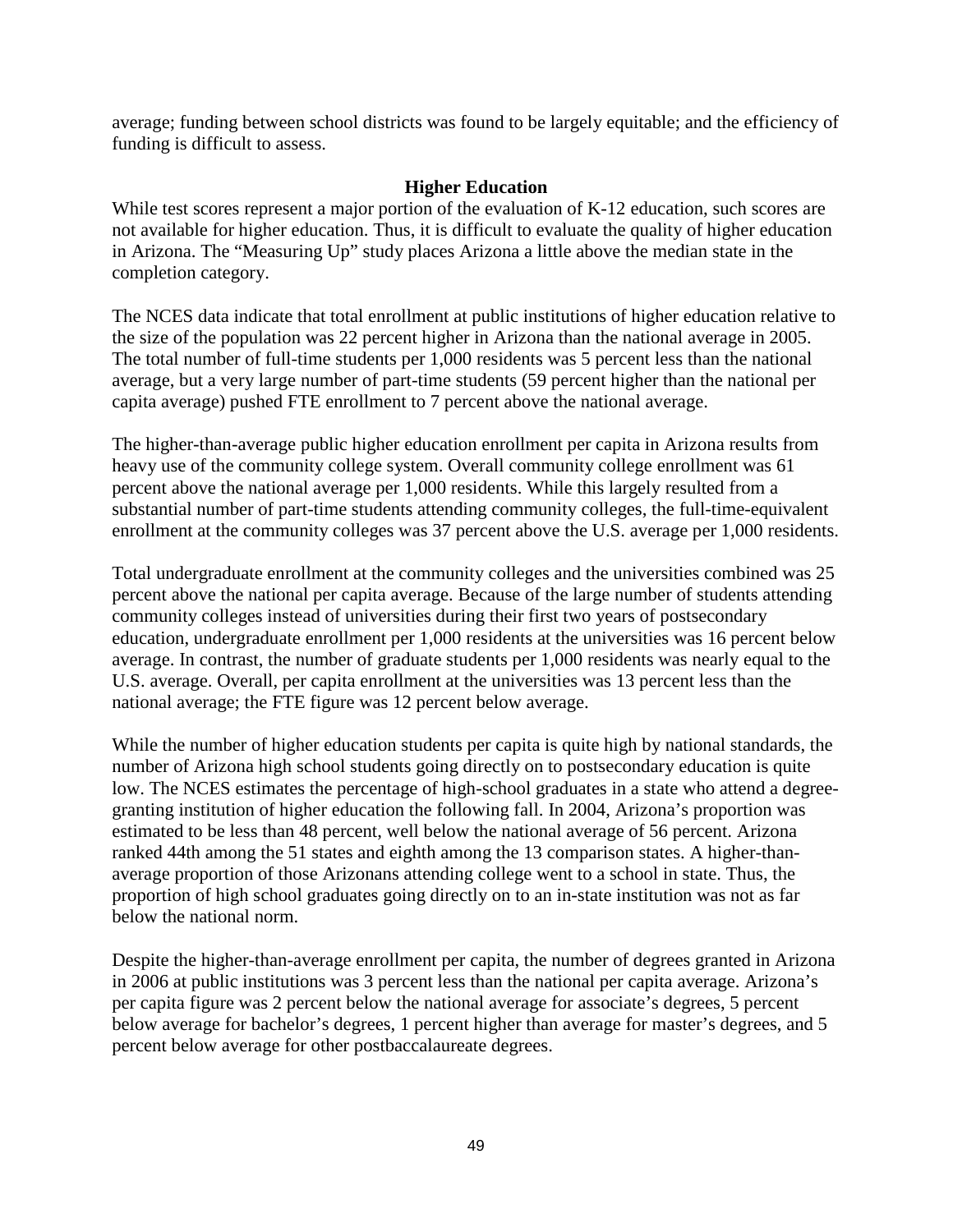average; funding between school districts was found to be largely equitable; and the efficiency of funding is difficult to assess.

## Higher Education

While test scores represent a major portion of the evaluation of K-12 education, such scores are not available for higher education. Thus, it is difficult to evaluate the quality of higher education in Arizona. The "Measuring Up" study places Arizona a little above the median state in the completion category.

The NCES data indicate that total enrollment at public institutions of higher education relative to the size of the population was 22 percent higher in Arizona than the national average in 2005. The total number of full-time students per 1,000 residents was 5 percent less than the national average, but a very large number of part-time students (59 percent higher than the national per capita average) pushed FTE enrollment to 7 percent above the national average.

The higher-than-average public higher education enrollment per capita in Arizona results from heavy use of the community college system. Overall community college enrollment was 61 percent above the national average per 1,000 residents. While this largely resulted from a substantial number of part-time students attending community colleges, the full-time-equivalent enrollment at the community colleges was 37 percent above the U.S. average per 1,000 residents.

Total undergraduate enrollment at the community colleges and the universities combined was 25 percent above the national per capita average. Because of the large number of students attending community colleges instead of universities during their first two years of postsecondary education, undergraduate enrollment per 1,000 residents at the universities was 16 percent below average. In contrast, the number of graduate students per 1,000 residents was nearly equal to the U.S. average. Overall, per capita enrollment at the universities was 13 percent less than the national average; the FTE figure was 12 percent below average.

While the number of higher education students per capita is quite high by national standards, the number of Arizona high school students going directly on to postsecondary education is quite low. The NCES estimates the percentage of high-school graduates in a state who attend a degree-granting institution of higher education the following fall. In 2004, Arizona's proportion was estimated to be less than 48 percent, well below the national average of 56 percent. Arizona ranked 44th among the 51 states and eighth among the 13 comparison states. A higher-than-average proportion of those Arizonans attending college went to a school in state. Thus, the proportion of high school graduates going directly on to an in-state institution was not as far below the national norm.

Despite the higher-than-average enrollment per capita, the number of degrees granted in Arizona in 2006 at public institutions was 3 percent less than the national per capita average. Arizona's per capita figure was 2 percent below the national average for associate's degrees, 5 percent below average for bachelor's degrees, 1 percent higher than average for master's degrees, and 5 percent below average for other postbaccalaureate degrees.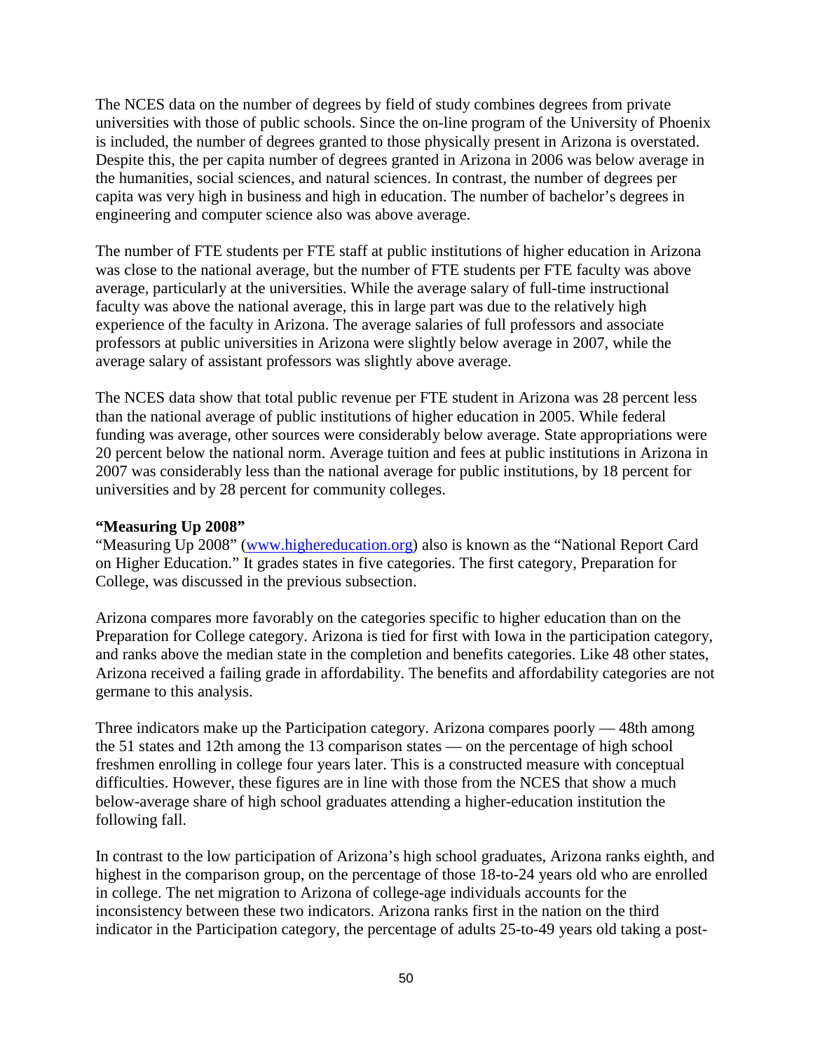The NCES data on the number of degrees by field of study combines degrees from private universities with those of public schools. Since the on-line program of the University of Phoenix is included, the number of degrees granted to those physically present in Arizona is overstated. Despite this, the per capita number of degrees granted in Arizona in 2006 was below average in the humanities, social sciences, and natural sciences. In contrast, the number of degrees per capita was very high in business and high in education. The number of bachelor's degrees in engineering and computer science also was above average.

The number of FTE students per FTE staff at public institutions of higher education in Arizona was close to the national average, but the number of FTE students per FTE faculty was above average, particularly at the universities. While the average salary of full-time instructional faculty was above the national average, this in large part was due to the relatively high experience of the faculty in Arizona. The average salaries of full professors and associate professors at public universities in Arizona were slightly below average in 2007, while the average salary of assistant professors was slightly above average.

The NCES data show that total public revenue per FTE student in Arizona was 28 percent less than the national average of public institutions of higher education in 2005. While federal funding was average, other sources were considerably below average. State appropriations were 20 percent below the national norm. Average tuition and fees at public institutions in Arizona in 2007 was considerably less than the national average for public institutions, by 18 percent for universities and by 28 percent for community colleges.

**"Measuring Up 2008"**

"Measuring Up 2008" (www.highereducation.org) also is known as the "National Report Card on Higher Education." It grades states in five categories. The first category, Preparation for College, was discussed in the previous subsection.

Arizona compares more favorably on the categories specific to higher education than on the Preparation for College category. Arizona is tied for first with Iowa in the participation category, and ranks above the median state in the completion and benefits categories. Like 48 other states, Arizona received a failing grade in affordability. The benefits and affordability categories are not germane to this analysis.

Three indicators make up the Participation category. Arizona compares poorly — 48th among the 51 states and 12th among the 13 comparison states — on the percentage of high school freshmen enrolling in college four years later. This is a constructed measure with conceptual difficulties. However, these figures are in line with those from the NCES that show a much below-average share of high school graduates attending a higher-education institution the following fall.

In contrast to the low participation of Arizona's high school graduates, Arizona ranks eighth, and highest in the comparison group, on the percentage of those 18-to-24 years old who are enrolled in college. The net migration to Arizona of college-age individuals accounts for the inconsistency between these two indicators. Arizona ranks first in the nation on the third indicator in the Participation category, the percentage of adults 25-to-49 years old taking a post-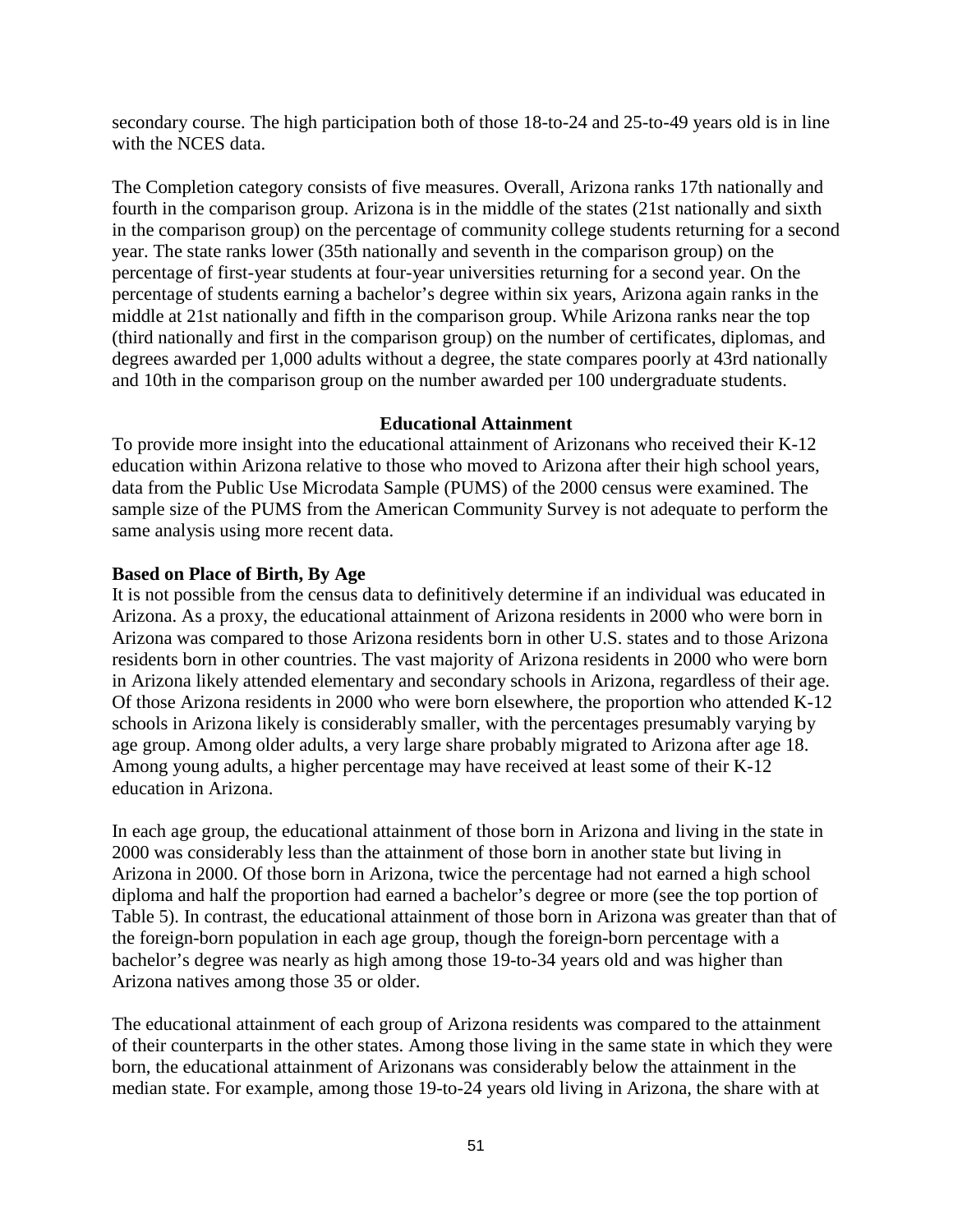secondary course. The high participation both of those 18-to-24 and 25-to-49 years old is in line with the NCES data.

The Completion category consists of five measures. Overall, Arizona ranks 17th nationally and fourth in the comparison group. Arizona is in the middle of the states (21st nationally and sixth in the comparison group) on the percentage of community college students returning for a second year. The state ranks lower (35th nationally and seventh in the comparison group) on the percentage of first-year students at four-year universities returning for a second year. On the percentage of students earning a bachelor's degree within six years, Arizona again ranks in the middle at 21st nationally and fifth in the comparison group. While Arizona ranks near the top (third nationally and first in the comparison group) on the number of certificates, diplomas, and degrees awarded per 1,000 adults without a degree, the state compares poorly at 43rd nationally and 10th in the comparison group on the number awarded per 100 undergraduate students.

## Educational Attainment

To provide more insight into the educational attainment of Arizonans who received their K-12 education within Arizona relative to those who moved to Arizona after their high school years, data from the Public Use Microdata Sample (PUMS) of the 2000 census were examined. The sample size of the PUMS from the American Community Survey is not adequate to perform the same analysis using more recent data.

### Based on Place of Birth, By Age

It is not possible from the census data to definitively determine if an individual was educated in Arizona. As a proxy, the educational attainment of Arizona residents in 2000 who were born in Arizona was compared to those Arizona residents born in other U.S. states and to those Arizona residents born in other countries. The vast majority of Arizona residents in 2000 who were born in Arizona likely attended elementary and secondary schools in Arizona, regardless of their age. Of those Arizona residents in 2000 who were born elsewhere, the proportion who attended K-12 schools in Arizona likely is considerably smaller, with the percentages presumably varying by age group. Among older adults, a very large share probably migrated to Arizona after age 18. Among young adults, a higher percentage may have received at least some of their K-12 education in Arizona.

In each age group, the educational attainment of those born in Arizona and living in the state in 2000 was considerably less than the attainment of those born in another state but living in Arizona in 2000. Of those born in Arizona, twice the percentage had not earned a high school diploma and half the proportion had earned a bachelor's degree or more (see the top portion of Table 5). In contrast, the educational attainment of those born in Arizona was greater than that of the foreign-born population in each age group, though the foreign-born percentage with a bachelor's degree was nearly as high among those 19-to-34 years old and was higher than Arizona natives among those 35 or older.

The educational attainment of each group of Arizona residents was compared to the attainment of their counterparts in the other states. Among those living in the same state in which they were born, the educational attainment of Arizonans was considerably below the attainment in the median state. For example, among those 19-to-24 years old living in Arizona, the share with at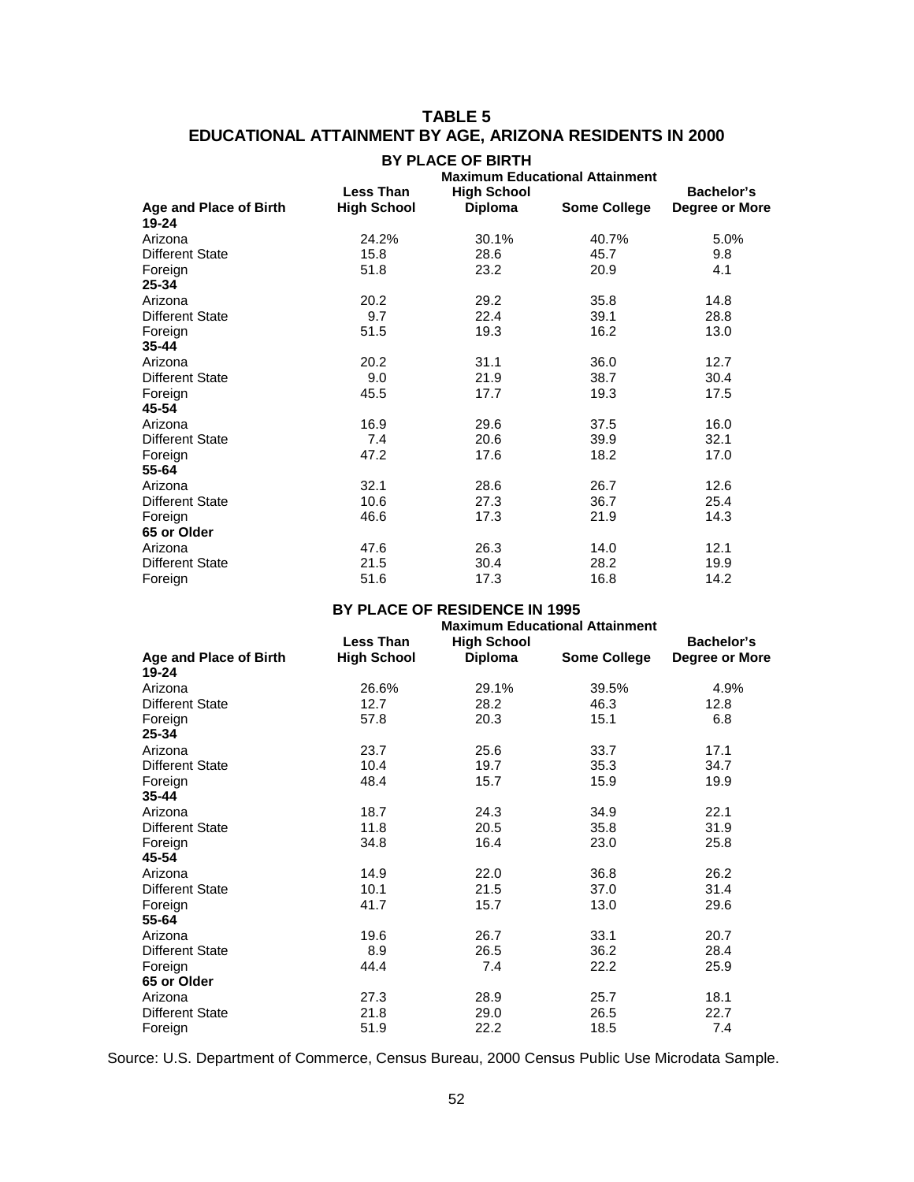## TABLE 5
## EDUCATIONAL ATTAINMENT BY AGE, ARIZONA RESIDENTS IN 2000

### BY PLACE OF BIRTH

| | Maximum Educational Attainment | | | |
|---|---|---|---|---|
| Age and Place of Birth | Less Than High School | High School Diploma | Some College | Bachelor's Degree or More |
| **19-24** | | | | |
| Arizona | 24.2% | 30.1% | 40.7% | 5.0% |
| Different State | 15.8 | 28.6 | 45.7 | 9.8 |
| Foreign | 51.8 | 23.2 | 20.9 | 4.1 |
| **25-34** | | | | |
| Arizona | 20.2 | 29.2 | 35.8 | 14.8 |
| Different State | 9.7 | 22.4 | 39.1 | 28.8 |
| Foreign | 51.5 | 19.3 | 16.2 | 13.0 |
| **35-44** | | | | |
| Arizona | 20.2 | 31.1 | 36.0 | 12.7 |
| Different State | 9.0 | 21.9 | 38.7 | 30.4 |
| Foreign | 45.5 | 17.7 | 19.3 | 17.5 |
| **45-54** | | | | |
| Arizona | 16.9 | 29.6 | 37.5 | 16.0 |
| Different State | 7.4 | 20.6 | 39.9 | 32.1 |
| Foreign | 47.2 | 17.6 | 18.2 | 17.0 |
| **55-64** | | | | |
| Arizona | 32.1 | 28.6 | 26.7 | 12.6 |
| Different State | 10.6 | 27.3 | 36.7 | 25.4 |
| Foreign | 46.6 | 17.3 | 21.9 | 14.3 |
| **65 or Older** | | | | |
| Arizona | 47.6 | 26.3 | 14.0 | 12.1 |
| Different State | 21.5 | 30.4 | 28.2 | 19.9 |
| Foreign | 51.6 | 17.3 | 16.8 | 14.2 |

### BY PLACE OF RESIDENCE IN 1995

| | Maximum Educational Attainment | | | |
|---|---|---|---|---|
| Age and Place of Birth | Less Than High School | High School Diploma | Some College | Bachelor's Degree or More |
| **19-24** | | | | |
| Arizona | 26.6% | 29.1% | 39.5% | 4.9% |
| Different State | 12.7 | 28.2 | 46.3 | 12.8 |
| Foreign | 57.8 | 20.3 | 15.1 | 6.8 |
| **25-34** | | | | |
| Arizona | 23.7 | 25.6 | 33.7 | 17.1 |
| Different State | 10.4 | 19.7 | 35.3 | 34.7 |
| Foreign | 48.4 | 15.7 | 15.9 | 19.9 |
| **35-44** | | | | |
| Arizona | 18.7 | 24.3 | 34.9 | 22.1 |
| Different State | 11.8 | 20.5 | 35.8 | 31.9 |
| Foreign | 34.8 | 16.4 | 23.0 | 25.8 |
| **45-54** | | | | |
| Arizona | 14.9 | 22.0 | 36.8 | 26.2 |
| Different State | 10.1 | 21.5 | 37.0 | 31.4 |
| Foreign | 41.7 | 15.7 | 13.0 | 29.6 |
| **55-64** | | | | |
| Arizona | 19.6 | 26.7 | 33.1 | 20.7 |
| Different State | 8.9 | 26.5 | 36.2 | 28.4 |
| Foreign | 44.4 | 7.4 | 22.2 | 25.9 |
| **65 or Older** | | | | |
| Arizona | 27.3 | 28.9 | 25.7 | 18.1 |
| Different State | 21.8 | 29.0 | 26.5 | 22.7 |
| Foreign | 51.9 | 22.2 | 18.5 | 7.4 |

Source: U.S. Department of Commerce, Census Bureau, 2000 Census Public Use Microdata Sample.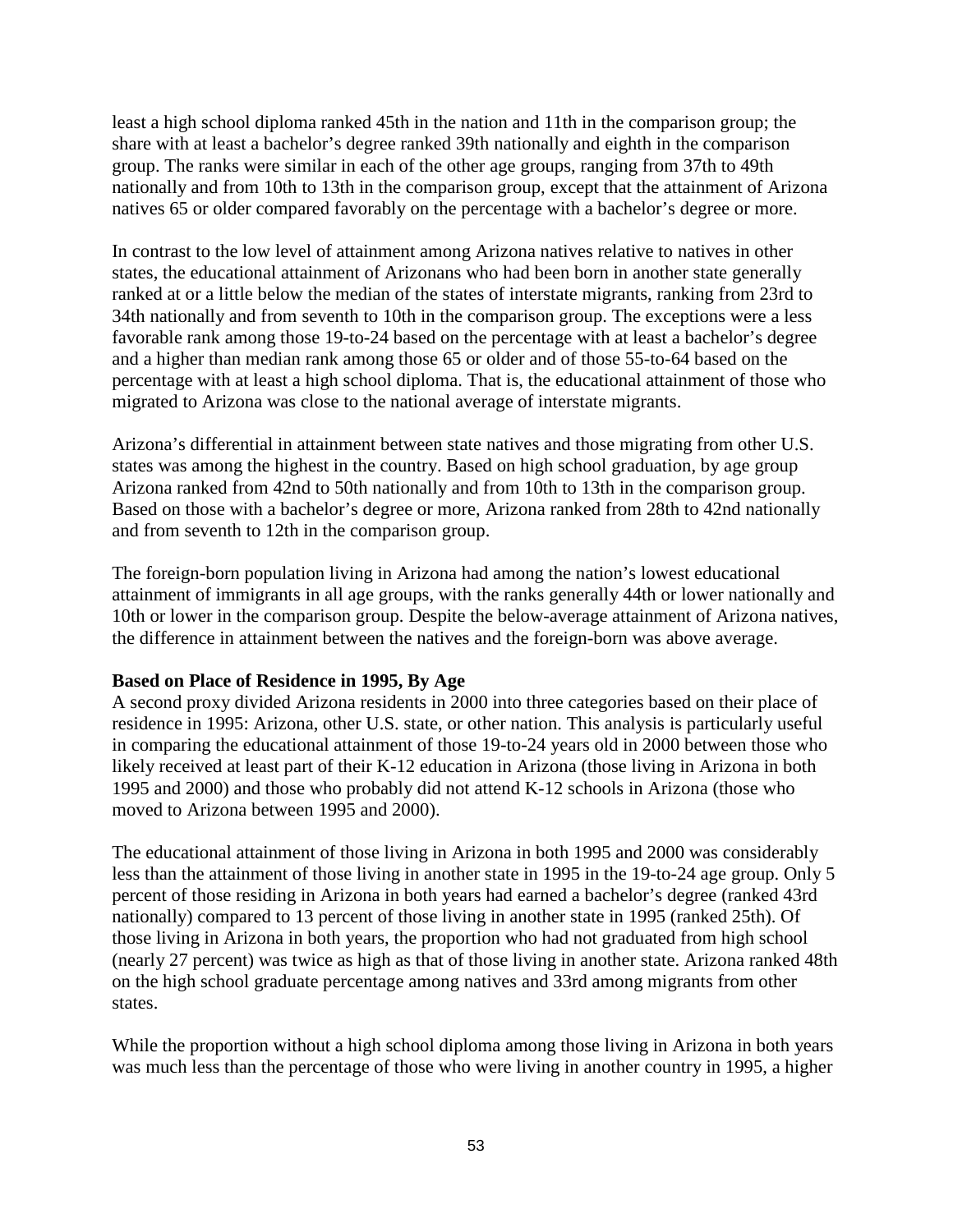least a high school diploma ranked 45th in the nation and 11th in the comparison group; the share with at least a bachelor's degree ranked 39th nationally and eighth in the comparison group. The ranks were similar in each of the other age groups, ranging from 37th to 49th nationally and from 10th to 13th in the comparison group, except that the attainment of Arizona natives 65 or older compared favorably on the percentage with a bachelor's degree or more.

In contrast to the low level of attainment among Arizona natives relative to natives in other states, the educational attainment of Arizonans who had been born in another state generally ranked at or a little below the median of the states of interstate migrants, ranking from 23rd to 34th nationally and from seventh to 10th in the comparison group. The exceptions were a less favorable rank among those 19-to-24 based on the percentage with at least a bachelor's degree and a higher than median rank among those 65 or older and of those 55-to-64 based on the percentage with at least a high school diploma. That is, the educational attainment of those who migrated to Arizona was close to the national average of interstate migrants.

Arizona's differential in attainment between state natives and those migrating from other U.S. states was among the highest in the country. Based on high school graduation, by age group Arizona ranked from 42nd to 50th nationally and from 10th to 13th in the comparison group. Based on those with a bachelor's degree or more, Arizona ranked from 28th to 42nd nationally and from seventh to 12th in the comparison group.

The foreign-born population living in Arizona had among the nation's lowest educational attainment of immigrants in all age groups, with the ranks generally 44th or lower nationally and 10th or lower in the comparison group. Despite the below-average attainment of Arizona natives, the difference in attainment between the natives and the foreign-born was above average.

**Based on Place of Residence in 1995, By Age**

A second proxy divided Arizona residents in 2000 into three categories based on their place of residence in 1995: Arizona, other U.S. state, or other nation. This analysis is particularly useful in comparing the educational attainment of those 19-to-24 years old in 2000 between those who likely received at least part of their K-12 education in Arizona (those living in Arizona in both 1995 and 2000) and those who probably did not attend K-12 schools in Arizona (those who moved to Arizona between 1995 and 2000).

The educational attainment of those living in Arizona in both 1995 and 2000 was considerably less than the attainment of those living in another state in 1995 in the 19-to-24 age group. Only 5 percent of those residing in Arizona in both years had earned a bachelor's degree (ranked 43rd nationally) compared to 13 percent of those living in another state in 1995 (ranked 25th). Of those living in Arizona in both years, the proportion who had not graduated from high school (nearly 27 percent) was twice as high as that of those living in another state. Arizona ranked 48th on the high school graduate percentage among natives and 33rd among migrants from other states.

While the proportion without a high school diploma among those living in Arizona in both years was much less than the percentage of those who were living in another country in 1995, a higher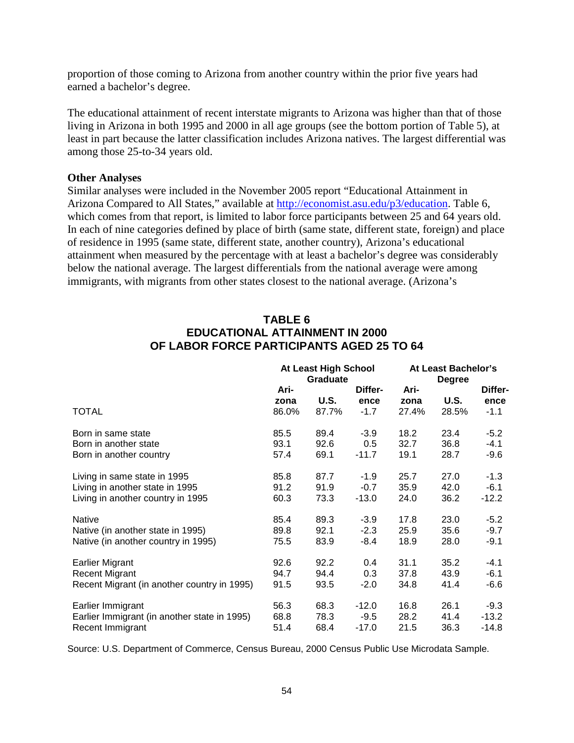proportion of those coming to Arizona from another country within the prior five years had earned a bachelor's degree.

The educational attainment of recent interstate migrants to Arizona was higher than that of those living in Arizona in both 1995 and 2000 in all age groups (see the bottom portion of Table 5), at least in part because the latter classification includes Arizona natives. The largest differential was among those 25-to-34 years old.

**Other Analyses**

Similar analyses were included in the November 2005 report "Educational Attainment in Arizona Compared to All States," available at http://economist.asu.edu/p3/education. Table 6, which comes from that report, is limited to labor force participants between 25 and 64 years old. In each of nine categories defined by place of birth (same state, different state, foreign) and place of residence in 1995 (same state, different state, another country), Arizona's educational attainment when measured by the percentage with at least a bachelor's degree was considerably below the national average. The largest differentials from the national average were among immigrants, with migrants from other states closest to the national average. (Arizona's

## TABLE 6
## EDUCATIONAL ATTAINMENT IN 2000 OF LABOR FORCE PARTICIPANTS AGED 25 TO 64

| | At Least High School Graduate | | | At Least Bachelor's Degree | | |
|---|---|---|---|---|---|---|
| | Arizona | U.S. | Difference | Arizona | U.S. | Difference |
| TOTAL | 86.0% | 87.7% | -1.7 | 27.4% | 28.5% | -1.1 |
| Born in same state | 85.5 | 89.4 | -3.9 | 18.2 | 23.4 | -5.2 |
| Born in another state | 93.1 | 92.6 | 0.5 | 32.7 | 36.8 | -4.1 |
| Born in another country | 57.4 | 69.1 | -11.7 | 19.1 | 28.7 | -9.6 |
| Living in same state in 1995 | 85.8 | 87.7 | -1.9 | 25.7 | 27.0 | -1.3 |
| Living in another state in 1995 | 91.2 | 91.9 | -0.7 | 35.9 | 42.0 | -6.1 |
| Living in another country in 1995 | 60.3 | 73.3 | -13.0 | 24.0 | 36.2 | -12.2 |
| Native | 85.4 | 89.3 | -3.9 | 17.8 | 23.0 | -5.2 |
| Native (in another state in 1995) | 89.8 | 92.1 | -2.3 | 25.9 | 35.6 | -9.7 |
| Native (in another country in 1995) | 75.5 | 83.9 | -8.4 | 18.9 | 28.0 | -9.1 |
| Earlier Migrant | 92.6 | 92.2 | 0.4 | 31.1 | 35.2 | -4.1 |
| Recent Migrant | 94.7 | 94.4 | 0.3 | 37.8 | 43.9 | -6.1 |
| Recent Migrant (in another country in 1995) | 91.5 | 93.5 | -2.0 | 34.8 | 41.4 | -6.6 |
| Earlier Immigrant | 56.3 | 68.3 | -12.0 | 16.8 | 26.1 | -9.3 |
| Earlier Immigrant (in another state in 1995) | 68.8 | 78.3 | -9.5 | 28.2 | 41.4 | -13.2 |
| Recent Immigrant | 51.4 | 68.4 | -17.0 | 21.5 | 36.3 | -14.8 |

Source: U.S. Department of Commerce, Census Bureau, 2000 Census Public Use Microdata Sample.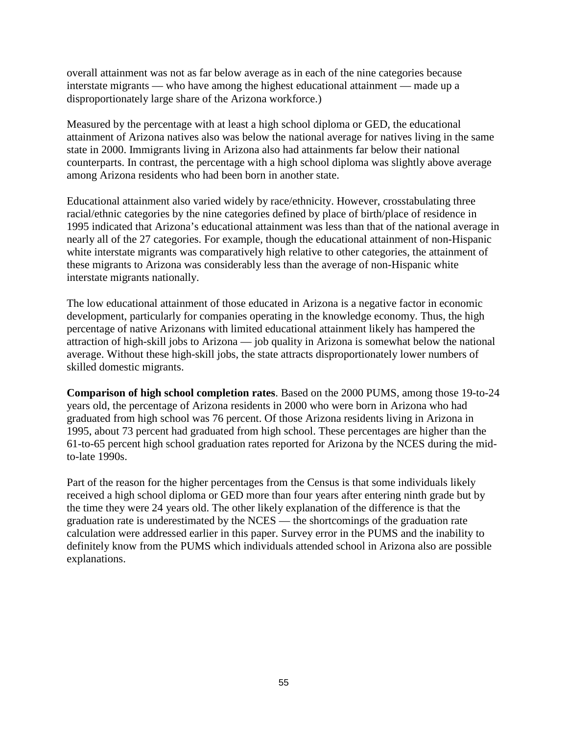overall attainment was not as far below average as in each of the nine categories because interstate migrants — who have among the highest educational attainment — made up a disproportionately large share of the Arizona workforce.)

Measured by the percentage with at least a high school diploma or GED, the educational attainment of Arizona natives also was below the national average for natives living in the same state in 2000. Immigrants living in Arizona also had attainments far below their national counterparts. In contrast, the percentage with a high school diploma was slightly above average among Arizona residents who had been born in another state.

Educational attainment also varied widely by race/ethnicity. However, crosstabulating three racial/ethnic categories by the nine categories defined by place of birth/place of residence in 1995 indicated that Arizona's educational attainment was less than that of the national average in nearly all of the 27 categories. For example, though the educational attainment of non-Hispanic white interstate migrants was comparatively high relative to other categories, the attainment of these migrants to Arizona was considerably less than the average of non-Hispanic white interstate migrants nationally.

The low educational attainment of those educated in Arizona is a negative factor in economic development, particularly for companies operating in the knowledge economy. Thus, the high percentage of native Arizonans with limited educational attainment likely has hampered the attraction of high-skill jobs to Arizona — job quality in Arizona is somewhat below the national average. Without these high-skill jobs, the state attracts disproportionately lower numbers of skilled domestic migrants.

**Comparison of high school completion rates**. Based on the 2000 PUMS, among those 19-to-24 years old, the percentage of Arizona residents in 2000 who were born in Arizona who had graduated from high school was 76 percent. Of those Arizona residents living in Arizona in 1995, about 73 percent had graduated from high school. These percentages are higher than the 61-to-65 percent high school graduation rates reported for Arizona by the NCES during the mid-to-late 1990s.

Part of the reason for the higher percentages from the Census is that some individuals likely received a high school diploma or GED more than four years after entering ninth grade but by the time they were 24 years old. The other likely explanation of the difference is that the graduation rate is underestimated by the NCES — the shortcomings of the graduation rate calculation were addressed earlier in this paper. Survey error in the PUMS and the inability to definitely know from the PUMS which individuals attended school in Arizona also are possible explanations.